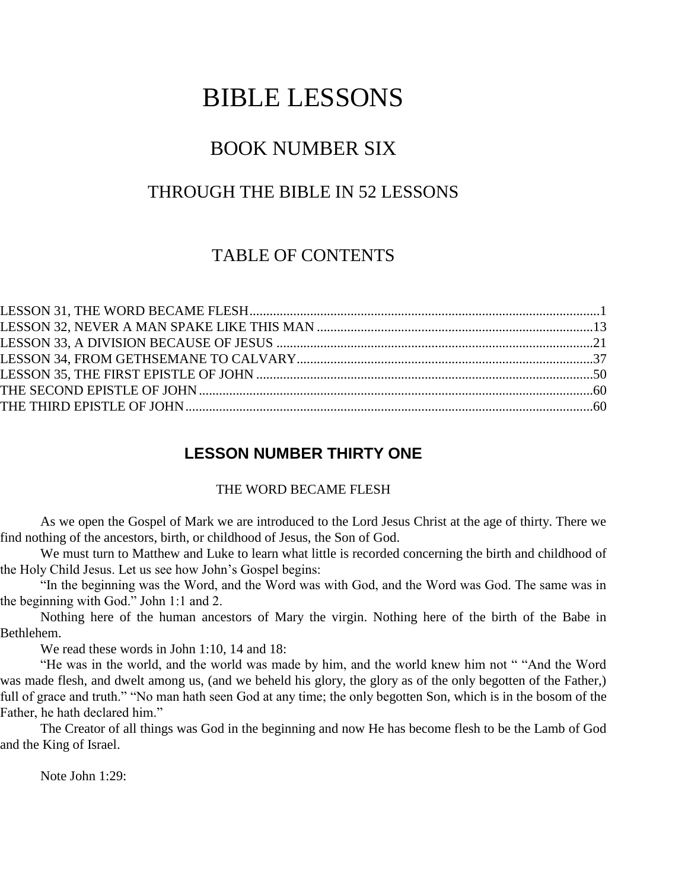# BIBLE LESSONS

## BOOK NUMBER SIX

## THROUGH THE BIBLE IN 52 LESSONS

## TABLE OF CONTENTS

LESSON 31, THE WORD BECAME FLESH....................................................................................................1
LESSON 32, NEVER A MAN SPAKE LIKE THIS MAN ..................................................................................13
LESSON 33, A DIVISION BECAUSE OF JESUS ..............................................................................................21
LESSON 34, FROM GETHSEMANE TO CALVARY.........................................................................................37
LESSON 35, THE FIRST EPISTLE OF JOHN ....................................................................................................50
THE SECOND EPISTLE OF JOHN ......................................................................................................................60
THE THIRD EPISTLE OF JOHN..........................................................................................................................60

## LESSON NUMBER THIRTY ONE

### THE WORD BECAME FLESH

As we open the Gospel of Mark we are introduced to the Lord Jesus Christ at the age of thirty. There we find nothing of the ancestors, birth, or childhood of Jesus, the Son of God.

We must turn to Matthew and Luke to learn what little is recorded concerning the birth and childhood of the Holy Child Jesus. Let us see how John's Gospel begins:

"In the beginning was the Word, and the Word was with God, and the Word was God. The same was in the beginning with God." John 1:1 and 2.

Nothing here of the human ancestors of Mary the virgin. Nothing here of the birth of the Babe in Bethlehem.

We read these words in John 1:10, 14 and 18:

"He was in the world, and the world was made by him, and the world knew him not " "And the Word was made flesh, and dwelt among us, (and we beheld his glory, the glory as of the only begotten of the Father,) full of grace and truth." "No man hath seen God at any time; the only begotten Son, which is in the bosom of the Father, he hath declared him."

The Creator of all things was God in the beginning and now He has become flesh to be the Lamb of God and the King of Israel.

Note John 1:29: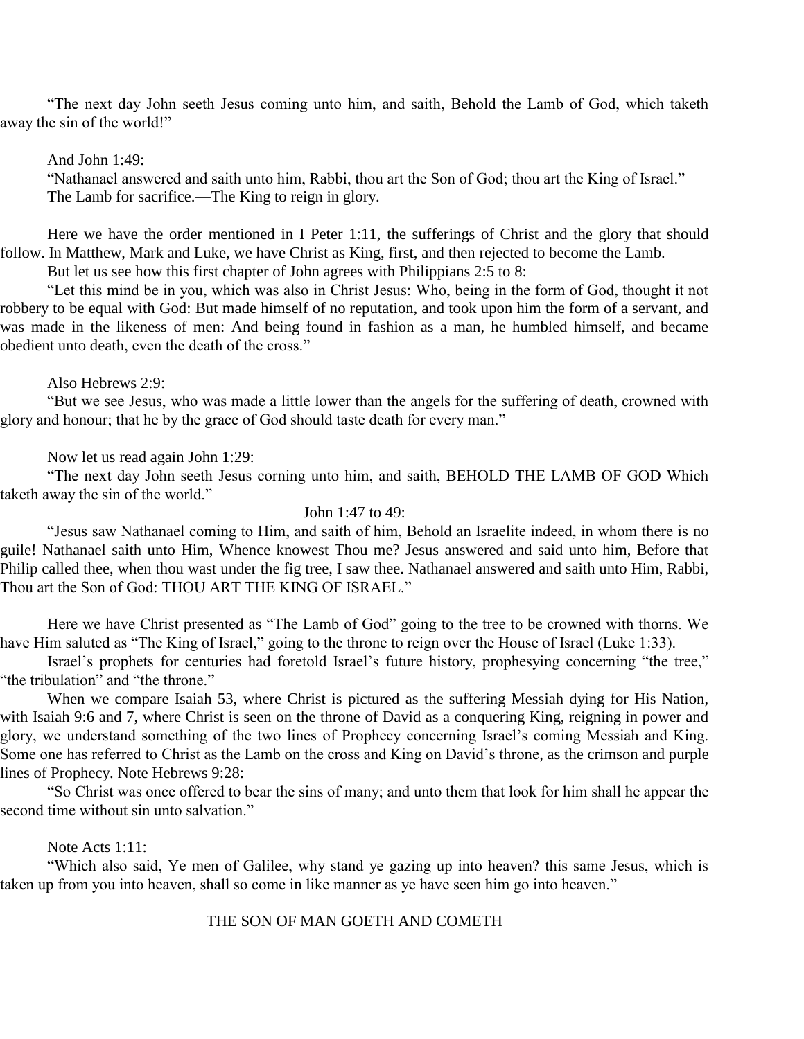"The next day John seeth Jesus coming unto him, and saith, Behold the Lamb of God, which taketh away the sin of the world!"

And John 1:49:

"Nathanael answered and saith unto him, Rabbi, thou art the Son of God; thou art the King of Israel."

The Lamb for sacrifice.—The King to reign in glory.

Here we have the order mentioned in I Peter 1:11, the sufferings of Christ and the glory that should follow. In Matthew, Mark and Luke, we have Christ as King, first, and then rejected to become the Lamb.

But let us see how this first chapter of John agrees with Philippians 2:5 to 8:

"Let this mind be in you, which was also in Christ Jesus: Who, being in the form of God, thought it not robbery to be equal with God: But made himself of no reputation, and took upon him the form of a servant, and was made in the likeness of men: And being found in fashion as a man, he humbled himself, and became obedient unto death, even the death of the cross."

Also Hebrews 2:9:

"But we see Jesus, who was made a little lower than the angels for the suffering of death, crowned with glory and honour; that he by the grace of God should taste death for every man."

Now let us read again John 1:29:

"The next day John seeth Jesus corning unto him, and saith, BEHOLD THE LAMB OF GOD Which taketh away the sin of the world."

John 1:47 to 49:

"Jesus saw Nathanael coming to Him, and saith of him, Behold an Israelite indeed, in whom there is no guile! Nathanael saith unto Him, Whence knowest Thou me? Jesus answered and said unto him, Before that Philip called thee, when thou wast under the fig tree, I saw thee. Nathanael answered and saith unto Him, Rabbi, Thou art the Son of God: THOU ART THE KING OF ISRAEL."

Here we have Christ presented as "The Lamb of God" going to the tree to be crowned with thorns. We have Him saluted as "The King of Israel," going to the throne to reign over the House of Israel (Luke 1:33).

Israel's prophets for centuries had foretold Israel's future history, prophesying concerning "the tree," "the tribulation" and "the throne."

When we compare Isaiah 53, where Christ is pictured as the suffering Messiah dying for His Nation, with Isaiah 9:6 and 7, where Christ is seen on the throne of David as a conquering King, reigning in power and glory, we understand something of the two lines of Prophecy concerning Israel's coming Messiah and King. Some one has referred to Christ as the Lamb on the cross and King on David's throne, as the crimson and purple lines of Prophecy. Note Hebrews 9:28:

"So Christ was once offered to bear the sins of many; and unto them that look for him shall he appear the second time without sin unto salvation."

Note Acts 1:11:

"Which also said, Ye men of Galilee, why stand ye gazing up into heaven? this same Jesus, which is taken up from you into heaven, shall so come in like manner as ye have seen him go into heaven."

## THE SON OF MAN GOETH AND COMETH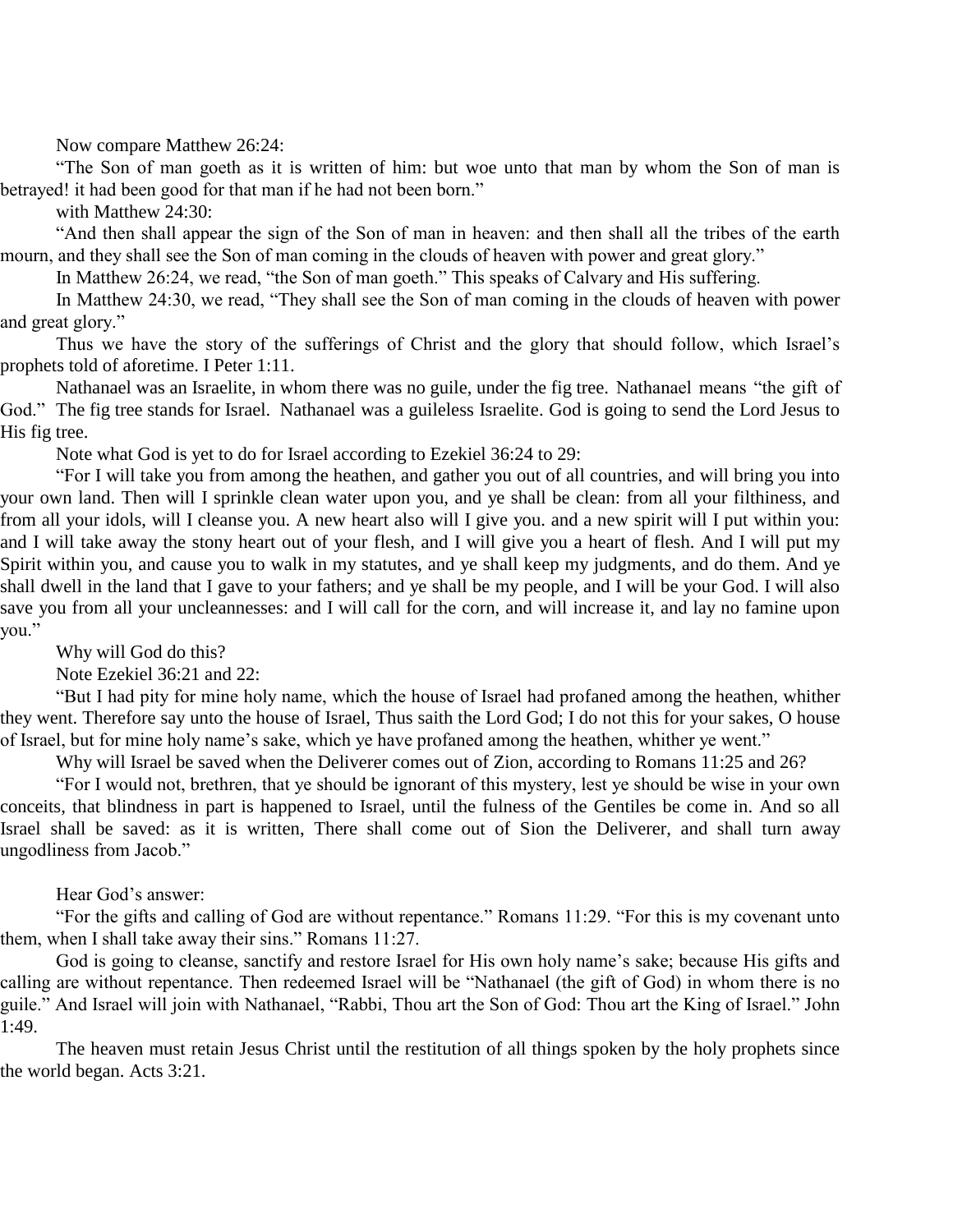Now compare Matthew 26:24:

"The Son of man goeth as it is written of him: but woe unto that man by whom the Son of man is betrayed! it had been good for that man if he had not been born."

with Matthew 24:30:

"And then shall appear the sign of the Son of man in heaven: and then shall all the tribes of the earth mourn, and they shall see the Son of man coming in the clouds of heaven with power and great glory."

In Matthew 26:24, we read, "the Son of man goeth." This speaks of Calvary and His suffering.

In Matthew 24:30, we read, "They shall see the Son of man coming in the clouds of heaven with power and great glory."

Thus we have the story of the sufferings of Christ and the glory that should follow, which Israel's prophets told of aforetime. I Peter 1:11.

Nathanael was an Israelite, in whom there was no guile, under the fig tree. Nathanael means "the gift of God." The fig tree stands for Israel. Nathanael was a guileless Israelite. God is going to send the Lord Jesus to His fig tree.

Note what God is yet to do for Israel according to Ezekiel 36:24 to 29:

"For I will take you from among the heathen, and gather you out of all countries, and will bring you into your own land. Then will I sprinkle clean water upon you, and ye shall be clean: from all your filthiness, and from all your idols, will I cleanse you. A new heart also will I give you. and a new spirit will I put within you: and I will take away the stony heart out of your flesh, and I will give you a heart of flesh. And I will put my Spirit within you, and cause you to walk in my statutes, and ye shall keep my judgments, and do them. And ye shall dwell in the land that I gave to your fathers; and ye shall be my people, and I will be your God. I will also save you from all your uncleannesses: and I will call for the corn, and will increase it, and lay no famine upon you."

Why will God do this?

Note Ezekiel 36:21 and 22:

"But I had pity for mine holy name, which the house of Israel had profaned among the heathen, whither they went. Therefore say unto the house of Israel, Thus saith the Lord God; I do not this for your sakes, O house of Israel, but for mine holy name's sake, which ye have profaned among the heathen, whither ye went."

Why will Israel be saved when the Deliverer comes out of Zion, according to Romans 11:25 and 26?

"For I would not, brethren, that ye should be ignorant of this mystery, lest ye should be wise in your own conceits, that blindness in part is happened to Israel, until the fulness of the Gentiles be come in. And so all Israel shall be saved: as it is written, There shall come out of Sion the Deliverer, and shall turn away ungodliness from Jacob."

Hear God's answer:

"For the gifts and calling of God are without repentance." Romans 11:29. "For this is my covenant unto them, when I shall take away their sins." Romans 11:27.

God is going to cleanse, sanctify and restore Israel for His own holy name's sake; because His gifts and calling are without repentance. Then redeemed Israel will be "Nathanael (the gift of God) in whom there is no guile." And Israel will join with Nathanael, "Rabbi, Thou art the Son of God: Thou art the King of Israel." John 1:49.

The heaven must retain Jesus Christ until the restitution of all things spoken by the holy prophets since the world began. Acts 3:21.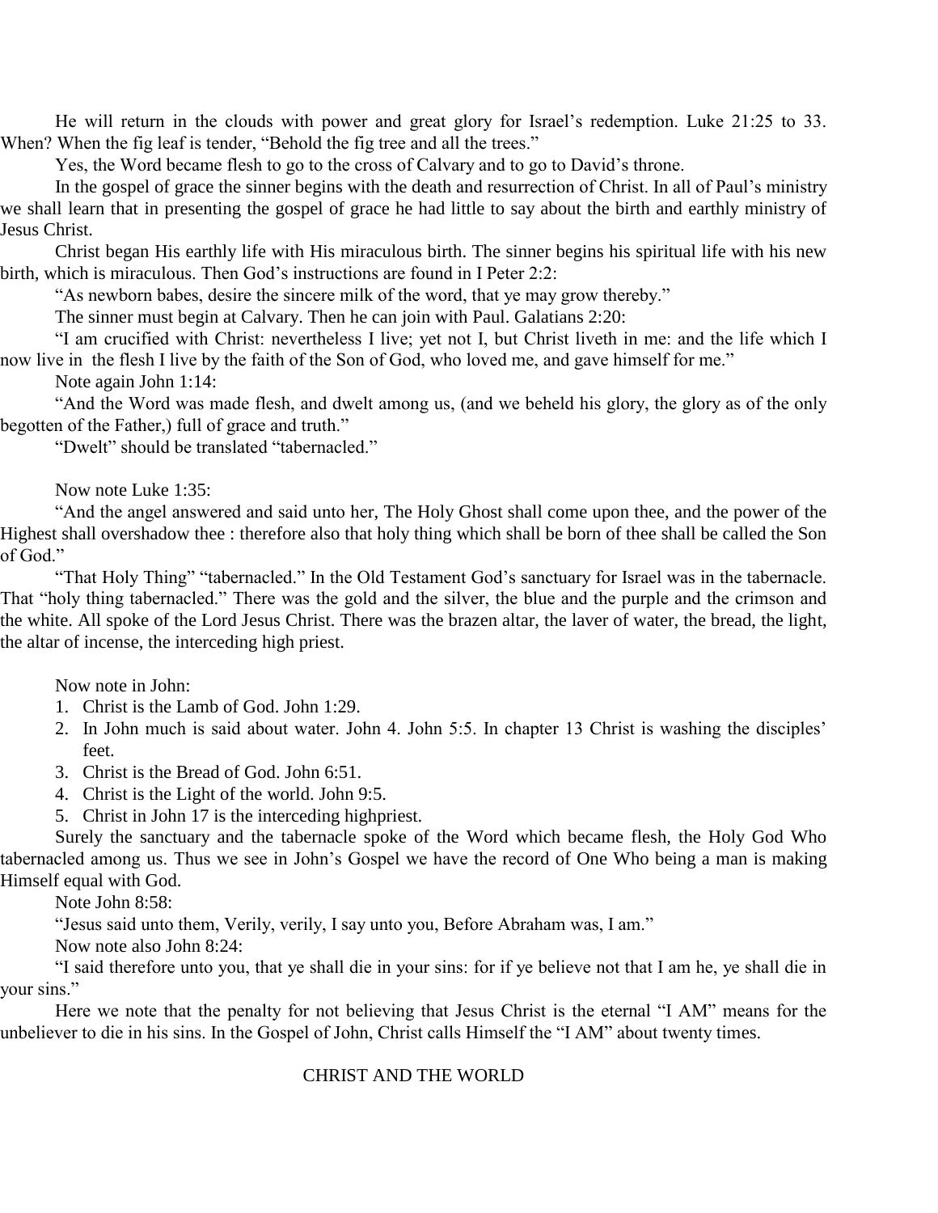He will return in the clouds with power and great glory for Israel's redemption. Luke 21:25 to 33. When? When the fig leaf is tender, "Behold the fig tree and all the trees."

Yes, the Word became flesh to go to the cross of Calvary and to go to David's throne.

In the gospel of grace the sinner begins with the death and resurrection of Christ. In all of Paul's ministry we shall learn that in presenting the gospel of grace he had little to say about the birth and earthly ministry of Jesus Christ.

Christ began His earthly life with His miraculous birth. The sinner begins his spiritual life with his new birth, which is miraculous. Then God's instructions are found in I Peter 2:2:

"As newborn babes, desire the sincere milk of the word, that ye may grow thereby."

The sinner must begin at Calvary. Then he can join with Paul. Galatians 2:20:

"I am crucified with Christ: nevertheless I live; yet not I, but Christ liveth in me: and the life which I now live in the flesh I live by the faith of the Son of God, who loved me, and gave himself for me."

Note again John 1:14:

"And the Word was made flesh, and dwelt among us, (and we beheld his glory, the glory as of the only begotten of the Father,) full of grace and truth."

"Dwelt" should be translated "tabernacled."

Now note Luke 1:35:

"And the angel answered and said unto her, The Holy Ghost shall come upon thee, and the power of the Highest shall overshadow thee : therefore also that holy thing which shall be born of thee shall be called the Son of God."

"That Holy Thing" "tabernacled." In the Old Testament God's sanctuary for Israel was in the tabernacle. That "holy thing tabernacled." There was the gold and the silver, the blue and the purple and the crimson and the white. All spoke of the Lord Jesus Christ. There was the brazen altar, the laver of water, the bread, the light, the altar of incense, the interceding high priest.

Now note in John:

1. Christ is the Lamb of God. John 1:29.
2. In John much is said about water. John 4. John 5:5. In chapter 13 Christ is washing the disciples' feet.
3. Christ is the Bread of God. John 6:51.
4. Christ is the Light of the world. John 9:5.
5. Christ in John 17 is the interceding highpriest.

Surely the sanctuary and the tabernacle spoke of the Word which became flesh, the Holy God Who tabernacled among us. Thus we see in John's Gospel we have the record of One Who being a man is making Himself equal with God.

Note John 8:58:

"Jesus said unto them, Verily, verily, I say unto you, Before Abraham was, I am."

Now note also John 8:24:

"I said therefore unto you, that ye shall die in your sins: for if ye believe not that I am he, ye shall die in your sins."

Here we note that the penalty for not believing that Jesus Christ is the eternal "I AM" means for the unbeliever to die in his sins. In the Gospel of John, Christ calls Himself the "I AM" about twenty times.

## CHRIST AND THE WORLD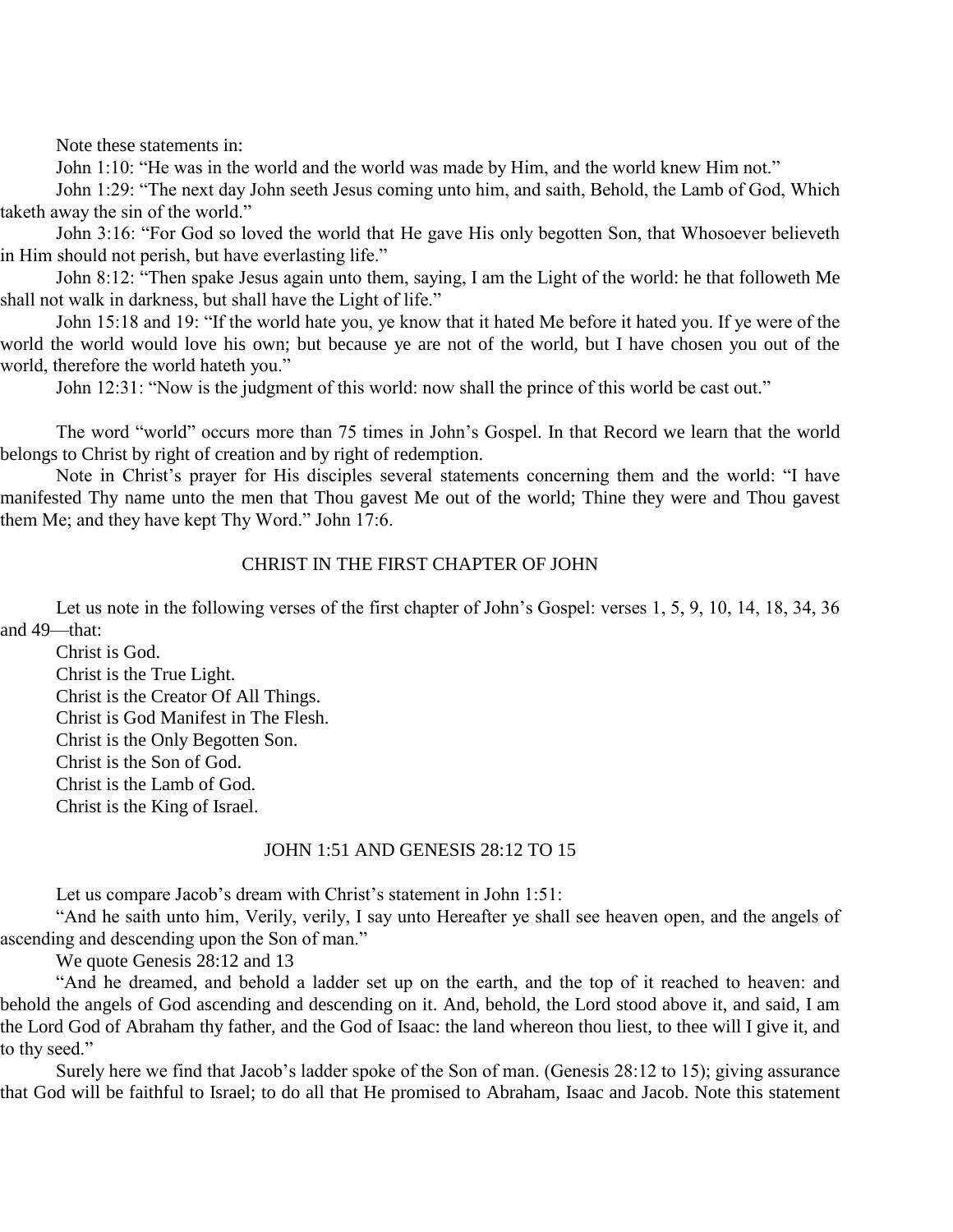Note these statements in:

John 1:10: "He was in the world and the world was made by Him, and the world knew Him not."

John 1:29: "The next day John seeth Jesus coming unto him, and saith, Behold, the Lamb of God, Which taketh away the sin of the world."

John 3:16: "For God so loved the world that He gave His only begotten Son, that Whosoever believeth in Him should not perish, but have everlasting life."

John 8:12: "Then spake Jesus again unto them, saying, I am the Light of the world: he that followeth Me shall not walk in darkness, but shall have the Light of life."

John 15:18 and 19: "If the world hate you, ye know that it hated Me before it hated you. If ye were of the world the world would love his own; but because ye are not of the world, but I have chosen you out of the world, therefore the world hateth you."

John 12:31: "Now is the judgment of this world: now shall the prince of this world be cast out."

The word "world" occurs more than 75 times in John's Gospel. In that Record we learn that the world belongs to Christ by right of creation and by right of redemption.

Note in Christ's prayer for His disciples several statements concerning them and the world: "I have manifested Thy name unto the men that Thou gavest Me out of the world; Thine they were and Thou gavest them Me; and they have kept Thy Word." John 17:6.

## CHRIST IN THE FIRST CHAPTER OF JOHN

Let us note in the following verses of the first chapter of John's Gospel: verses 1, 5, 9, 10, 14, 18, 34, 36 and 49—that:

Christ is God.
Christ is the True Light.
Christ is the Creator Of All Things.
Christ is God Manifest in The Flesh.
Christ is the Only Begotten Son.
Christ is the Son of God.
Christ is the Lamb of God.
Christ is the King of Israel.

## JOHN 1:51 AND GENESIS 28:12 TO 15

Let us compare Jacob's dream with Christ's statement in John 1:51:

"And he saith unto him, Verily, verily, I say unto Hereafter ye shall see heaven open, and the angels of ascending and descending upon the Son of man."

We quote Genesis 28:12 and 13

"And he dreamed, and behold a ladder set up on the earth, and the top of it reached to heaven: and behold the angels of God ascending and descending on it. And, behold, the Lord stood above it, and said, I am the Lord God of Abraham thy father, and the God of Isaac: the land whereon thou liest, to thee will I give it, and to thy seed."

Surely here we find that Jacob's ladder spoke of the Son of man. (Genesis 28:12 to 15); giving assurance that God will be faithful to Israel; to do all that He promised to Abraham, Isaac and Jacob. Note this statement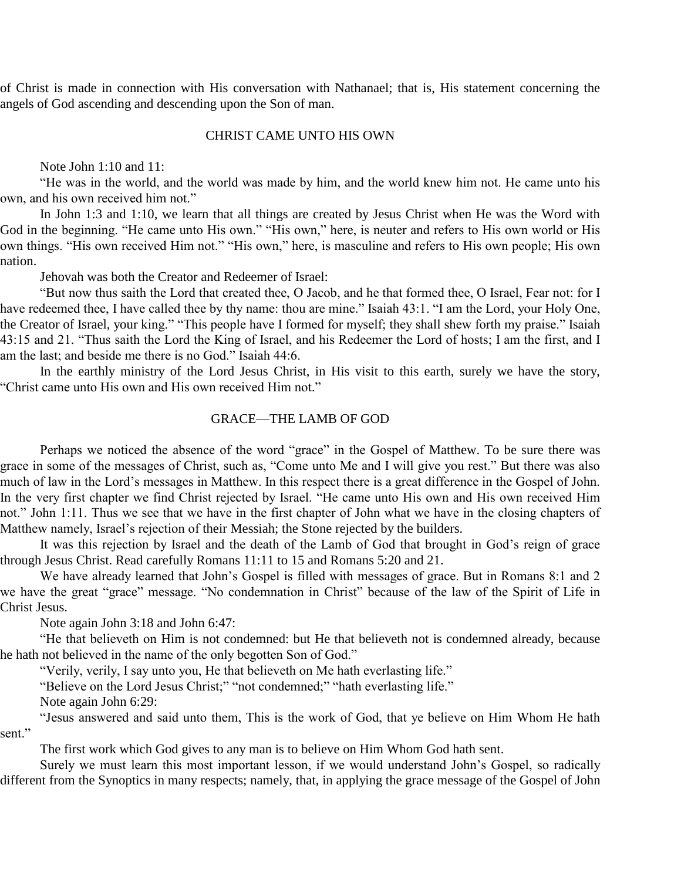of Christ is made in connection with His conversation with Nathanael; that is, His statement concerning the angels of God ascending and descending upon the Son of man.

## CHRIST CAME UNTO HIS OWN

Note John 1:10 and 11:

"He was in the world, and the world was made by him, and the world knew him not. He came unto his own, and his own received him not."

In John 1:3 and 1:10, we learn that all things are created by Jesus Christ when He was the Word with God in the beginning. "He came unto His own." "His own," here, is neuter and refers to His own world or His own things. "His own received Him not." "His own," here, is masculine and refers to His own people; His own nation.

Jehovah was both the Creator and Redeemer of Israel:

"But now thus saith the Lord that created thee, O Jacob, and he that formed thee, O Israel, Fear not: for I have redeemed thee, I have called thee by thy name: thou are mine." Isaiah 43:1. "I am the Lord, your Holy One, the Creator of Israel, your king." "This people have I formed for myself; they shall shew forth my praise." Isaiah 43:15 and 21. "Thus saith the Lord the King of Israel, and his Redeemer the Lord of hosts; I am the first, and I am the last; and beside me there is no God." Isaiah 44:6.

In the earthly ministry of the Lord Jesus Christ, in His visit to this earth, surely we have the story, "Christ came unto His own and His own received Him not."

## GRACE—THE LAMB OF GOD

Perhaps we noticed the absence of the word "grace" in the Gospel of Matthew. To be sure there was grace in some of the messages of Christ, such as, "Come unto Me and I will give you rest." But there was also much of law in the Lord's messages in Matthew. In this respect there is a great difference in the Gospel of John. In the very first chapter we find Christ rejected by Israel. "He came unto His own and His own received Him not." John 1:11. Thus we see that we have in the first chapter of John what we have in the closing chapters of Matthew namely, Israel's rejection of their Messiah; the Stone rejected by the builders.

It was this rejection by Israel and the death of the Lamb of God that brought in God's reign of grace through Jesus Christ. Read carefully Romans 11:11 to 15 and Romans 5:20 and 21.

We have already learned that John's Gospel is filled with messages of grace. But in Romans 8:1 and 2 we have the great "grace" message. "No condemnation in Christ" because of the law of the Spirit of Life in Christ Jesus.

Note again John 3:18 and John 6:47:

"He that believeth on Him is not condemned: but He that believeth not is condemned already, because he hath not believed in the name of the only begotten Son of God."

"Verily, verily, I say unto you, He that believeth on Me hath everlasting life."

"Believe on the Lord Jesus Christ;" "not condemned;" "hath everlasting life."

Note again John 6:29:

"Jesus answered and said unto them, This is the work of God, that ye believe on Him Whom He hath sent."

The first work which God gives to any man is to believe on Him Whom God hath sent.

Surely we must learn this most important lesson, if we would understand John's Gospel, so radically different from the Synoptics in many respects; namely, that, in applying the grace message of the Gospel of John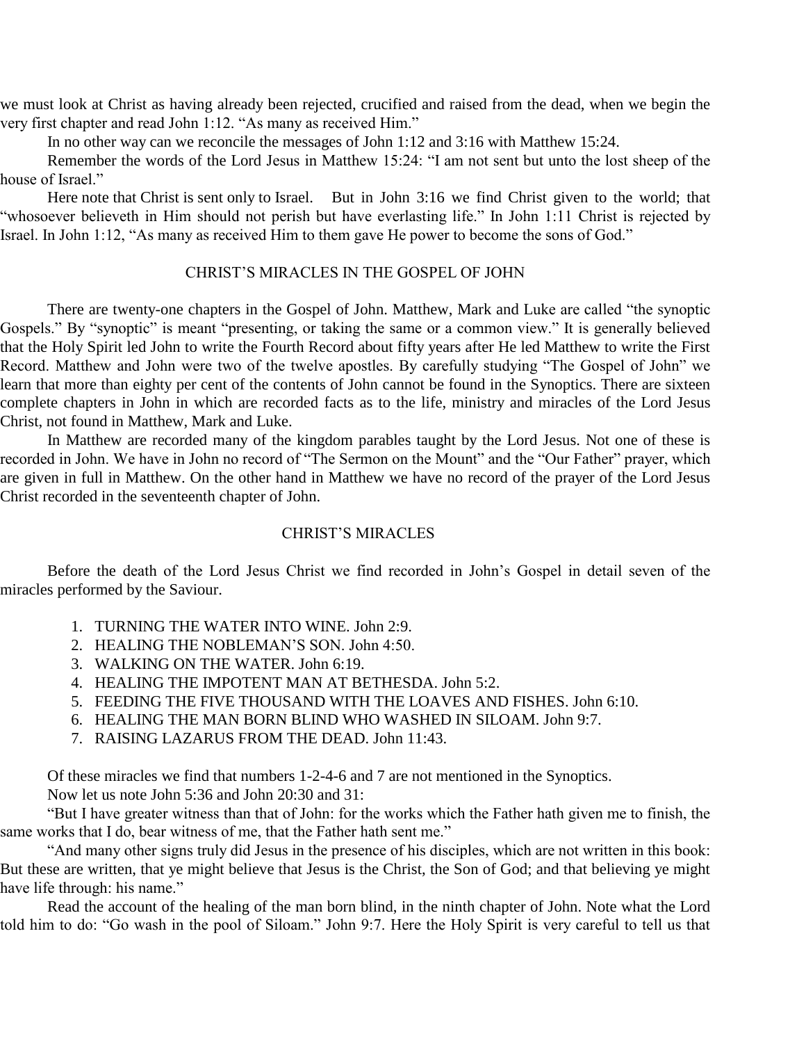we must look at Christ as having already been rejected, crucified and raised from the dead, when we begin the very first chapter and read John 1:12. "As many as received Him."

In no other way can we reconcile the messages of John 1:12 and 3:16 with Matthew 15:24.

Remember the words of the Lord Jesus in Matthew 15:24: "I am not sent but unto the lost sheep of the house of Israel."

Here note that Christ is sent only to Israel. But in John 3:16 we find Christ given to the world; that "whosoever believeth in Him should not perish but have everlasting life." In John 1:11 Christ is rejected by Israel. In John 1:12, "As many as received Him to them gave He power to become the sons of God."

## CHRIST'S MIRACLES IN THE GOSPEL OF JOHN

There are twenty-one chapters in the Gospel of John. Matthew, Mark and Luke are called "the synoptic Gospels." By "synoptic" is meant "presenting, or taking the same or a common view." It is generally believed that the Holy Spirit led John to write the Fourth Record about fifty years after He led Matthew to write the First Record. Matthew and John were two of the twelve apostles. By carefully studying "The Gospel of John" we learn that more than eighty per cent of the contents of John cannot be found in the Synoptics. There are sixteen complete chapters in John in which are recorded facts as to the life, ministry and miracles of the Lord Jesus Christ, not found in Matthew, Mark and Luke.

In Matthew are recorded many of the kingdom parables taught by the Lord Jesus. Not one of these is recorded in John. We have in John no record of "The Sermon on the Mount" and the "Our Father" prayer, which are given in full in Matthew. On the other hand in Matthew we have no record of the prayer of the Lord Jesus Christ recorded in the seventeenth chapter of John.

## CHRIST'S MIRACLES

Before the death of the Lord Jesus Christ we find recorded in John's Gospel in detail seven of the miracles performed by the Saviour.

1. TURNING THE WATER INTO WINE. John 2:9.
2. HEALING THE NOBLEMAN'S SON. John 4:50.
3. WALKING ON THE WATER. John 6:19.
4. HEALING THE IMPOTENT MAN AT BETHESDA. John 5:2.
5. FEEDING THE FIVE THOUSAND WITH THE LOAVES AND FISHES. John 6:10.
6. HEALING THE MAN BORN BLIND WHO WASHED IN SILOAM. John 9:7.
7. RAISING LAZARUS FROM THE DEAD. John 11:43.

Of these miracles we find that numbers 1-2-4-6 and 7 are not mentioned in the Synoptics.

Now let us note John 5:36 and John 20:30 and 31:

"But I have greater witness than that of John: for the works which the Father hath given me to finish, the same works that I do, bear witness of me, that the Father hath sent me."

"And many other signs truly did Jesus in the presence of his disciples, which are not written in this book: But these are written, that ye might believe that Jesus is the Christ, the Son of God; and that believing ye might have life through: his name."

Read the account of the healing of the man born blind, in the ninth chapter of John. Note what the Lord told him to do: "Go wash in the pool of Siloam." John 9:7. Here the Holy Spirit is very careful to tell us that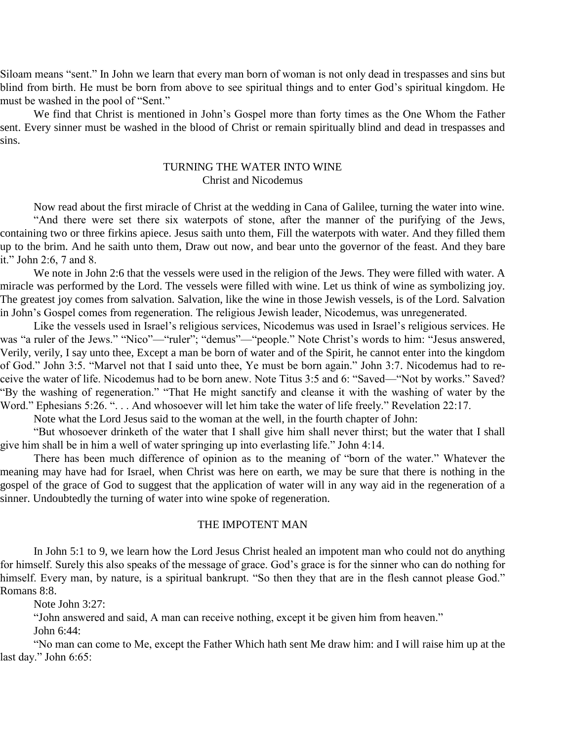Siloam means "sent." In John we learn that every man born of woman is not only dead in trespasses and sins but blind from birth. He must be born from above to see spiritual things and to enter God's spiritual kingdom. He must be washed in the pool of "Sent."

We find that Christ is mentioned in John's Gospel more than forty times as the One Whom the Father sent. Every sinner must be washed in the blood of Christ or remain spiritually blind and dead in trespasses and sins.

## TURNING THE WATER INTO WINE
### Christ and Nicodemus

Now read about the first miracle of Christ at the wedding in Cana of Galilee, turning the water into wine.

"And there were set there six waterpots of stone, after the manner of the purifying of the Jews, containing two or three firkins apiece. Jesus saith unto them, Fill the waterpots with water. And they filled them up to the brim. And he saith unto them, Draw out now, and bear unto the governor of the feast. And they bare it." John 2:6, 7 and 8.

We note in John 2:6 that the vessels were used in the religion of the Jews. They were filled with water. A miracle was performed by the Lord. The vessels were filled with wine. Let us think of wine as symbolizing joy. The greatest joy comes from salvation. Salvation, like the wine in those Jewish vessels, is of the Lord. Salvation in John's Gospel comes from regeneration. The religious Jewish leader, Nicodemus, was unregenerated.

Like the vessels used in Israel's religious services, Nicodemus was used in Israel's religious services. He was "a ruler of the Jews." "Nico"—"ruler"; "demus"—"people." Note Christ's words to him: "Jesus answered, Verily, verily, I say unto thee, Except a man be born of water and of the Spirit, he cannot enter into the kingdom of God." John 3:5. "Marvel not that I said unto thee, Ye must be born again." John 3:7. Nicodemus had to receive the water of life. Nicodemus had to be born anew. Note Titus 3:5 and 6: "Saved—"Not by works." Saved? "By the washing of regeneration." "That He might sanctify and cleanse it with the washing of water by the Word." Ephesians 5:26. ". . . And whosoever will let him take the water of life freely." Revelation 22:17.

Note what the Lord Jesus said to the woman at the well, in the fourth chapter of John:

"But whosoever drinketh of the water that I shall give him shall never thirst; but the water that I shall give him shall be in him a well of water springing up into everlasting life." John 4:14.

There has been much difference of opinion as to the meaning of "born of the water." Whatever the meaning may have had for Israel, when Christ was here on earth, we may be sure that there is nothing in the gospel of the grace of God to suggest that the application of water will in any way aid in the regeneration of a sinner. Undoubtedly the turning of water into wine spoke of regeneration.

## THE IMPOTENT MAN

In John 5:1 to 9, we learn how the Lord Jesus Christ healed an impotent man who could not do anything for himself. Surely this also speaks of the message of grace. God's grace is for the sinner who can do nothing for himself. Every man, by nature, is a spiritual bankrupt. "So then they that are in the flesh cannot please God." Romans 8:8.

Note John 3:27:

"John answered and said, A man can receive nothing, except it be given him from heaven."

John 6:44:

"No man can come to Me, except the Father Which hath sent Me draw him: and I will raise him up at the last day." John 6:65: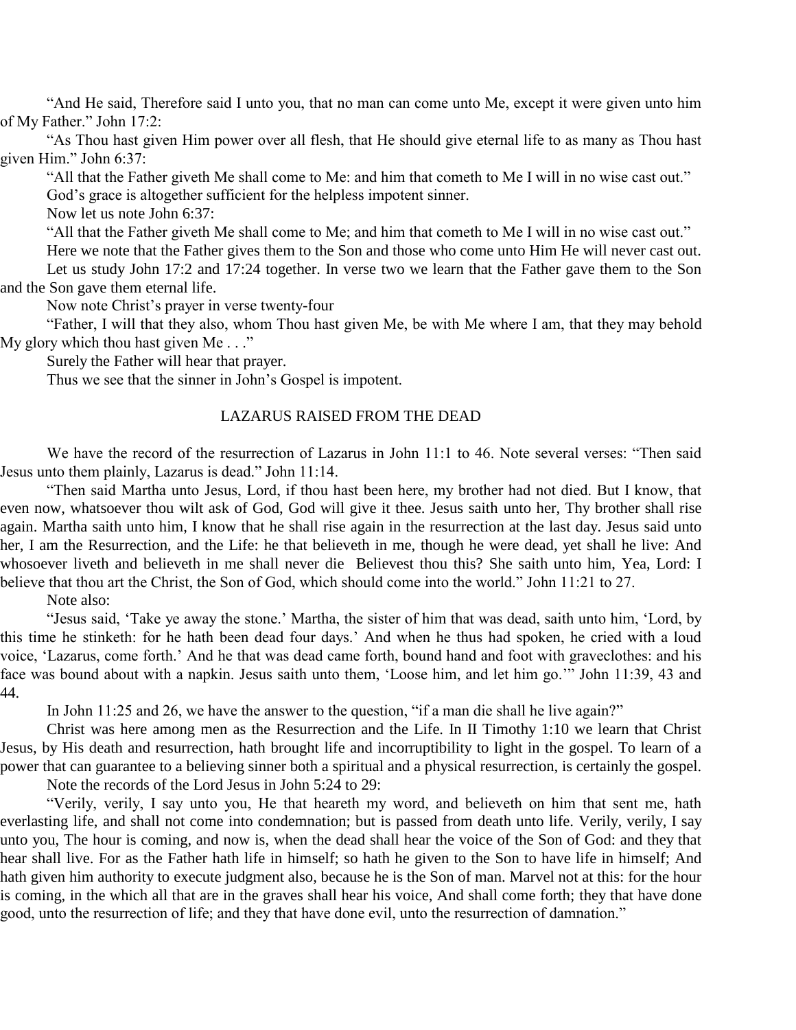"And He said, Therefore said I unto you, that no man can come unto Me, except it were given unto him of My Father." John 17:2:

"As Thou hast given Him power over all flesh, that He should give eternal life to as many as Thou hast given Him." John 6:37:

"All that the Father giveth Me shall come to Me: and him that cometh to Me I will in no wise cast out."

God's grace is altogether sufficient for the helpless impotent sinner.

Now let us note John 6:37:

"All that the Father giveth Me shall come to Me; and him that cometh to Me I will in no wise cast out."

Here we note that the Father gives them to the Son and those who come unto Him He will never cast out.

Let us study John 17:2 and 17:24 together. In verse two we learn that the Father gave them to the Son and the Son gave them eternal life.

Now note Christ's prayer in verse twenty-four

"Father, I will that they also, whom Thou hast given Me, be with Me where I am, that they may behold My glory which thou hast given Me . . ."

Surely the Father will hear that prayer.

Thus we see that the sinner in John's Gospel is impotent.

## LAZARUS RAISED FROM THE DEAD

We have the record of the resurrection of Lazarus in John 11:1 to 46. Note several verses: "Then said Jesus unto them plainly, Lazarus is dead." John 11:14.

"Then said Martha unto Jesus, Lord, if thou hast been here, my brother had not died. But I know, that even now, whatsoever thou wilt ask of God, God will give it thee. Jesus saith unto her, Thy brother shall rise again. Martha saith unto him, I know that he shall rise again in the resurrection at the last day. Jesus said unto her, I am the Resurrection, and the Life: he that believeth in me, though he were dead, yet shall he live: And whosoever liveth and believeth in me shall never die Believest thou this? She saith unto him, Yea, Lord: I believe that thou art the Christ, the Son of God, which should come into the world." John 11:21 to 27.

Note also:

"Jesus said, 'Take ye away the stone.' Martha, the sister of him that was dead, saith unto him, 'Lord, by this time he stinketh: for he hath been dead four days.' And when he thus had spoken, he cried with a loud voice, 'Lazarus, come forth.' And he that was dead came forth, bound hand and foot with graveclothes: and his face was bound about with a napkin. Jesus saith unto them, 'Loose him, and let him go.'" John 11:39, 43 and 44.

In John 11:25 and 26, we have the answer to the question, "if a man die shall he live again?"

Christ was here among men as the Resurrection and the Life. In II Timothy 1:10 we learn that Christ Jesus, by His death and resurrection, hath brought life and incorruptibility to light in the gospel. To learn of a power that can guarantee to a believing sinner both a spiritual and a physical resurrection, is certainly the gospel.

Note the records of the Lord Jesus in John 5:24 to 29:

"Verily, verily, I say unto you, He that heareth my word, and believeth on him that sent me, hath everlasting life, and shall not come into condemnation; but is passed from death unto life. Verily, verily, I say unto you, The hour is coming, and now is, when the dead shall hear the voice of the Son of God: and they that hear shall live. For as the Father hath life in himself; so hath he given to the Son to have life in himself; And hath given him authority to execute judgment also, because he is the Son of man. Marvel not at this: for the hour is coming, in the which all that are in the graves shall hear his voice, And shall come forth; they that have done good, unto the resurrection of life; and they that have done evil, unto the resurrection of damnation."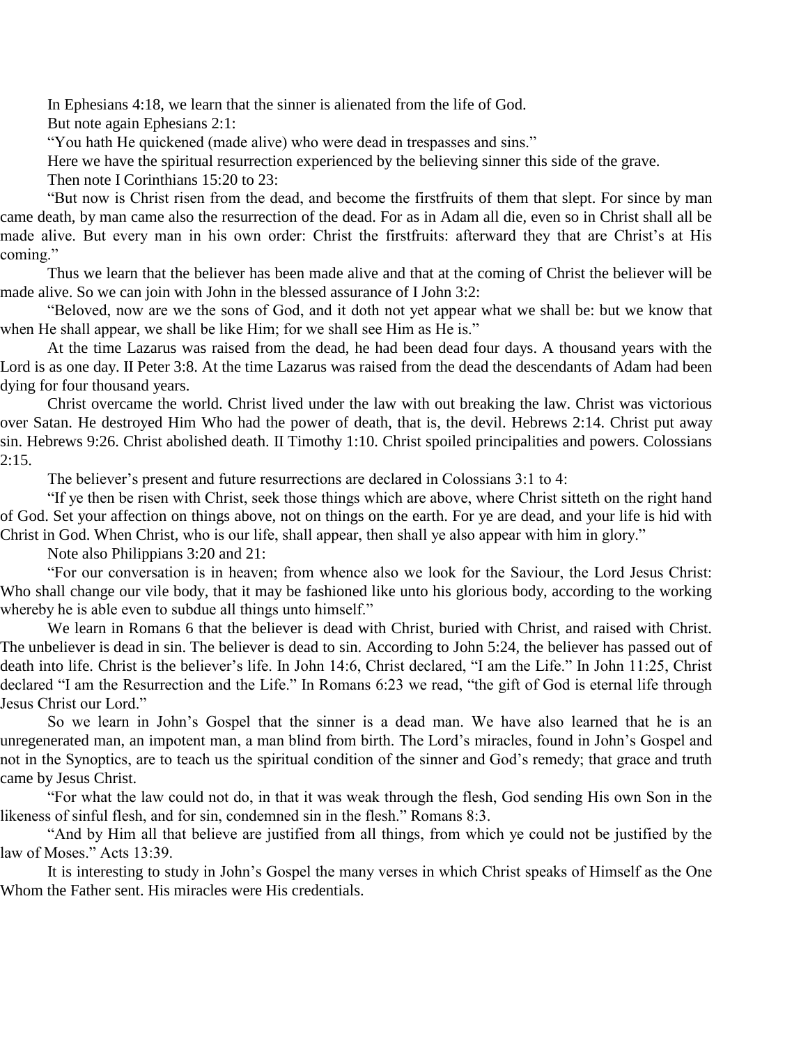In Ephesians 4:18, we learn that the sinner is alienated from the life of God.

But note again Ephesians 2:1:

"You hath He quickened (made alive) who were dead in trespasses and sins."

Here we have the spiritual resurrection experienced by the believing sinner this side of the grave.

Then note I Corinthians 15:20 to 23:

"But now is Christ risen from the dead, and become the firstfruits of them that slept. For since by man came death, by man came also the resurrection of the dead. For as in Adam all die, even so in Christ shall all be made alive. But every man in his own order: Christ the firstfruits: afterward they that are Christ's at His coming."

Thus we learn that the believer has been made alive and that at the coming of Christ the believer will be made alive. So we can join with John in the blessed assurance of I John 3:2:

"Beloved, now are we the sons of God, and it doth not yet appear what we shall be: but we know that when He shall appear, we shall be like Him; for we shall see Him as He is."

At the time Lazarus was raised from the dead, he had been dead four days. A thousand years with the Lord is as one day. II Peter 3:8. At the time Lazarus was raised from the dead the descendants of Adam had been dying for four thousand years.

Christ overcame the world. Christ lived under the law with out breaking the law. Christ was victorious over Satan. He destroyed Him Who had the power of death, that is, the devil. Hebrews 2:14. Christ put away sin. Hebrews 9:26. Christ abolished death. II Timothy 1:10. Christ spoiled principalities and powers. Colossians 2:15.

The believer's present and future resurrections are declared in Colossians 3:1 to 4:

"If ye then be risen with Christ, seek those things which are above, where Christ sitteth on the right hand of God. Set your affection on things above, not on things on the earth. For ye are dead, and your life is hid with Christ in God. When Christ, who is our life, shall appear, then shall ye also appear with him in glory."

Note also Philippians 3:20 and 21:

"For our conversation is in heaven; from whence also we look for the Saviour, the Lord Jesus Christ: Who shall change our vile body, that it may be fashioned like unto his glorious body, according to the working whereby he is able even to subdue all things unto himself."

We learn in Romans 6 that the believer is dead with Christ, buried with Christ, and raised with Christ. The unbeliever is dead in sin. The believer is dead to sin. According to John 5:24, the believer has passed out of death into life. Christ is the believer's life. In John 14:6, Christ declared, "I am the Life." In John 11:25, Christ declared "I am the Resurrection and the Life." In Romans 6:23 we read, "the gift of God is eternal life through Jesus Christ our Lord."

So we learn in John's Gospel that the sinner is a dead man. We have also learned that he is an unregenerated man, an impotent man, a man blind from birth. The Lord's miracles, found in John's Gospel and not in the Synoptics, are to teach us the spiritual condition of the sinner and God's remedy; that grace and truth came by Jesus Christ.

"For what the law could not do, in that it was weak through the flesh, God sending His own Son in the likeness of sinful flesh, and for sin, condemned sin in the flesh." Romans 8:3.

"And by Him all that believe are justified from all things, from which ye could not be justified by the law of Moses." Acts 13:39.

It is interesting to study in John's Gospel the many verses in which Christ speaks of Himself as the One Whom the Father sent. His miracles were His credentials.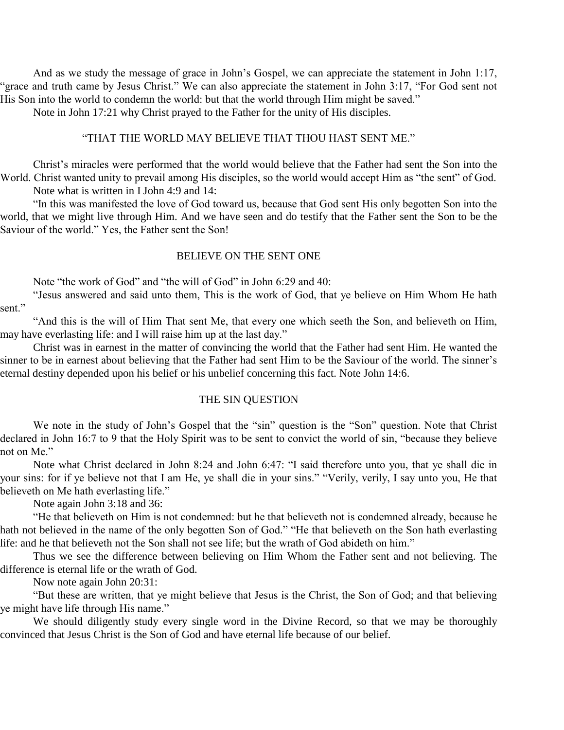And as we study the message of grace in John's Gospel, we can appreciate the statement in John 1:17, "grace and truth came by Jesus Christ." We can also appreciate the statement in John 3:17, "For God sent not His Son into the world to condemn the world: but that the world through Him might be saved."

Note in John 17:21 why Christ prayed to the Father for the unity of His disciples.

## "THAT THE WORLD MAY BELIEVE THAT THOU HAST SENT ME."

Christ's miracles were performed that the world would believe that the Father had sent the Son into the World. Christ wanted unity to prevail among His disciples, so the world would accept Him as "the sent" of God.

Note what is written in I John 4:9 and 14:

"In this was manifested the love of God toward us, because that God sent His only begotten Son into the world, that we might live through Him. And we have seen and do testify that the Father sent the Son to be the Saviour of the world." Yes, the Father sent the Son!

## BELIEVE ON THE SENT ONE

Note "the work of God" and "the will of God" in John 6:29 and 40:

"Jesus answered and said unto them, This is the work of God, that ye believe on Him Whom He hath sent."

"And this is the will of Him That sent Me, that every one which seeth the Son, and believeth on Him, may have everlasting life: and I will raise him up at the last day."

Christ was in earnest in the matter of convincing the world that the Father had sent Him. He wanted the sinner to be in earnest about believing that the Father had sent Him to be the Saviour of the world. The sinner's eternal destiny depended upon his belief or his unbelief concerning this fact. Note John 14:6.

## THE SIN QUESTION

We note in the study of John's Gospel that the "sin" question is the "Son" question. Note that Christ declared in John 16:7 to 9 that the Holy Spirit was to be sent to convict the world of sin, "because they believe not on Me."

Note what Christ declared in John 8:24 and John 6:47: "I said therefore unto you, that ye shall die in your sins: for if ye believe not that I am He, ye shall die in your sins." "Verily, verily, I say unto you, He that believeth on Me hath everlasting life."

Note again John 3:18 and 36:

"He that believeth on Him is not condemned: but he that believeth not is condemned already, because he hath not believed in the name of the only begotten Son of God." "He that believeth on the Son hath everlasting life: and he that believeth not the Son shall not see life; but the wrath of God abideth on him."

Thus we see the difference between believing on Him Whom the Father sent and not believing. The difference is eternal life or the wrath of God.

Now note again John 20:31:

"But these are written, that ye might believe that Jesus is the Christ, the Son of God; and that believing ye might have life through His name."

We should diligently study every single word in the Divine Record, so that we may be thoroughly convinced that Jesus Christ is the Son of God and have eternal life because of our belief.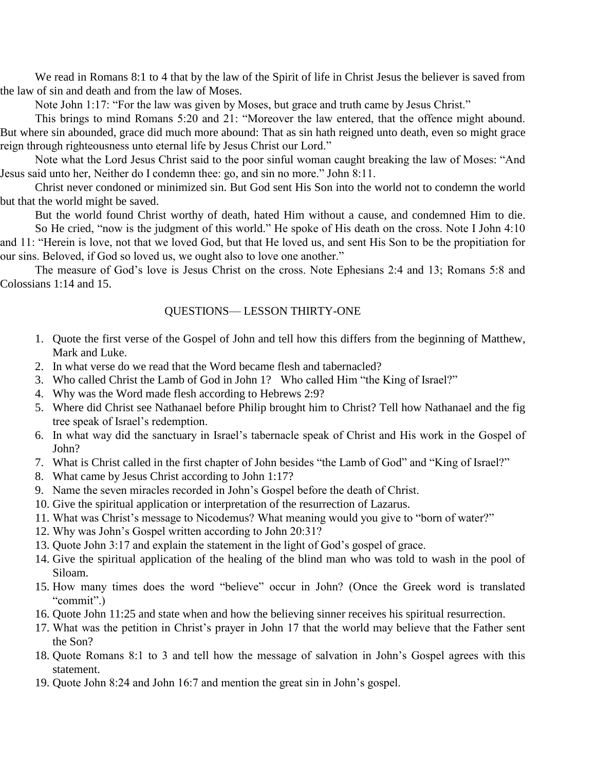We read in Romans 8:1 to 4 that by the law of the Spirit of life in Christ Jesus the believer is saved from the law of sin and death and from the law of Moses.

Note John 1:17: "For the law was given by Moses, but grace and truth came by Jesus Christ."

This brings to mind Romans 5:20 and 21: "Moreover the law entered, that the offence might abound. But where sin abounded, grace did much more abound: That as sin hath reigned unto death, even so might grace reign through righteousness unto eternal life by Jesus Christ our Lord."

Note what the Lord Jesus Christ said to the poor sinful woman caught breaking the law of Moses: "And Jesus said unto her, Neither do I condemn thee: go, and sin no more." John 8:11.

Christ never condoned or minimized sin. But God sent His Son into the world not to condemn the world but that the world might be saved.

But the world found Christ worthy of death, hated Him without a cause, and condemned Him to die.

So He cried, "now is the judgment of this world." He spoke of His death on the cross. Note I John 4:10 and 11: "Herein is love, not that we loved God, but that He loved us, and sent His Son to be the propitiation for our sins. Beloved, if God so loved us, we ought also to love one another."

The measure of God's love is Jesus Christ on the cross. Note Ephesians 2:4 and 13; Romans 5:8 and Colossians 1:14 and 15.

## QUESTIONS— LESSON THIRTY-ONE

1. Quote the first verse of the Gospel of John and tell how this differs from the beginning of Matthew, Mark and Luke.
2. In what verse do we read that the Word became flesh and tabernacled?
3. Who called Christ the Lamb of God in John 1? Who called Him "the King of Israel?"
4. Why was the Word made flesh according to Hebrews 2:9?
5. Where did Christ see Nathanael before Philip brought him to Christ? Tell how Nathanael and the fig tree speak of Israel's redemption.
6. In what way did the sanctuary in Israel's tabernacle speak of Christ and His work in the Gospel of John?
7. What is Christ called in the first chapter of John besides "the Lamb of God" and "King of Israel?"
8. What came by Jesus Christ according to John 1:17?
9. Name the seven miracles recorded in John's Gospel before the death of Christ.
10. Give the spiritual application or interpretation of the resurrection of Lazarus.
11. What was Christ's message to Nicodemus? What meaning would you give to "born of water?"
12. Why was John's Gospel written according to John 20:31?
13. Quote John 3:17 and explain the statement in the light of God's gospel of grace.
14. Give the spiritual application of the healing of the blind man who was told to wash in the pool of Siloam.
15. How many times does the word "believe" occur in John? (Once the Greek word is translated "commit".)
16. Quote John 11:25 and state when and how the believing sinner receives his spiritual resurrection.
17. What was the petition in Christ's prayer in John 17 that the world may believe that the Father sent the Son?
18. Quote Romans 8:1 to 3 and tell how the message of salvation in John's Gospel agrees with this statement.
19. Quote John 8:24 and John 16:7 and mention the great sin in John's gospel.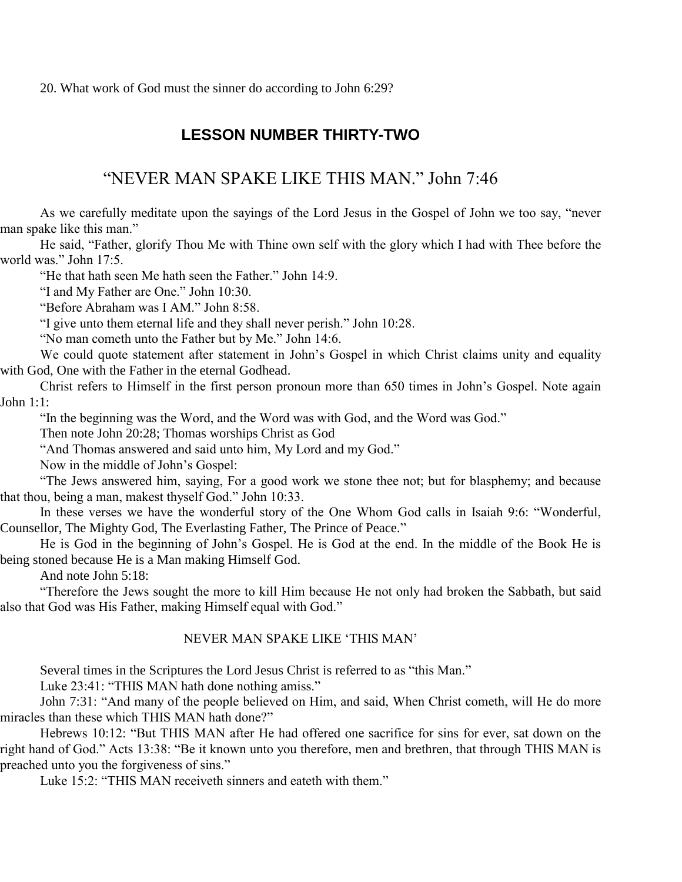20. What work of God must the sinner do according to John 6:29?

## LESSON NUMBER THIRTY-TWO

# “NEVER MAN SPAKE LIKE THIS MAN.” John 7:46

As we carefully meditate upon the sayings of the Lord Jesus in the Gospel of John we too say, “never man spake like this man.”

He said, “Father, glorify Thou Me with Thine own self with the glory which I had with Thee before the world was.” John 17:5.

“He that hath seen Me hath seen the Father.” John 14:9.

“I and My Father are One.” John 10:30.

“Before Abraham was I AM.” John 8:58.

“I give unto them eternal life and they shall never perish.” John 10:28.

“No man cometh unto the Father but by Me.” John 14:6.

We could quote statement after statement in John’s Gospel in which Christ claims unity and equality with God, One with the Father in the eternal Godhead.

Christ refers to Himself in the first person pronoun more than 650 times in John’s Gospel. Note again John 1:1:

“In the beginning was the Word, and the Word was with God, and the Word was God.”

Then note John 20:28; Thomas worships Christ as God

“And Thomas answered and said unto him, My Lord and my God.”

Now in the middle of John’s Gospel:

“The Jews answered him, saying, For a good work we stone thee not; but for blasphemy; and because that thou, being a man, makest thyself God.” John 10:33.

In these verses we have the wonderful story of the One Whom God calls in Isaiah 9:6: “Wonderful, Counsellor, The Mighty God, The Everlasting Father, The Prince of Peace.”

He is God in the beginning of John’s Gospel. He is God at the end. In the middle of the Book He is being stoned because He is a Man making Himself God.

And note John 5:18:

“Therefore the Jews sought the more to kill Him because He not only had broken the Sabbath, but said also that God was His Father, making Himself equal with God.”

### NEVER MAN SPAKE LIKE ‘THIS MAN’

Several times in the Scriptures the Lord Jesus Christ is referred to as “this Man.”

Luke 23:41: “THIS MAN hath done nothing amiss.”

John 7:31: “And many of the people believed on Him, and said, When Christ cometh, will He do more miracles than these which THIS MAN hath done?”

Hebrews 10:12: “But THIS MAN after He had offered one sacrifice for sins for ever, sat down on the right hand of God.” Acts 13:38: “Be it known unto you therefore, men and brethren, that through THIS MAN is preached unto you the forgiveness of sins.”

Luke 15:2: “THIS MAN receiveth sinners and eateth with them.”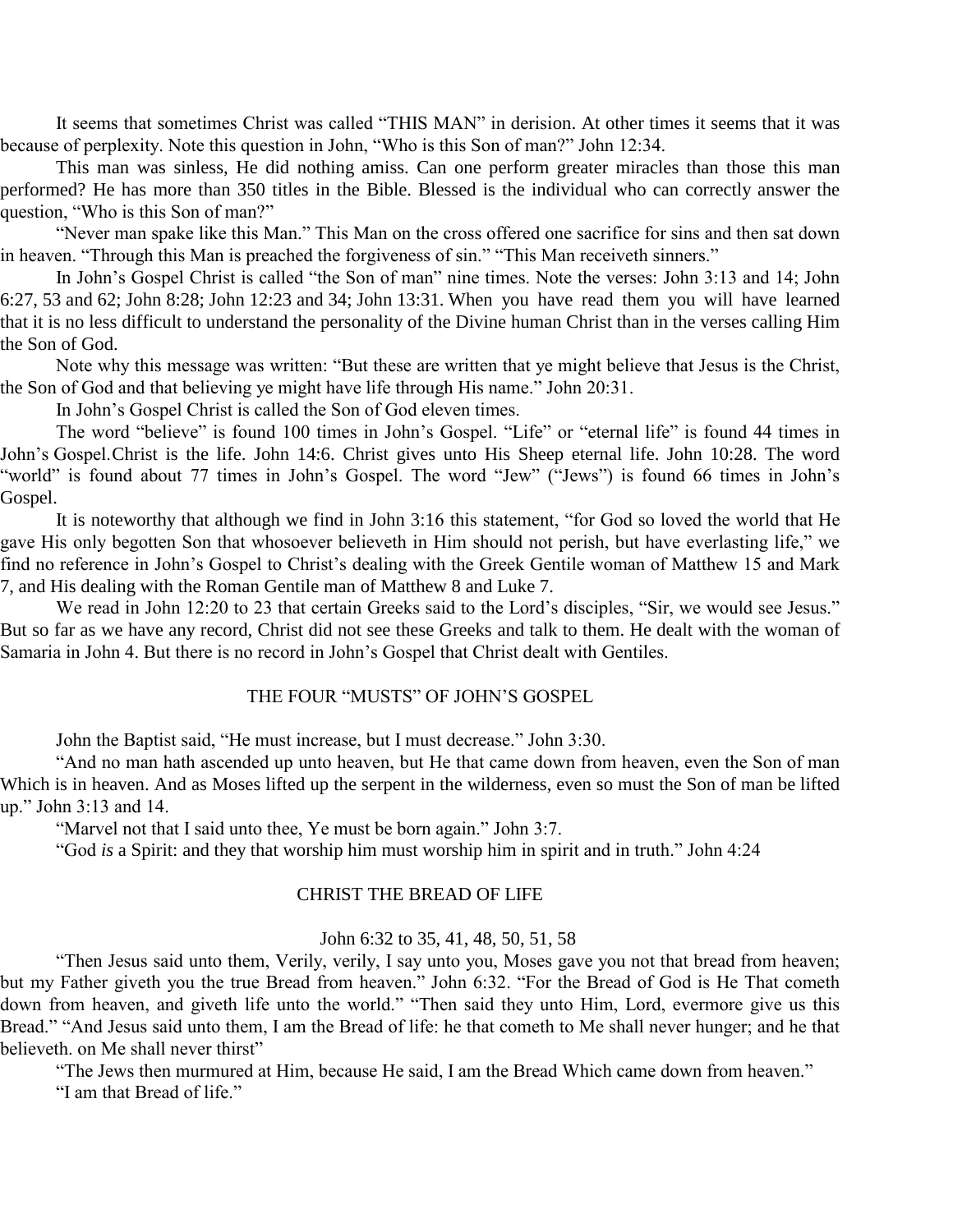It seems that sometimes Christ was called "THIS MAN" in derision. At other times it seems that it was because of perplexity. Note this question in John, "Who is this Son of man?" John 12:34.

This man was sinless, He did nothing amiss. Can one perform greater miracles than those this man performed? He has more than 350 titles in the Bible. Blessed is the individual who can correctly answer the question, "Who is this Son of man?"

"Never man spake like this Man." This Man on the cross offered one sacrifice for sins and then sat down in heaven. "Through this Man is preached the forgiveness of sin." "This Man receiveth sinners."

In John's Gospel Christ is called "the Son of man" nine times. Note the verses: John 3:13 and 14; John 6:27, 53 and 62; John 8:28; John 12:23 and 34; John 13:31. When you have read them you will have learned that it is no less difficult to understand the personality of the Divine human Christ than in the verses calling Him the Son of God.

Note why this message was written: "But these are written that ye might believe that Jesus is the Christ, the Son of God and that believing ye might have life through His name." John 20:31.

In John's Gospel Christ is called the Son of God eleven times.

The word "believe" is found 100 times in John's Gospel. "Life" or "eternal life" is found 44 times in John's Gospel.Christ is the life. John 14:6. Christ gives unto His Sheep eternal life. John 10:28. The word "world" is found about 77 times in John's Gospel. The word "Jew" ("Jews") is found 66 times in John's Gospel.

It is noteworthy that although we find in John 3:16 this statement, "for God so loved the world that He gave His only begotten Son that whosoever believeth in Him should not perish, but have everlasting life," we find no reference in John's Gospel to Christ's dealing with the Greek Gentile woman of Matthew 15 and Mark 7, and His dealing with the Roman Gentile man of Matthew 8 and Luke 7.

We read in John 12:20 to 23 that certain Greeks said to the Lord's disciples, "Sir, we would see Jesus." But so far as we have any record, Christ did not see these Greeks and talk to them. He dealt with the woman of Samaria in John 4. But there is no record in John's Gospel that Christ dealt with Gentiles.

## THE FOUR "MUSTS" OF JOHN'S GOSPEL

John the Baptist said, "He must increase, but I must decrease." John 3:30.

"And no man hath ascended up unto heaven, but He that came down from heaven, even the Son of man Which is in heaven. And as Moses lifted up the serpent in the wilderness, even so must the Son of man be lifted up." John 3:13 and 14.

"Marvel not that I said unto thee, Ye must be born again." John 3:7.

"God *is* a Spirit: and they that worship him must worship him in spirit and in truth." John 4:24

## CHRIST THE BREAD OF LIFE

John 6:32 to 35, 41, 48, 50, 51, 58

"Then Jesus said unto them, Verily, verily, I say unto you, Moses gave you not that bread from heaven; but my Father giveth you the true Bread from heaven." John 6:32. "For the Bread of God is He That cometh down from heaven, and giveth life unto the world." "Then said they unto Him, Lord, evermore give us this Bread." "And Jesus said unto them, I am the Bread of life: he that cometh to Me shall never hunger; and he that believeth. on Me shall never thirst"

"The Jews then murmured at Him, because He said, I am the Bread Which came down from heaven."

"I am that Bread of life."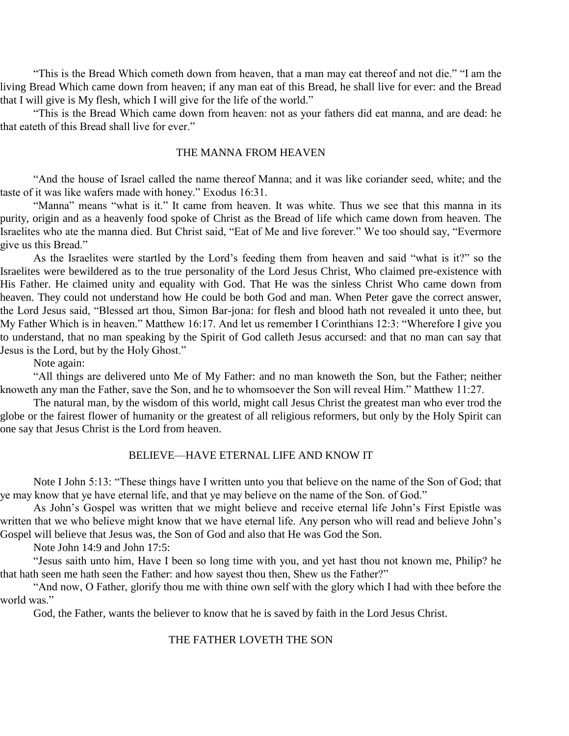"This is the Bread Which cometh down from heaven, that a man may eat thereof and not die." "I am the living Bread Which came down from heaven; if any man eat of this Bread, he shall live for ever: and the Bread that I will give is My flesh, which I will give for the life of the world."

"This is the Bread Which came down from heaven: not as your fathers did eat manna, and are dead: he that eateth of this Bread shall live for ever."

## THE MANNA FROM HEAVEN

"And the house of Israel called the name thereof Manna; and it was like coriander seed, white; and the taste of it was like wafers made with honey." Exodus 16:31.

"Manna" means "what is it." It came from heaven. It was white. Thus we see that this manna in its purity, origin and as a heavenly food spoke of Christ as the Bread of life which came down from heaven. The Israelites who ate the manna died. But Christ said, "Eat of Me and live forever." We too should say, "Evermore give us this Bread."

As the Israelites were startled by the Lord's feeding them from heaven and said "what is it?" so the Israelites were bewildered as to the true personality of the Lord Jesus Christ, Who claimed pre-existence with His Father. He claimed unity and equality with God. That He was the sinless Christ Who came down from heaven. They could not understand how He could be both God and man. When Peter gave the correct answer, the Lord Jesus said, "Blessed art thou, Simon Bar-jona: for flesh and blood hath not revealed it unto thee, but My Father Which is in heaven." Matthew 16:17. And let us remember I Corinthians 12:3: "Wherefore I give you to understand, that no man speaking by the Spirit of God calleth Jesus accursed: and that no man can say that Jesus is the Lord, but by the Holy Ghost."

Note again:

"All things are delivered unto Me of My Father: and no man knoweth the Son, but the Father; neither knoweth any man the Father, save the Son, and he to whomsoever the Son will reveal Him." Matthew 11:27.

The natural man, by the wisdom of this world, might call Jesus Christ the greatest man who ever trod the globe or the fairest flower of humanity or the greatest of all religious reformers, but only by the Holy Spirit can one say that Jesus Christ is the Lord from heaven.

## BELIEVE—HAVE ETERNAL LIFE AND KNOW IT

Note I John 5:13: "These things have I written unto you that believe on the name of the Son of God; that ye may know that ye have eternal life, and that ye may believe on the name of the Son. of God."

As John's Gospel was written that we might believe and receive eternal life John's First Epistle was written that we who believe might know that we have eternal life. Any person who will read and believe John's Gospel will believe that Jesus was, the Son of God and also that He was God the Son.

Note John 14:9 and John 17:5:

"Jesus saith unto him, Have I been so long time with you, and yet hast thou not known me, Philip? he that hath seen me hath seen the Father: and how sayest thou then, Shew us the Father?"

"And now, O Father, glorify thou me with thine own self with the glory which I had with thee before the world was."

God, the Father, wants the believer to know that he is saved by faith in the Lord Jesus Christ.

## THE FATHER LOVETH THE SON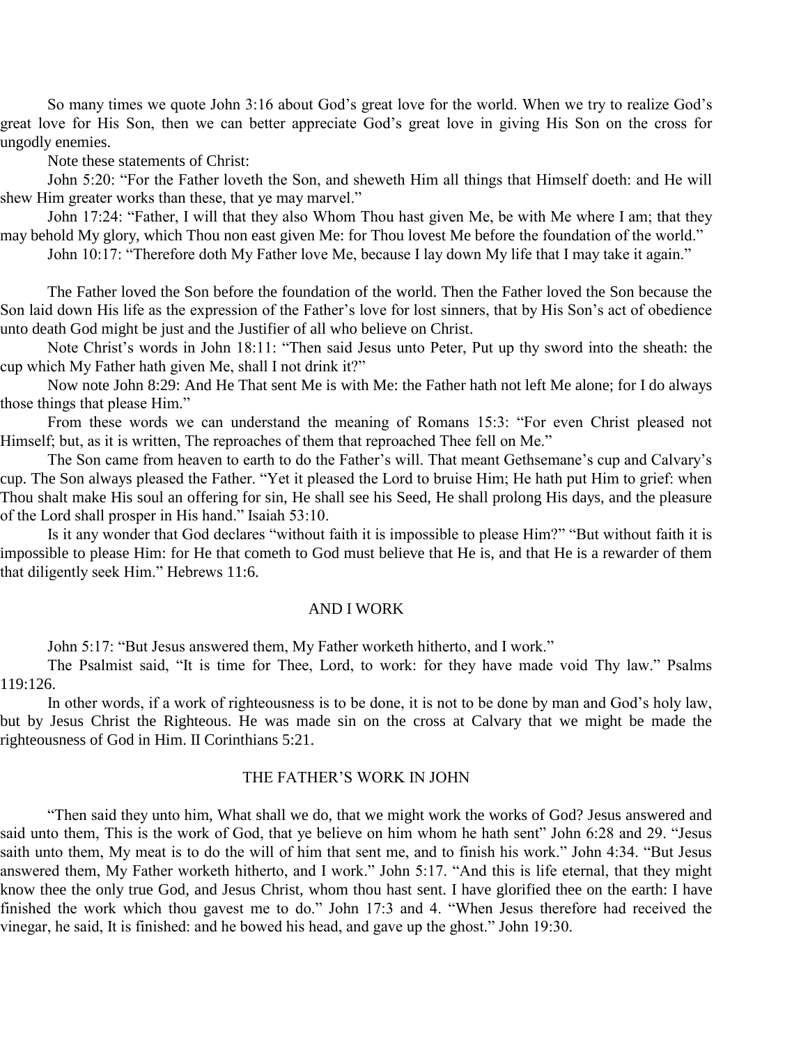So many times we quote John 3:16 about God's great love for the world. When we try to realize God's great love for His Son, then we can better appreciate God's great love in giving His Son on the cross for ungodly enemies.

Note these statements of Christ:

John 5:20: "For the Father loveth the Son, and sheweth Him all things that Himself doeth: and He will shew Him greater works than these, that ye may marvel."

John 17:24: "Father, I will that they also Whom Thou hast given Me, be with Me where I am; that they may behold My glory, which Thou non east given Me: for Thou lovest Me before the foundation of the world."

John 10:17: "Therefore doth My Father love Me, because I lay down My life that I may take it again."

The Father loved the Son before the foundation of the world. Then the Father loved the Son because the Son laid down His life as the expression of the Father's love for lost sinners, that by His Son's act of obedience unto death God might be just and the Justifier of all who believe on Christ.

Note Christ's words in John 18:11: "Then said Jesus unto Peter, Put up thy sword into the sheath: the cup which My Father hath given Me, shall I not drink it?"

Now note John 8:29: And He That sent Me is with Me: the Father hath not left Me alone; for I do always those things that please Him."

From these words we can understand the meaning of Romans 15:3: "For even Christ pleased not Himself; but, as it is written, The reproaches of them that reproached Thee fell on Me."

The Son came from heaven to earth to do the Father's will. That meant Gethsemane's cup and Calvary's cup. The Son always pleased the Father. "Yet it pleased the Lord to bruise Him; He hath put Him to grief: when Thou shalt make His soul an offering for sin, He shall see his Seed, He shall prolong His days, and the pleasure of the Lord shall prosper in His hand." Isaiah 53:10.

Is it any wonder that God declares "without faith it is impossible to please Him?" "But without faith it is impossible to please Him: for He that cometh to God must believe that He is, and that He is a rewarder of them that diligently seek Him." Hebrews 11:6.

## AND I WORK

John 5:17: "But Jesus answered them, My Father worketh hitherto, and I work."

The Psalmist said, "It is time for Thee, Lord, to work: for they have made void Thy law." Psalms 119:126.

In other words, if a work of righteousness is to be done, it is not to be done by man and God's holy law, but by Jesus Christ the Righteous. He was made sin on the cross at Calvary that we might be made the righteousness of God in Him. II Corinthians 5:21.

## THE FATHER'S WORK IN JOHN

"Then said they unto him, What shall we do, that we might work the works of God? Jesus answered and said unto them, This is the work of God, that ye believe on him whom he hath sent" John 6:28 and 29. "Jesus saith unto them, My meat is to do the will of him that sent me, and to finish his work." John 4:34. "But Jesus answered them, My Father worketh hitherto, and I work." John 5:17. "And this is life eternal, that they might know thee the only true God, and Jesus Christ, whom thou hast sent. I have glorified thee on the earth: I have finished the work which thou gavest me to do." John 17:3 and 4. "When Jesus therefore had received the vinegar, he said, It is finished: and he bowed his head, and gave up the ghost." John 19:30.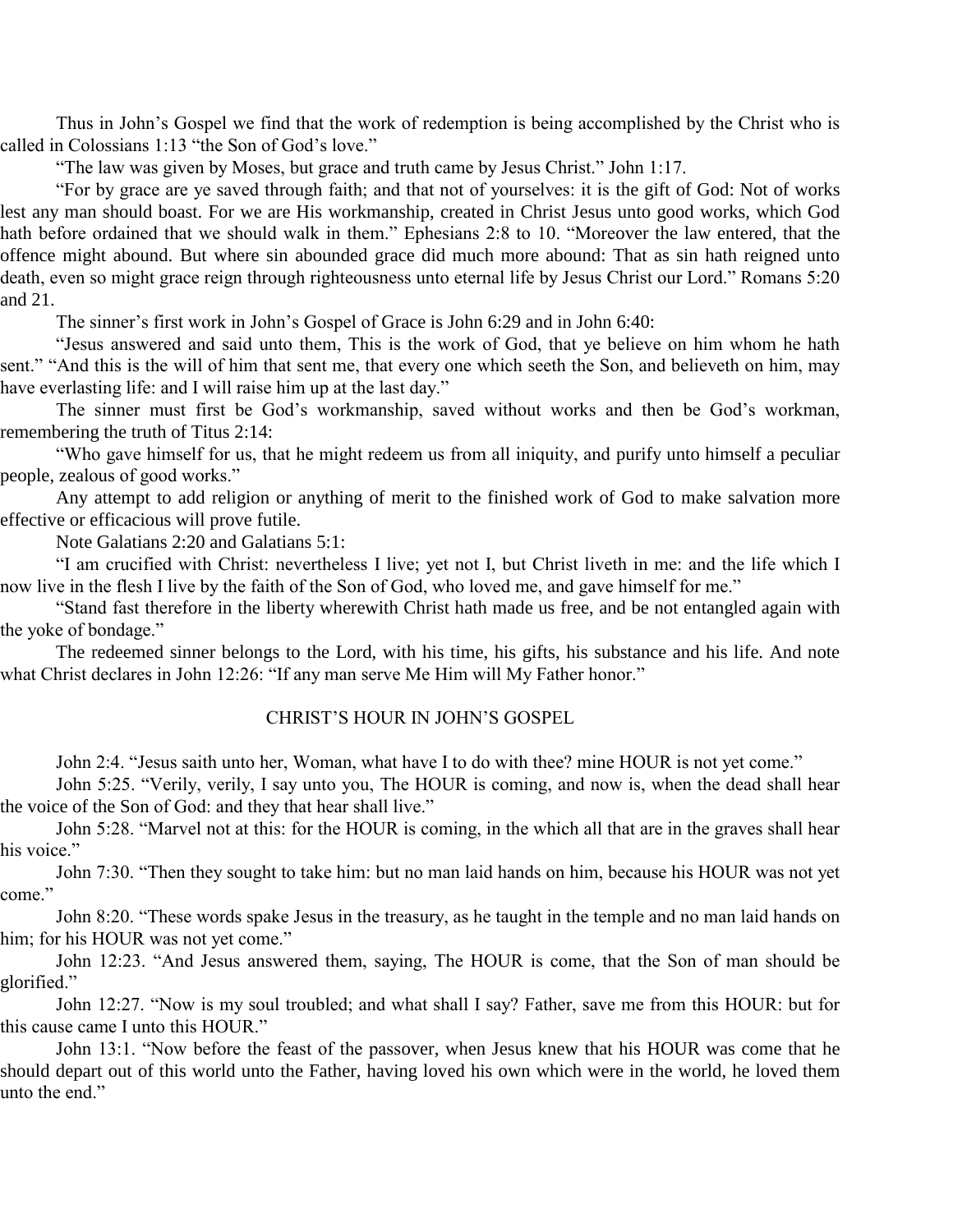Thus in John's Gospel we find that the work of redemption is being accomplished by the Christ who is called in Colossians 1:13 "the Son of God's love."

"The law was given by Moses, but grace and truth came by Jesus Christ." John 1:17.

"For by grace are ye saved through faith; and that not of yourselves: it is the gift of God: Not of works lest any man should boast. For we are His workmanship, created in Christ Jesus unto good works, which God hath before ordained that we should walk in them." Ephesians 2:8 to 10. "Moreover the law entered, that the offence might abound. But where sin abounded grace did much more abound: That as sin hath reigned unto death, even so might grace reign through righteousness unto eternal life by Jesus Christ our Lord." Romans 5:20 and 21.

The sinner's first work in John's Gospel of Grace is John 6:29 and in John 6:40:

"Jesus answered and said unto them, This is the work of God, that ye believe on him whom he hath sent." "And this is the will of him that sent me, that every one which seeth the Son, and believeth on him, may have everlasting life: and I will raise him up at the last day."

The sinner must first be God's workmanship, saved without works and then be God's workman, remembering the truth of Titus 2:14:

"Who gave himself for us, that he might redeem us from all iniquity, and purify unto himself a peculiar people, zealous of good works."

Any attempt to add religion or anything of merit to the finished work of God to make salvation more effective or efficacious will prove futile.

Note Galatians 2:20 and Galatians 5:1:

"I am crucified with Christ: nevertheless I live; yet not I, but Christ liveth in me: and the life which I now live in the flesh I live by the faith of the Son of God, who loved me, and gave himself for me."

"Stand fast therefore in the liberty wherewith Christ hath made us free, and be not entangled again with the yoke of bondage."

The redeemed sinner belongs to the Lord, with his time, his gifts, his substance and his life. And note what Christ declares in John 12:26: "If any man serve Me Him will My Father honor."

## CHRIST'S HOUR IN JOHN'S GOSPEL

John 2:4. "Jesus saith unto her, Woman, what have I to do with thee? mine HOUR is not yet come."

John 5:25. "Verily, verily, I say unto you, The HOUR is coming, and now is, when the dead shall hear the voice of the Son of God: and they that hear shall live."

John 5:28. "Marvel not at this: for the HOUR is coming, in the which all that are in the graves shall hear his voice."

John 7:30. "Then they sought to take him: but no man laid hands on him, because his HOUR was not yet come."

John 8:20. "These words spake Jesus in the treasury, as he taught in the temple and no man laid hands on him; for his HOUR was not yet come."

John 12:23. "And Jesus answered them, saying, The HOUR is come, that the Son of man should be glorified."

John 12:27. "Now is my soul troubled; and what shall I say? Father, save me from this HOUR: but for this cause came I unto this HOUR."

John 13:1. "Now before the feast of the passover, when Jesus knew that his HOUR was come that he should depart out of this world unto the Father, having loved his own which were in the world, he loved them unto the end."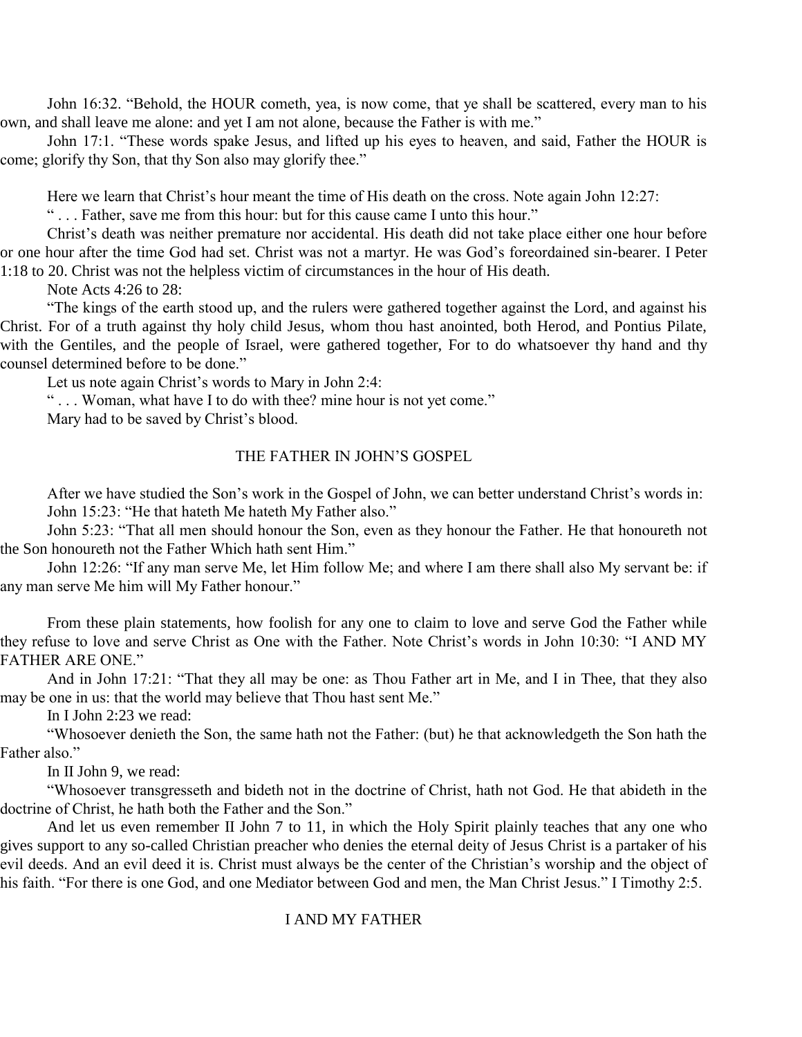John 16:32. "Behold, the HOUR cometh, yea, is now come, that ye shall be scattered, every man to his own, and shall leave me alone: and yet I am not alone, because the Father is with me."

John 17:1. "These words spake Jesus, and lifted up his eyes to heaven, and said, Father the HOUR is come; glorify thy Son, that thy Son also may glorify thee."

Here we learn that Christ's hour meant the time of His death on the cross. Note again John 12:27:

" . . . Father, save me from this hour: but for this cause came I unto this hour."

Christ's death was neither premature nor accidental. His death did not take place either one hour before or one hour after the time God had set. Christ was not a martyr. He was God's foreordained sin-bearer. I Peter 1:18 to 20. Christ was not the helpless victim of circumstances in the hour of His death.

Note Acts 4:26 to 28:

"The kings of the earth stood up, and the rulers were gathered together against the Lord, and against his Christ. For of a truth against thy holy child Jesus, whom thou hast anointed, both Herod, and Pontius Pilate, with the Gentiles, and the people of Israel, were gathered together, For to do whatsoever thy hand and thy counsel determined before to be done."

Let us note again Christ's words to Mary in John 2:4:

" . . . Woman, what have I to do with thee? mine hour is not yet come."

Mary had to be saved by Christ's blood.

## THE FATHER IN JOHN'S GOSPEL

After we have studied the Son's work in the Gospel of John, we can better understand Christ's words in:

John 15:23: "He that hateth Me hateth My Father also."

John 5:23: "That all men should honour the Son, even as they honour the Father. He that honoureth not the Son honoureth not the Father Which hath sent Him."

John 12:26: "If any man serve Me, let Him follow Me; and where I am there shall also My servant be: if any man serve Me him will My Father honour."

From these plain statements, how foolish for any one to claim to love and serve God the Father while they refuse to love and serve Christ as One with the Father. Note Christ's words in John 10:30: "I AND MY FATHER ARE ONE."

And in John 17:21: "That they all may be one: as Thou Father art in Me, and I in Thee, that they also may be one in us: that the world may believe that Thou hast sent Me."

In I John 2:23 we read:

"Whosoever denieth the Son, the same hath not the Father: (but) he that acknowledgeth the Son hath the Father also."

In II John 9, we read:

"Whosoever transgresseth and bideth not in the doctrine of Christ, hath not God. He that abideth in the doctrine of Christ, he hath both the Father and the Son."

And let us even remember II John 7 to 11, in which the Holy Spirit plainly teaches that any one who gives support to any so-called Christian preacher who denies the eternal deity of Jesus Christ is a partaker of his evil deeds. And an evil deed it is. Christ must always be the center of the Christian's worship and the object of his faith. "For there is one God, and one Mediator between God and men, the Man Christ Jesus." I Timothy 2:5.

## I AND MY FATHER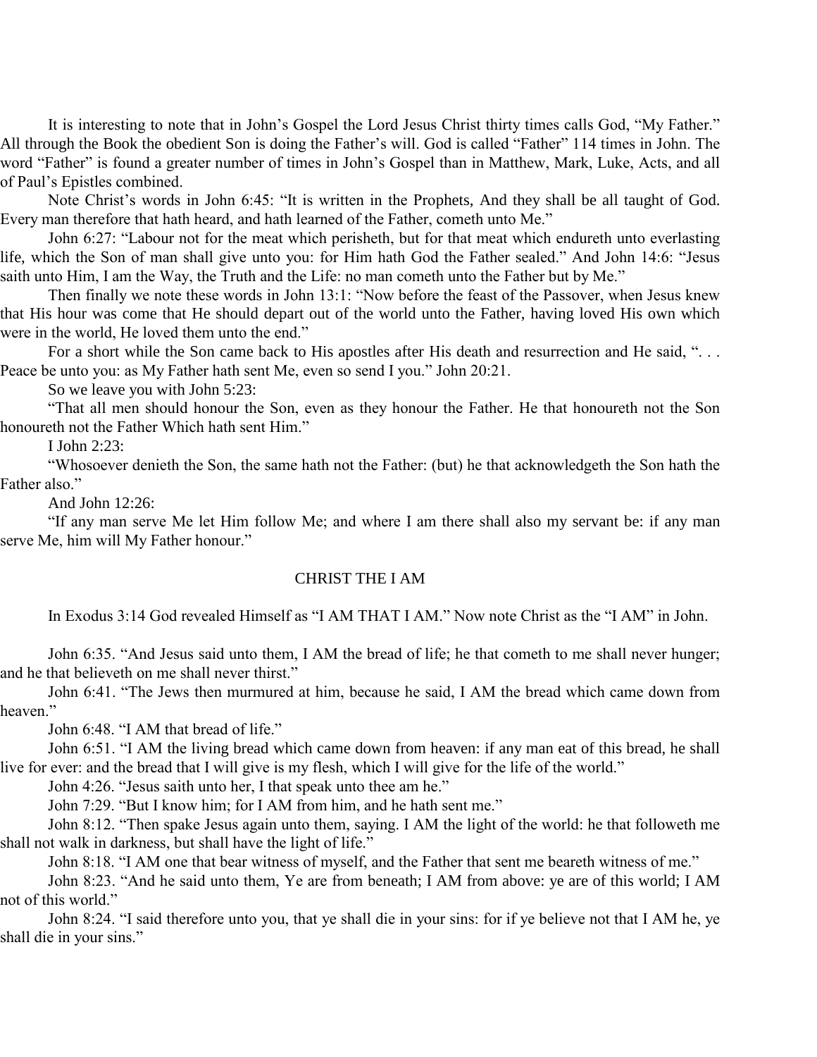It is interesting to note that in John's Gospel the Lord Jesus Christ thirty times calls God, "My Father." All through the Book the obedient Son is doing the Father's will. God is called "Father" 114 times in John. The word "Father" is found a greater number of times in John's Gospel than in Matthew, Mark, Luke, Acts, and all of Paul's Epistles combined.

Note Christ's words in John 6:45: "It is written in the Prophets, And they shall be all taught of God. Every man therefore that hath heard, and hath learned of the Father, cometh unto Me."

John 6:27: "Labour not for the meat which perisheth, but for that meat which endureth unto everlasting life, which the Son of man shall give unto you: for Him hath God the Father sealed." And John 14:6: "Jesus saith unto Him, I am the Way, the Truth and the Life: no man cometh unto the Father but by Me."

Then finally we note these words in John 13:1: "Now before the feast of the Passover, when Jesus knew that His hour was come that He should depart out of the world unto the Father, having loved His own which were in the world, He loved them unto the end."

For a short while the Son came back to His apostles after His death and resurrection and He said, ". . . Peace be unto you: as My Father hath sent Me, even so send I you." John 20:21.

So we leave you with John 5:23:

"That all men should honour the Son, even as they honour the Father. He that honoureth not the Son honoureth not the Father Which hath sent Him."

I John 2:23:

"Whosoever denieth the Son, the same hath not the Father: (but) he that acknowledgeth the Son hath the Father also."

And John 12:26:

"If any man serve Me let Him follow Me; and where I am there shall also my servant be: if any man serve Me, him will My Father honour."

## CHRIST THE I AM

In Exodus 3:14 God revealed Himself as "I AM THAT I AM." Now note Christ as the "I AM" in John.

John 6:35. "And Jesus said unto them, I AM the bread of life; he that cometh to me shall never hunger; and he that believeth on me shall never thirst."

John 6:41. "The Jews then murmured at him, because he said, I AM the bread which came down from heaven."

John 6:48. "I AM that bread of life."

John 6:51. "I AM the living bread which came down from heaven: if any man eat of this bread, he shall live for ever: and the bread that I will give is my flesh, which I will give for the life of the world."

John 4:26. "Jesus saith unto her, I that speak unto thee am he."

John 7:29. "But I know him; for I AM from him, and he hath sent me."

John 8:12. "Then spake Jesus again unto them, saying. I AM the light of the world: he that followeth me shall not walk in darkness, but shall have the light of life."

John 8:18. "I AM one that bear witness of myself, and the Father that sent me beareth witness of me."

John 8:23. "And he said unto them, Ye are from beneath; I AM from above: ye are of this world; I AM not of this world."

John 8:24. "I said therefore unto you, that ye shall die in your sins: for if ye believe not that I AM he, ye shall die in your sins."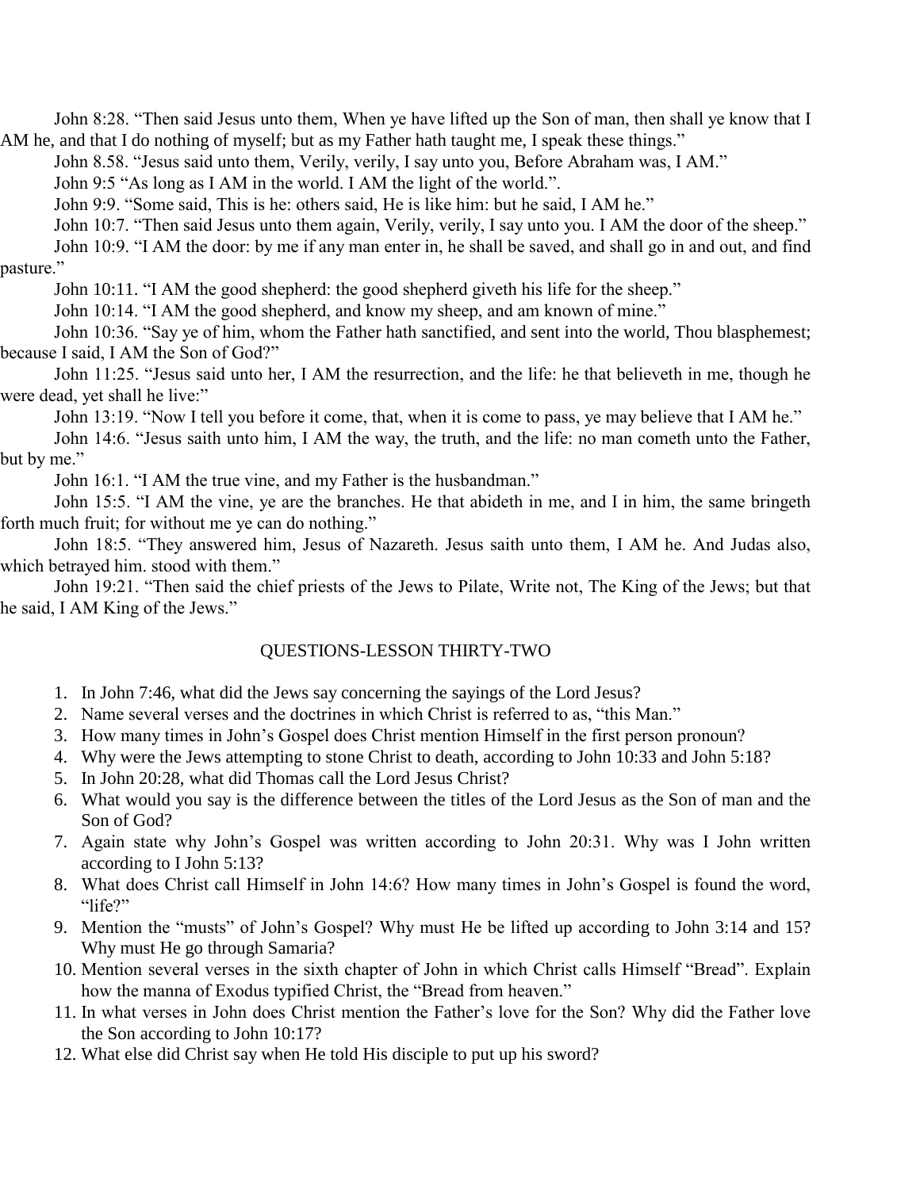John 8:28. "Then said Jesus unto them, When ye have lifted up the Son of man, then shall ye know that I AM he, and that I do nothing of myself; but as my Father hath taught me, I speak these things."

John 8.58. "Jesus said unto them, Verily, verily, I say unto you, Before Abraham was, I AM."

John 9:5 "As long as I AM in the world. I AM the light of the world.".

John 9:9. "Some said, This is he: others said, He is like him: but he said, I AM he."

John 10:7. "Then said Jesus unto them again, Verily, verily, I say unto you. I AM the door of the sheep."

John 10:9. "I AM the door: by me if any man enter in, he shall be saved, and shall go in and out, and find pasture."

John 10:11. "I AM the good shepherd: the good shepherd giveth his life for the sheep."

John 10:14. "I AM the good shepherd, and know my sheep, and am known of mine."

John 10:36. "Say ye of him, whom the Father hath sanctified, and sent into the world, Thou blasphemest; because I said, I AM the Son of God?"

John 11:25. "Jesus said unto her, I AM the resurrection, and the life: he that believeth in me, though he were dead, yet shall he live:"

John 13:19. "Now I tell you before it come, that, when it is come to pass, ye may believe that I AM he."

John 14:6. "Jesus saith unto him, I AM the way, the truth, and the life: no man cometh unto the Father, but by me."

John 16:1. "I AM the true vine, and my Father is the husbandman."

John 15:5. "I AM the vine, ye are the branches. He that abideth in me, and I in him, the same bringeth forth much fruit; for without me ye can do nothing."

John 18:5. "They answered him, Jesus of Nazareth. Jesus saith unto them, I AM he. And Judas also, which betrayed him. stood with them."

John 19:21. "Then said the chief priests of the Jews to Pilate, Write not, The King of the Jews; but that he said, I AM King of the Jews."

## QUESTIONS-LESSON THIRTY-TWO

1. In John 7:46, what did the Jews say concerning the sayings of the Lord Jesus?
2. Name several verses and the doctrines in which Christ is referred to as, "this Man."
3. How many times in John's Gospel does Christ mention Himself in the first person pronoun?
4. Why were the Jews attempting to stone Christ to death, according to John 10:33 and John 5:18?
5. In John 20:28, what did Thomas call the Lord Jesus Christ?
6. What would you say is the difference between the titles of the Lord Jesus as the Son of man and the Son of God?
7. Again state why John's Gospel was written according to John 20:31. Why was I John written according to I John 5:13?
8. What does Christ call Himself in John 14:6? How many times in John's Gospel is found the word, "life?"
9. Mention the "musts" of John's Gospel? Why must He be lifted up according to John 3:14 and 15? Why must He go through Samaria?
10. Mention several verses in the sixth chapter of John in which Christ calls Himself "Bread". Explain how the manna of Exodus typified Christ, the "Bread from heaven."
11. In what verses in John does Christ mention the Father's love for the Son? Why did the Father love the Son according to John 10:17?
12. What else did Christ say when He told His disciple to put up his sword?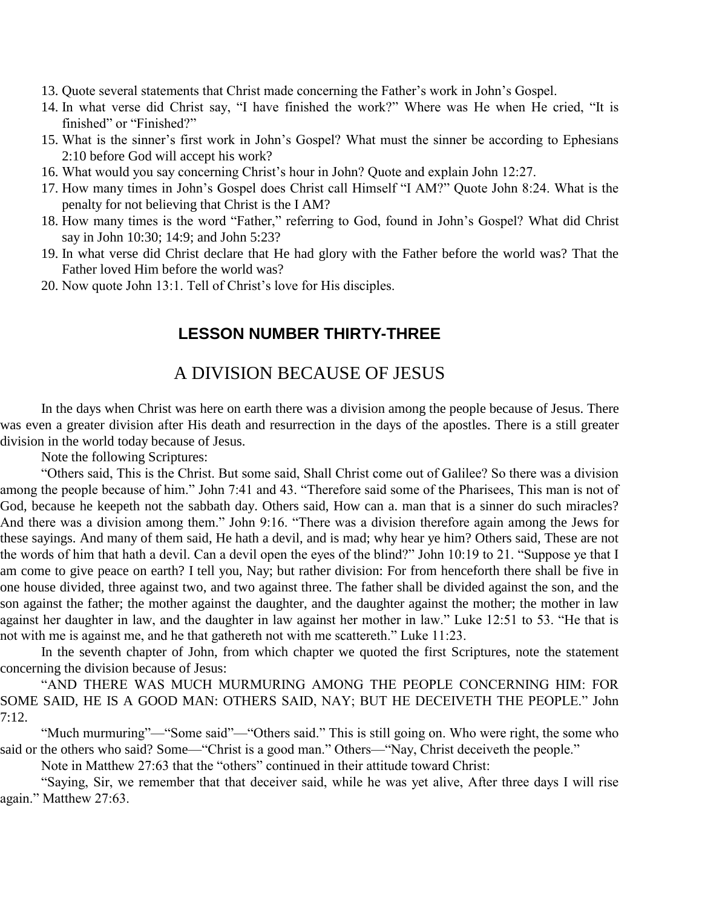13. Quote several statements that Christ made concerning the Father's work in John's Gospel.
14. In what verse did Christ say, "I have finished the work?" Where was He when He cried, "It is finished" or "Finished?"
15. What is the sinner's first work in John's Gospel? What must the sinner be according to Ephesians 2:10 before God will accept his work?
16. What would you say concerning Christ's hour in John? Quote and explain John 12:27.
17. How many times in John's Gospel does Christ call Himself "I AM?" Quote John 8:24. What is the penalty for not believing that Christ is the I AM?
18. How many times is the word "Father," referring to God, found in John's Gospel? What did Christ say in John 10:30; 14:9; and John 5:23?
19. In what verse did Christ declare that He had glory with the Father before the world was? That the Father loved Him before the world was?
20. Now quote John 13:1. Tell of Christ's love for His disciples.

## LESSON NUMBER THIRTY-THREE

# A DIVISION BECAUSE OF JESUS

In the days when Christ was here on earth there was a division among the people because of Jesus. There was even a greater division after His death and resurrection in the days of the apostles. There is a still greater division in the world today because of Jesus.

Note the following Scriptures:

"Others said, This is the Christ. But some said, Shall Christ come out of Galilee? So there was a division among the people because of him." John 7:41 and 43. "Therefore said some of the Pharisees, This man is not of God, because he keepeth not the sabbath day. Others said, How can a. man that is a sinner do such miracles? And there was a division among them." John 9:16. "There was a division therefore again among the Jews for these sayings. And many of them said, He hath a devil, and is mad; why hear ye him? Others said, These are not the words of him that hath a devil. Can a devil open the eyes of the blind?" John 10:19 to 21. "Suppose ye that I am come to give peace on earth? I tell you, Nay; but rather division: For from henceforth there shall be five in one house divided, three against two, and two against three. The father shall be divided against the son, and the son against the father; the mother against the daughter, and the daughter against the mother; the mother in law against her daughter in law, and the daughter in law against her mother in law." Luke 12:51 to 53. "He that is not with me is against me, and he that gathereth not with me scattereth." Luke 11:23.

In the seventh chapter of John, from which chapter we quoted the first Scriptures, note the statement concerning the division because of Jesus:

"AND THERE WAS MUCH MURMURING AMONG THE PEOPLE CONCERNING HIM: FOR SOME SAID, HE IS A GOOD MAN: OTHERS SAID, NAY; BUT HE DECEIVETH THE PEOPLE." John 7:12.

"Much murmuring"—"Some said"—"Others said." This is still going on. Who were right, the some who said or the others who said? Some—"Christ is a good man." Others—"Nay, Christ deceiveth the people."

Note in Matthew 27:63 that the "others" continued in their attitude toward Christ:

"Saying, Sir, we remember that that deceiver said, while he was yet alive, After three days I will rise again." Matthew 27:63.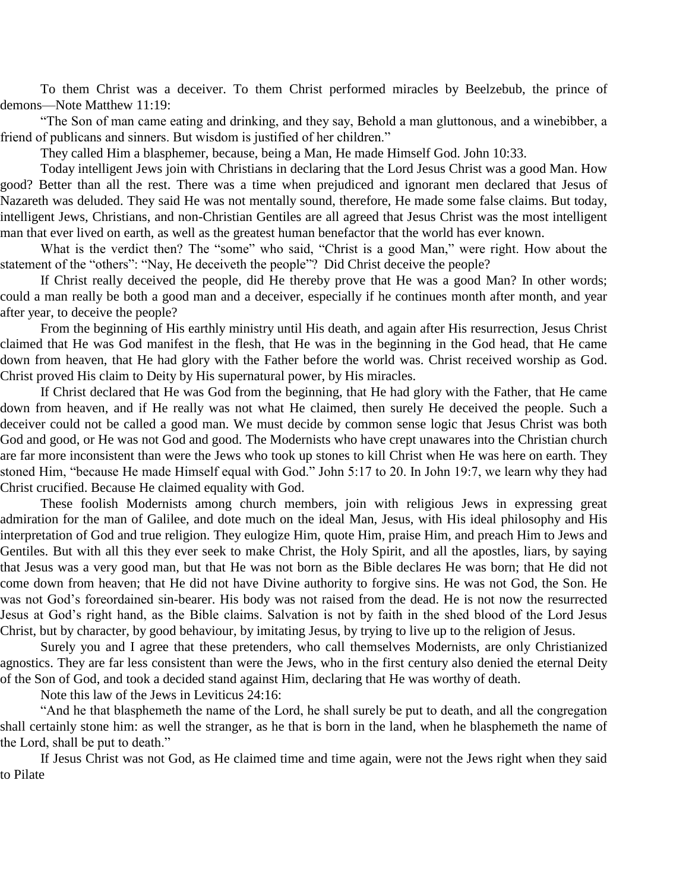To them Christ was a deceiver. To them Christ performed miracles by Beelzebub, the prince of demons—Note Matthew 11:19:

"The Son of man came eating and drinking, and they say, Behold a man gluttonous, and a winebibber, a friend of publicans and sinners. But wisdom is justified of her children."

They called Him a blasphemer, because, being a Man, He made Himself God. John 10:33.

Today intelligent Jews join with Christians in declaring that the Lord Jesus Christ was a good Man. How good? Better than all the rest. There was a time when prejudiced and ignorant men declared that Jesus of Nazareth was deluded. They said He was not mentally sound, therefore, He made some false claims. But today, intelligent Jews, Christians, and non-Christian Gentiles are all agreed that Jesus Christ was the most intelligent man that ever lived on earth, as well as the greatest human benefactor that the world has ever known.

What is the verdict then? The "some" who said, "Christ is a good Man," were right. How about the statement of the "others": "Nay, He deceiveth the people"? Did Christ deceive the people?

If Christ really deceived the people, did He thereby prove that He was a good Man? In other words; could a man really be both a good man and a deceiver, especially if he continues month after month, and year after year, to deceive the people?

From the beginning of His earthly ministry until His death, and again after His resurrection, Jesus Christ claimed that He was God manifest in the flesh, that He was in the beginning in the God head, that He came down from heaven, that He had glory with the Father before the world was. Christ received worship as God. Christ proved His claim to Deity by His supernatural power, by His miracles.

If Christ declared that He was God from the beginning, that He had glory with the Father, that He came down from heaven, and if He really was not what He claimed, then surely He deceived the people. Such a deceiver could not be called a good man. We must decide by common sense logic that Jesus Christ was both God and good, or He was not God and good. The Modernists who have crept unawares into the Christian church are far more inconsistent than were the Jews who took up stones to kill Christ when He was here on earth. They stoned Him, "because He made Himself equal with God." John 5:17 to 20. In John 19:7, we learn why they had Christ crucified. Because He claimed equality with God.

These foolish Modernists among church members, join with religious Jews in expressing great admiration for the man of Galilee, and dote much on the ideal Man, Jesus, with His ideal philosophy and His interpretation of God and true religion. They eulogize Him, quote Him, praise Him, and preach Him to Jews and Gentiles. But with all this they ever seek to make Christ, the Holy Spirit, and all the apostles, liars, by saying that Jesus was a very good man, but that He was not born as the Bible declares He was born; that He did not come down from heaven; that He did not have Divine authority to forgive sins. He was not God, the Son. He was not God's foreordained sin-bearer. His body was not raised from the dead. He is not now the resurrected Jesus at God's right hand, as the Bible claims. Salvation is not by faith in the shed blood of the Lord Jesus Christ, but by character, by good behaviour, by imitating Jesus, by trying to live up to the religion of Jesus.

Surely you and I agree that these pretenders, who call themselves Modernists, are only Christianized agnostics. They are far less consistent than were the Jews, who in the first century also denied the eternal Deity of the Son of God, and took a decided stand against Him, declaring that He was worthy of death.

Note this law of the Jews in Leviticus 24:16:

"And he that blasphemeth the name of the Lord, he shall surely be put to death, and all the congregation shall certainly stone him: as well the stranger, as he that is born in the land, when he blasphemeth the name of the Lord, shall be put to death."

If Jesus Christ was not God, as He claimed time and time again, were not the Jews right when they said to Pilate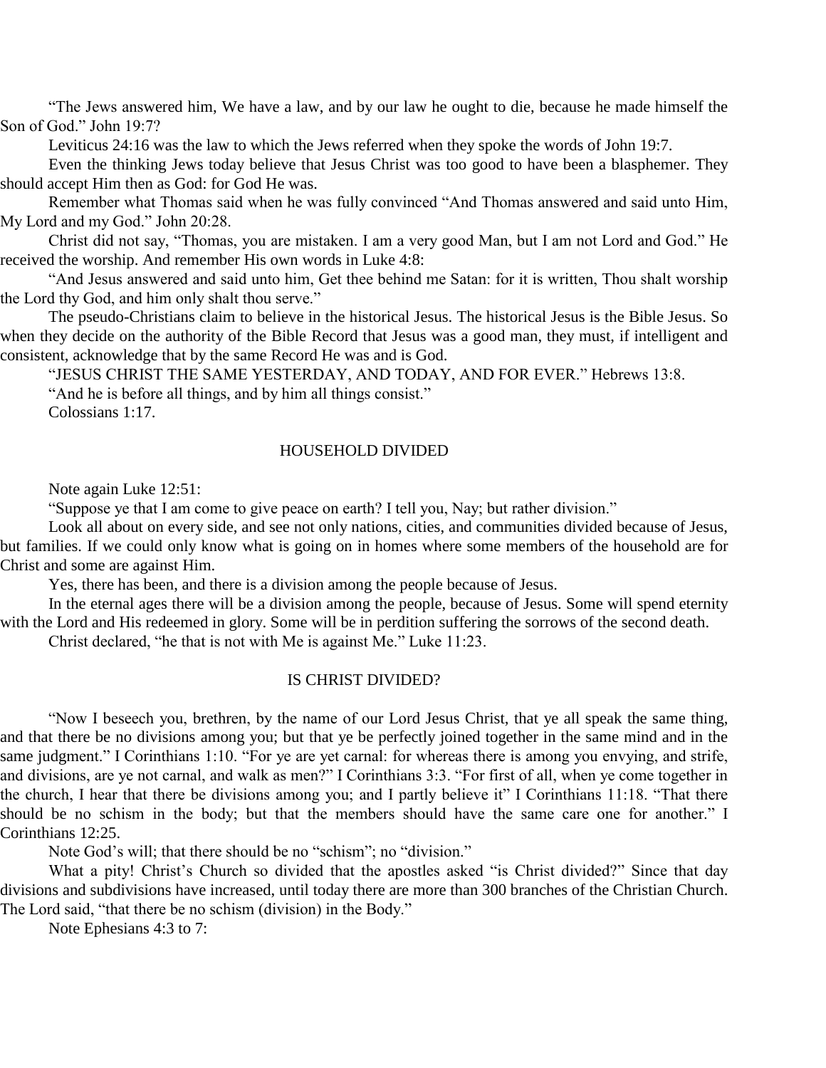"The Jews answered him, We have a law, and by our law he ought to die, because he made himself the Son of God." John 19:7?

Leviticus 24:16 was the law to which the Jews referred when they spoke the words of John 19:7.

Even the thinking Jews today believe that Jesus Christ was too good to have been a blasphemer. They should accept Him then as God: for God He was.

Remember what Thomas said when he was fully convinced "And Thomas answered and said unto Him, My Lord and my God." John 20:28.

Christ did not say, "Thomas, you are mistaken. I am a very good Man, but I am not Lord and God." He received the worship. And remember His own words in Luke 4:8:

"And Jesus answered and said unto him, Get thee behind me Satan: for it is written, Thou shalt worship the Lord thy God, and him only shalt thou serve."

The pseudo-Christians claim to believe in the historical Jesus. The historical Jesus is the Bible Jesus. So when they decide on the authority of the Bible Record that Jesus was a good man, they must, if intelligent and consistent, acknowledge that by the same Record He was and is God.

"JESUS CHRIST THE SAME YESTERDAY, AND TODAY, AND FOR EVER." Hebrews 13:8.

"And he is before all things, and by him all things consist."

Colossians 1:17.

## HOUSEHOLD DIVIDED

Note again Luke 12:51:

"Suppose ye that I am come to give peace on earth? I tell you, Nay; but rather division."

Look all about on every side, and see not only nations, cities, and communities divided because of Jesus, but families. If we could only know what is going on in homes where some members of the household are for Christ and some are against Him.

Yes, there has been, and there is a division among the people because of Jesus.

In the eternal ages there will be a division among the people, because of Jesus. Some will spend eternity with the Lord and His redeemed in glory. Some will be in perdition suffering the sorrows of the second death.

Christ declared, "he that is not with Me is against Me." Luke 11:23.

## IS CHRIST DIVIDED?

"Now I beseech you, brethren, by the name of our Lord Jesus Christ, that ye all speak the same thing, and that there be no divisions among you; but that ye be perfectly joined together in the same mind and in the same judgment." I Corinthians 1:10. "For ye are yet carnal: for whereas there is among you envying, and strife, and divisions, are ye not carnal, and walk as men?" I Corinthians 3:3. "For first of all, when ye come together in the church, I hear that there be divisions among you; and I partly believe it" I Corinthians 11:18. "That there should be no schism in the body; but that the members should have the same care one for another." I Corinthians 12:25.

Note God's will; that there should be no "schism"; no "division."

What a pity! Christ's Church so divided that the apostles asked "is Christ divided?" Since that day divisions and subdivisions have increased, until today there are more than 300 branches of the Christian Church. The Lord said, "that there be no schism (division) in the Body."

Note Ephesians 4:3 to 7: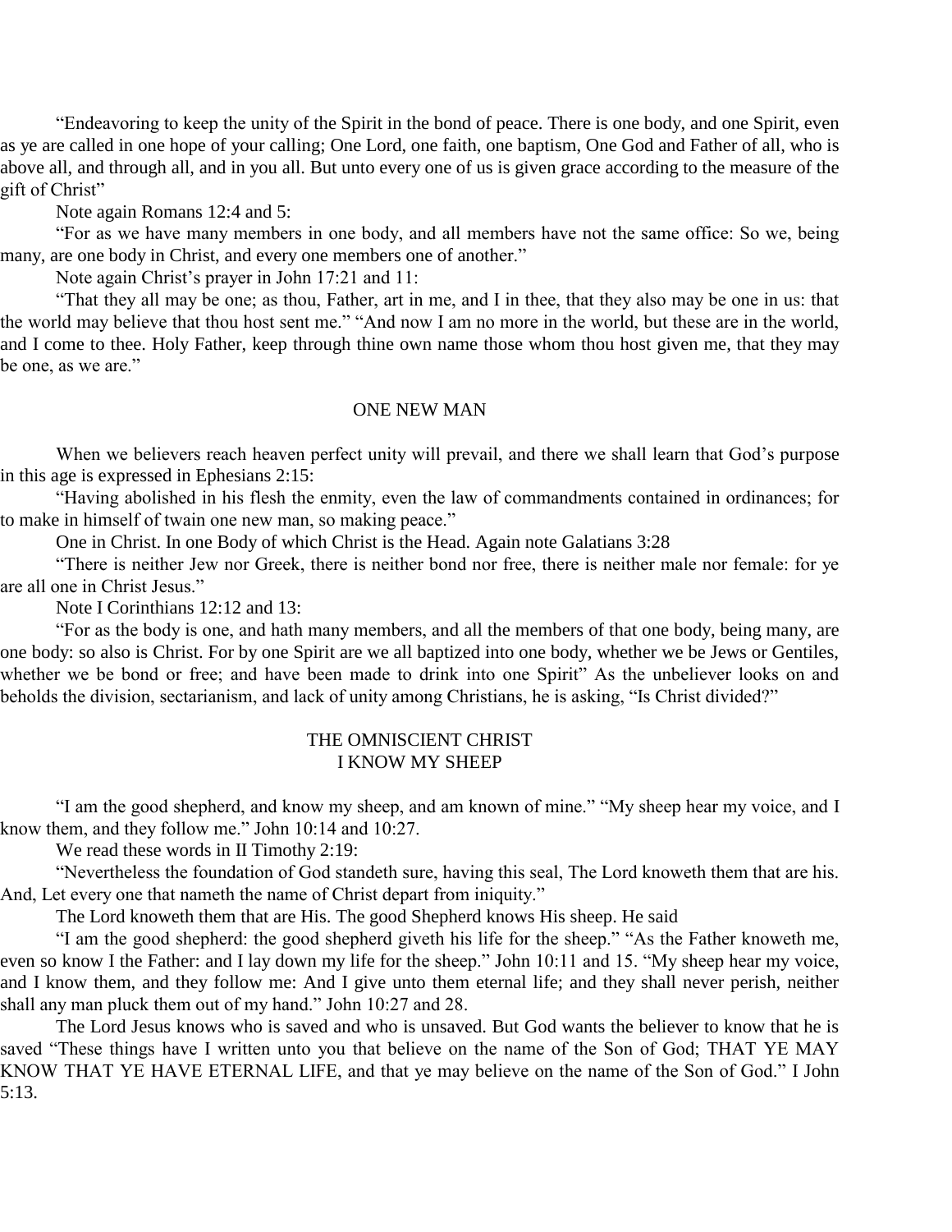"Endeavoring to keep the unity of the Spirit in the bond of peace. There is one body, and one Spirit, even as ye are called in one hope of your calling; One Lord, one faith, one baptism, One God and Father of all, who is above all, and through all, and in you all. But unto every one of us is given grace according to the measure of the gift of Christ"

Note again Romans 12:4 and 5:

"For as we have many members in one body, and all members have not the same office: So we, being many, are one body in Christ, and every one members one of another."

Note again Christ's prayer in John 17:21 and 11:

"That they all may be one; as thou, Father, art in me, and I in thee, that they also may be one in us: that the world may believe that thou host sent me." "And now I am no more in the world, but these are in the world, and I come to thee. Holy Father, keep through thine own name those whom thou host given me, that they may be one, as we are."

## ONE NEW MAN

When we believers reach heaven perfect unity will prevail, and there we shall learn that God's purpose in this age is expressed in Ephesians 2:15:

"Having abolished in his flesh the enmity, even the law of commandments contained in ordinances; for to make in himself of twain one new man, so making peace."

One in Christ. In one Body of which Christ is the Head. Again note Galatians 3:28

"There is neither Jew nor Greek, there is neither bond nor free, there is neither male nor female: for ye are all one in Christ Jesus."

Note I Corinthians 12:12 and 13:

"For as the body is one, and hath many members, and all the members of that one body, being many, are one body: so also is Christ. For by one Spirit are we all baptized into one body, whether we be Jews or Gentiles, whether we be bond or free; and have been made to drink into one Spirit" As the unbeliever looks on and beholds the division, sectarianism, and lack of unity among Christians, he is asking, "Is Christ divided?"

## THE OMNISCIENT CHRIST
## I KNOW MY SHEEP

"I am the good shepherd, and know my sheep, and am known of mine." "My sheep hear my voice, and I know them, and they follow me." John 10:14 and 10:27.

We read these words in II Timothy 2:19:

"Nevertheless the foundation of God standeth sure, having this seal, The Lord knoweth them that are his. And, Let every one that nameth the name of Christ depart from iniquity."

The Lord knoweth them that are His. The good Shepherd knows His sheep. He said

"I am the good shepherd: the good shepherd giveth his life for the sheep." "As the Father knoweth me, even so know I the Father: and I lay down my life for the sheep." John 10:11 and 15. "My sheep hear my voice, and I know them, and they follow me: And I give unto them eternal life; and they shall never perish, neither shall any man pluck them out of my hand." John 10:27 and 28.

The Lord Jesus knows who is saved and who is unsaved. But God wants the believer to know that he is saved "These things have I written unto you that believe on the name of the Son of God; THAT YE MAY KNOW THAT YE HAVE ETERNAL LIFE, and that ye may believe on the name of the Son of God." I John 5:13.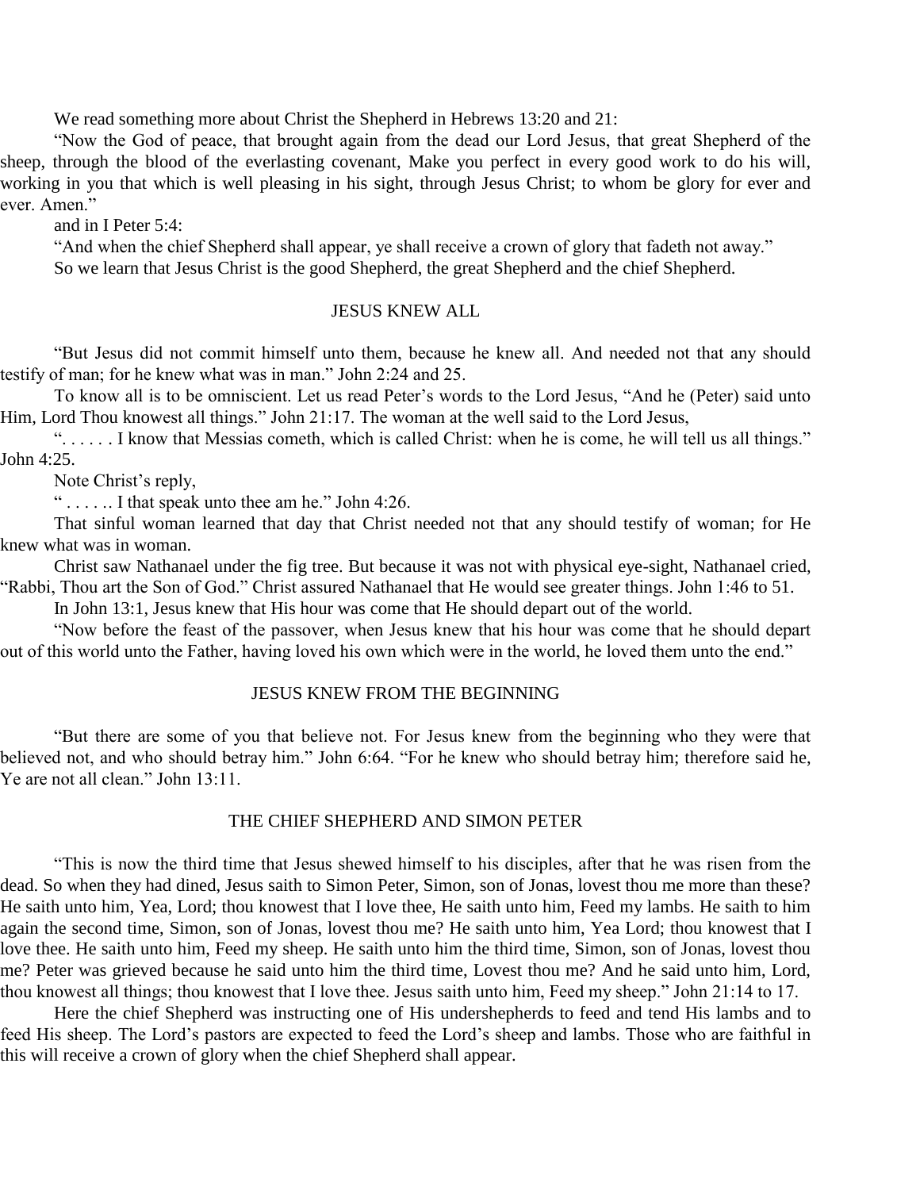We read something more about Christ the Shepherd in Hebrews 13:20 and 21:

"Now the God of peace, that brought again from the dead our Lord Jesus, that great Shepherd of the sheep, through the blood of the everlasting covenant, Make you perfect in every good work to do his will, working in you that which is well pleasing in his sight, through Jesus Christ; to whom be glory for ever and ever. Amen."

and in I Peter 5:4:

"And when the chief Shepherd shall appear, ye shall receive a crown of glory that fadeth not away."

So we learn that Jesus Christ is the good Shepherd, the great Shepherd and the chief Shepherd.

## JESUS KNEW ALL

"But Jesus did not commit himself unto them, because he knew all. And needed not that any should testify of man; for he knew what was in man." John 2:24 and 25.

To know all is to be omniscient. Let us read Peter's words to the Lord Jesus, "And he (Peter) said unto Him, Lord Thou knowest all things." John 21:17. The woman at the well said to the Lord Jesus,

". . . . . . I know that Messias cometh, which is called Christ: when he is come, he will tell us all things." John 4:25.

Note Christ's reply,

" . . . . .. I that speak unto thee am he." John 4:26.

That sinful woman learned that day that Christ needed not that any should testify of woman; for He knew what was in woman.

Christ saw Nathanael under the fig tree. But because it was not with physical eye-sight, Nathanael cried, "Rabbi, Thou art the Son of God." Christ assured Nathanael that He would see greater things. John 1:46 to 51.

In John 13:1, Jesus knew that His hour was come that He should depart out of the world.

"Now before the feast of the passover, when Jesus knew that his hour was come that he should depart out of this world unto the Father, having loved his own which were in the world, he loved them unto the end."

## JESUS KNEW FROM THE BEGINNING

"But there are some of you that believe not. For Jesus knew from the beginning who they were that believed not, and who should betray him." John 6:64. "For he knew who should betray him; therefore said he, Ye are not all clean." John 13:11.

## THE CHIEF SHEPHERD AND SIMON PETER

"This is now the third time that Jesus shewed himself to his disciples, after that he was risen from the dead. So when they had dined, Jesus saith to Simon Peter, Simon, son of Jonas, lovest thou me more than these? He saith unto him, Yea, Lord; thou knowest that I love thee, He saith unto him, Feed my lambs. He saith to him again the second time, Simon, son of Jonas, lovest thou me? He saith unto him, Yea Lord; thou knowest that I love thee. He saith unto him, Feed my sheep. He saith unto him the third time, Simon, son of Jonas, lovest thou me? Peter was grieved because he said unto him the third time, Lovest thou me? And he said unto him, Lord, thou knowest all things; thou knowest that I love thee. Jesus saith unto him, Feed my sheep." John 21:14 to 17.

Here the chief Shepherd was instructing one of His undershepherds to feed and tend His lambs and to feed His sheep. The Lord's pastors are expected to feed the Lord's sheep and lambs. Those who are faithful in this will receive a crown of glory when the chief Shepherd shall appear.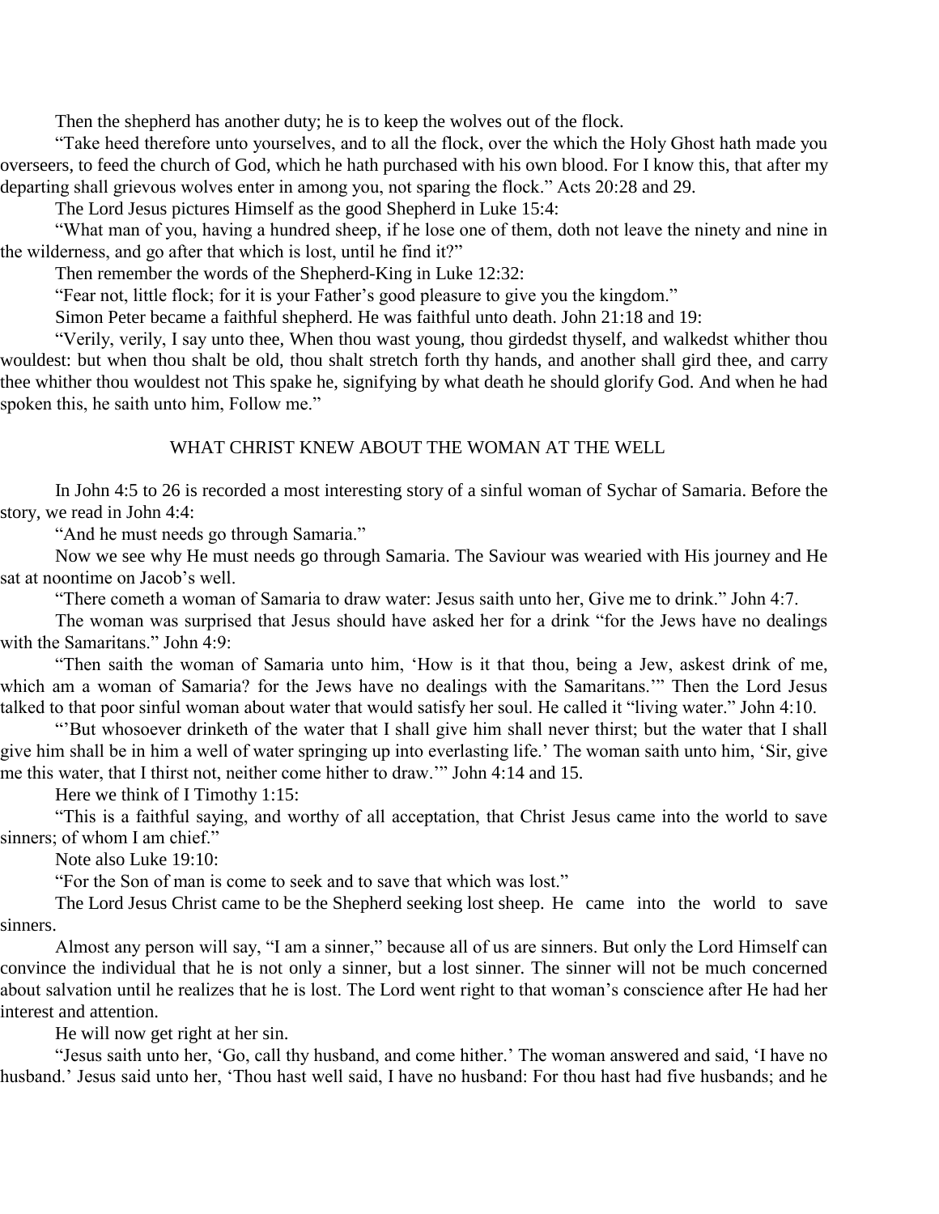Then the shepherd has another duty; he is to keep the wolves out of the flock.

"Take heed therefore unto yourselves, and to all the flock, over the which the Holy Ghost hath made you overseers, to feed the church of God, which he hath purchased with his own blood. For I know this, that after my departing shall grievous wolves enter in among you, not sparing the flock." Acts 20:28 and 29.

The Lord Jesus pictures Himself as the good Shepherd in Luke 15:4:

"What man of you, having a hundred sheep, if he lose one of them, doth not leave the ninety and nine in the wilderness, and go after that which is lost, until he find it?"

Then remember the words of the Shepherd-King in Luke 12:32:

"Fear not, little flock; for it is your Father's good pleasure to give you the kingdom."

Simon Peter became a faithful shepherd. He was faithful unto death. John 21:18 and 19:

"Verily, verily, I say unto thee, When thou wast young, thou girdedst thyself, and walkedst whither thou wouldest: but when thou shalt be old, thou shalt stretch forth thy hands, and another shall gird thee, and carry thee whither thou wouldest not This spake he, signifying by what death he should glorify God. And when he had spoken this, he saith unto him, Follow me."

## WHAT CHRIST KNEW ABOUT THE WOMAN AT THE WELL

In John 4:5 to 26 is recorded a most interesting story of a sinful woman of Sychar of Samaria. Before the story, we read in John 4:4:

"And he must needs go through Samaria."

Now we see why He must needs go through Samaria. The Saviour was wearied with His journey and He sat at noontime on Jacob's well.

"There cometh a woman of Samaria to draw water: Jesus saith unto her, Give me to drink." John 4:7.

The woman was surprised that Jesus should have asked her for a drink "for the Jews have no dealings with the Samaritans." John 4:9:

"Then saith the woman of Samaria unto him, 'How is it that thou, being a Jew, askest drink of me, which am a woman of Samaria? for the Jews have no dealings with the Samaritans.'" Then the Lord Jesus talked to that poor sinful woman about water that would satisfy her soul. He called it "living water." John 4:10.

"'But whosoever drinketh of the water that I shall give him shall never thirst; but the water that I shall give him shall be in him a well of water springing up into everlasting life.' The woman saith unto him, 'Sir, give me this water, that I thirst not, neither come hither to draw.'" John 4:14 and 15.

Here we think of I Timothy 1:15:

"This is a faithful saying, and worthy of all acceptation, that Christ Jesus came into the world to save sinners; of whom I am chief."

Note also Luke 19:10:

"For the Son of man is come to seek and to save that which was lost."

The Lord Jesus Christ came to be the Shepherd seeking lost sheep. He came into the world to save sinners.

Almost any person will say, "I am a sinner," because all of us are sinners. But only the Lord Himself can convince the individual that he is not only a sinner, but a lost sinner. The sinner will not be much concerned about salvation until he realizes that he is lost. The Lord went right to that woman's conscience after He had her interest and attention.

He will now get right at her sin.

"Jesus saith unto her, 'Go, call thy husband, and come hither.' The woman answered and said, 'I have no husband.' Jesus said unto her, 'Thou hast well said, I have no husband: For thou hast had five husbands; and he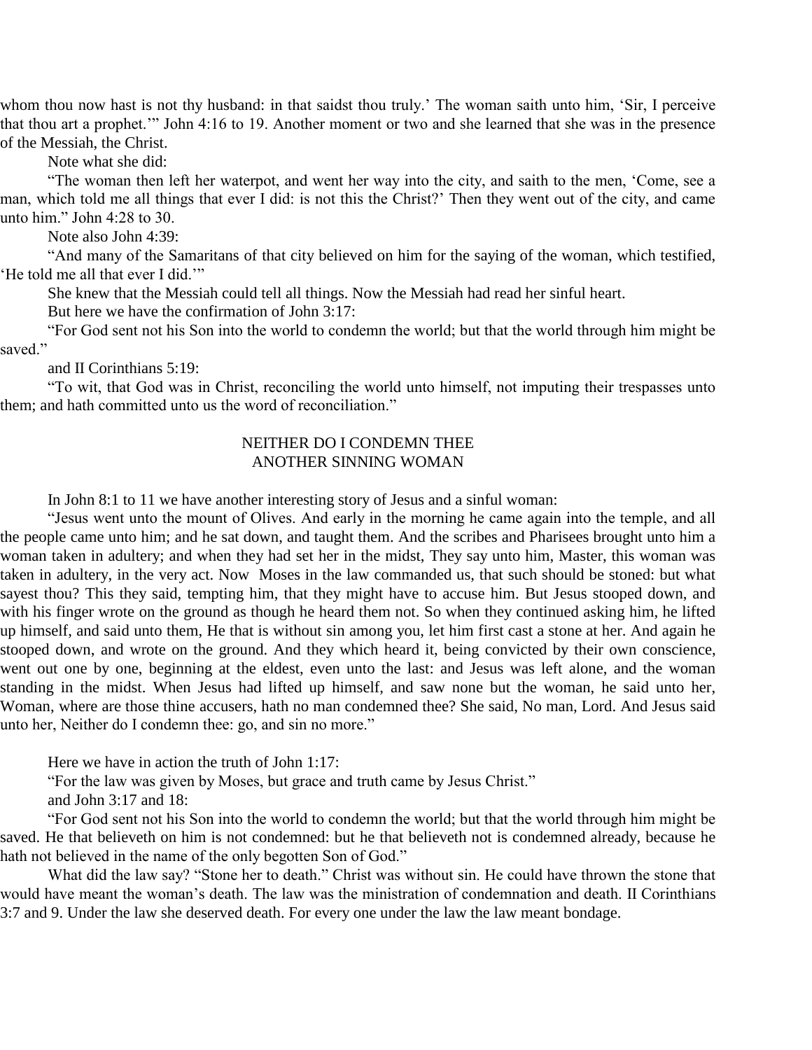whom thou now hast is not thy husband: in that saidst thou truly.' The woman saith unto him, 'Sir, I perceive that thou art a prophet.'" John 4:16 to 19. Another moment or two and she learned that she was in the presence of the Messiah, the Christ.

Note what she did:

"The woman then left her waterpot, and went her way into the city, and saith to the men, 'Come, see a man, which told me all things that ever I did: is not this the Christ?' Then they went out of the city, and came unto him." John 4:28 to 30.

Note also John 4:39:

"And many of the Samaritans of that city believed on him for the saying of the woman, which testified, 'He told me all that ever I did.'"

She knew that the Messiah could tell all things. Now the Messiah had read her sinful heart.

But here we have the confirmation of John 3:17:

"For God sent not his Son into the world to condemn the world; but that the world through him might be saved."

and II Corinthians 5:19:

"To wit, that God was in Christ, reconciling the world unto himself, not imputing their trespasses unto them; and hath committed unto us the word of reconciliation."

## NEITHER DO I CONDEMN THEE
## ANOTHER SINNING WOMAN

In John 8:1 to 11 we have another interesting story of Jesus and a sinful woman:

"Jesus went unto the mount of Olives. And early in the morning he came again into the temple, and all the people came unto him; and he sat down, and taught them. And the scribes and Pharisees brought unto him a woman taken in adultery; and when they had set her in the midst, They say unto him, Master, this woman was taken in adultery, in the very act. Now Moses in the law commanded us, that such should be stoned: but what sayest thou? This they said, tempting him, that they might have to accuse him. But Jesus stooped down, and with his finger wrote on the ground as though he heard them not. So when they continued asking him, he lifted up himself, and said unto them, He that is without sin among you, let him first cast a stone at her. And again he stooped down, and wrote on the ground. And they which heard it, being convicted by their own conscience, went out one by one, beginning at the eldest, even unto the last: and Jesus was left alone, and the woman standing in the midst. When Jesus had lifted up himself, and saw none but the woman, he said unto her, Woman, where are those thine accusers, hath no man condemned thee? She said, No man, Lord. And Jesus said unto her, Neither do I condemn thee: go, and sin no more."

Here we have in action the truth of John 1:17:

"For the law was given by Moses, but grace and truth came by Jesus Christ."

and John 3:17 and 18:

"For God sent not his Son into the world to condemn the world; but that the world through him might be saved. He that believeth on him is not condemned: but he that believeth not is condemned already, because he hath not believed in the name of the only begotten Son of God."

What did the law say? "Stone her to death." Christ was without sin. He could have thrown the stone that would have meant the woman's death. The law was the ministration of condemnation and death. II Corinthians 3:7 and 9. Under the law she deserved death. For every one under the law the law meant bondage.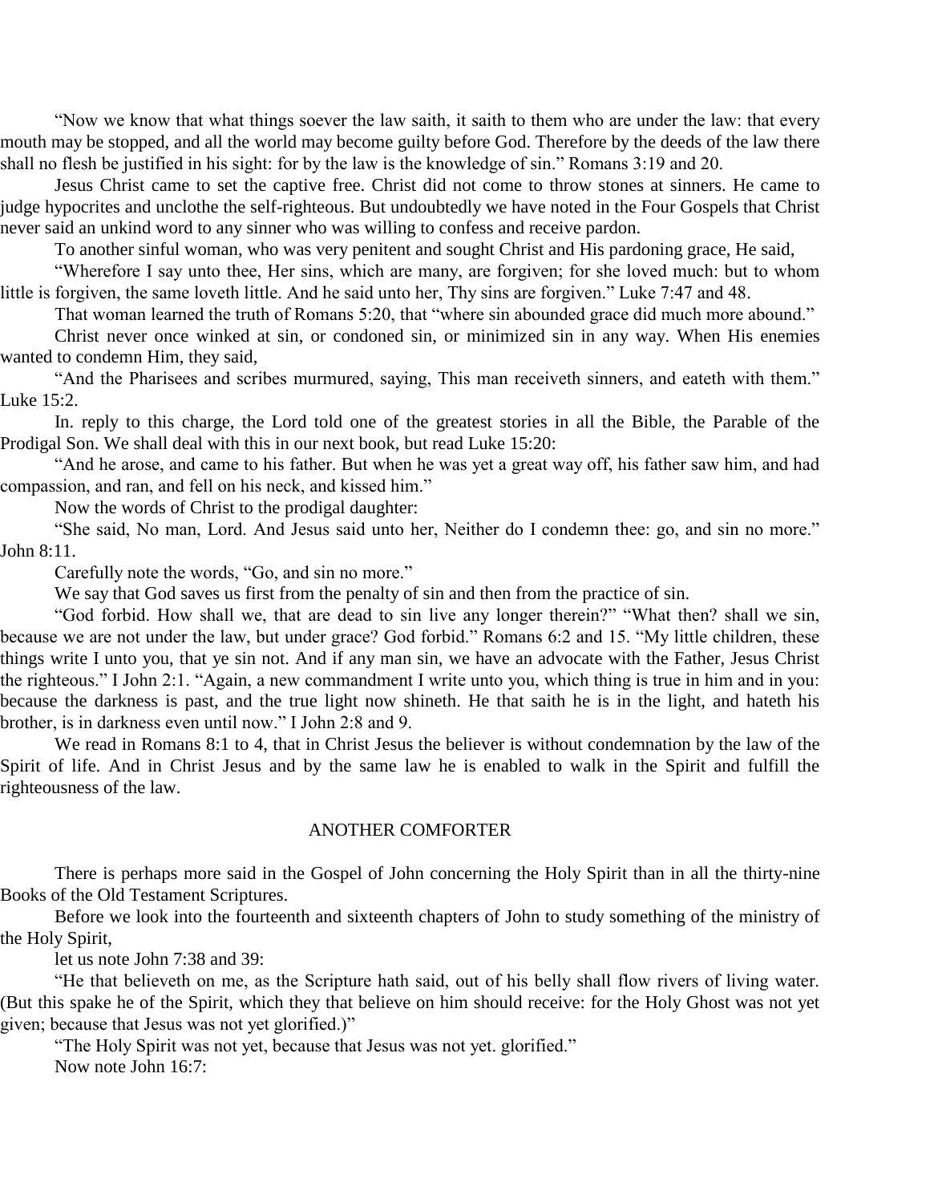"Now we know that what things soever the law saith, it saith to them who are under the law: that every mouth may be stopped, and all the world may become guilty before God. Therefore by the deeds of the law there shall no flesh be justified in his sight: for by the law is the knowledge of sin." Romans 3:19 and 20.

Jesus Christ came to set the captive free. Christ did not come to throw stones at sinners. He came to judge hypocrites and unclothe the self-righteous. But undoubtedly we have noted in the Four Gospels that Christ never said an unkind word to any sinner who was willing to confess and receive pardon.

To another sinful woman, who was very penitent and sought Christ and His pardoning grace, He said,

"Wherefore I say unto thee, Her sins, which are many, are forgiven; for she loved much: but to whom little is forgiven, the same loveth little. And he said unto her, Thy sins are forgiven." Luke 7:47 and 48.

That woman learned the truth of Romans 5:20, that "where sin abounded grace did much more abound."

Christ never once winked at sin, or condoned sin, or minimized sin in any way. When His enemies wanted to condemn Him, they said,

"And the Pharisees and scribes murmured, saying, This man receiveth sinners, and eateth with them." Luke 15:2.

In. reply to this charge, the Lord told one of the greatest stories in all the Bible, the Parable of the Prodigal Son. We shall deal with this in our next book, but read Luke 15:20:

"And he arose, and came to his father. But when he was yet a great way off, his father saw him, and had compassion, and ran, and fell on his neck, and kissed him."

Now the words of Christ to the prodigal daughter:

"She said, No man, Lord. And Jesus said unto her, Neither do I condemn thee: go, and sin no more." John 8:11.

Carefully note the words, "Go, and sin no more."

We say that God saves us first from the penalty of sin and then from the practice of sin.

"God forbid. How shall we, that are dead to sin live any longer therein?" "What then? shall we sin, because we are not under the law, but under grace? God forbid." Romans 6:2 and 15. "My little children, these things write I unto you, that ye sin not. And if any man sin, we have an advocate with the Father, Jesus Christ the righteous." I John 2:1. "Again, a new commandment I write unto you, which thing is true in him and in you: because the darkness is past, and the true light now shineth. He that saith he is in the light, and hateth his brother, is in darkness even until now." I John 2:8 and 9.

We read in Romans 8:1 to 4, that in Christ Jesus the believer is without condemnation by the law of the Spirit of life. And in Christ Jesus and by the same law he is enabled to walk in the Spirit and fulfill the righteousness of the law.

## ANOTHER COMFORTER

There is perhaps more said in the Gospel of John concerning the Holy Spirit than in all the thirty-nine Books of the Old Testament Scriptures.

Before we look into the fourteenth and sixteenth chapters of John to study something of the ministry of the Holy Spirit,

let us note John 7:38 and 39:

"He that believeth on me, as the Scripture hath said, out of his belly shall flow rivers of living water. (But this spake he of the Spirit, which they that believe on him should receive: for the Holy Ghost was not yet given; because that Jesus was not yet glorified.)"

"The Holy Spirit was not yet, because that Jesus was not yet. glorified."

Now note John 16:7: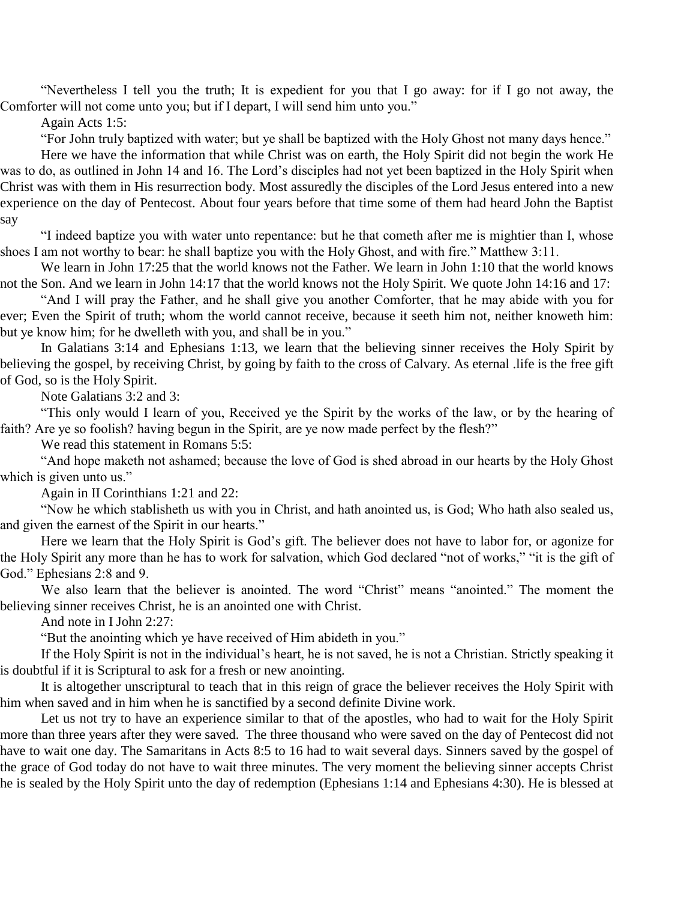"Nevertheless I tell you the truth; It is expedient for you that I go away: for if I go not away, the Comforter will not come unto you; but if I depart, I will send him unto you."

Again Acts 1:5:

"For John truly baptized with water; but ye shall be baptized with the Holy Ghost not many days hence."

Here we have the information that while Christ was on earth, the Holy Spirit did not begin the work He was to do, as outlined in John 14 and 16. The Lord's disciples had not yet been baptized in the Holy Spirit when Christ was with them in His resurrection body. Most assuredly the disciples of the Lord Jesus entered into a new experience on the day of Pentecost. About four years before that time some of them had heard John the Baptist say

"I indeed baptize you with water unto repentance: but he that cometh after me is mightier than I, whose shoes I am not worthy to bear: he shall baptize you with the Holy Ghost, and with fire." Matthew 3:11.

We learn in John 17:25 that the world knows not the Father. We learn in John 1:10 that the world knows not the Son. And we learn in John 14:17 that the world knows not the Holy Spirit. We quote John 14:16 and 17:

"And I will pray the Father, and he shall give you another Comforter, that he may abide with you for ever; Even the Spirit of truth; whom the world cannot receive, because it seeth him not, neither knoweth him: but ye know him; for he dwelleth with you, and shall be in you."

In Galatians 3:14 and Ephesians 1:13, we learn that the believing sinner receives the Holy Spirit by believing the gospel, by receiving Christ, by going by faith to the cross of Calvary. As eternal .life is the free gift of God, so is the Holy Spirit.

Note Galatians 3:2 and 3:

"This only would I learn of you, Received ye the Spirit by the works of the law, or by the hearing of faith? Are ye so foolish? having begun in the Spirit, are ye now made perfect by the flesh?"

We read this statement in Romans 5:5:

"And hope maketh not ashamed; because the love of God is shed abroad in our hearts by the Holy Ghost which is given unto us."

Again in II Corinthians 1:21 and 22:

"Now he which stablisheth us with you in Christ, and hath anointed us, is God; Who hath also sealed us, and given the earnest of the Spirit in our hearts."

Here we learn that the Holy Spirit is God's gift. The believer does not have to labor for, or agonize for the Holy Spirit any more than he has to work for salvation, which God declared "not of works," "it is the gift of God." Ephesians 2:8 and 9.

We also learn that the believer is anointed. The word "Christ" means "anointed." The moment the believing sinner receives Christ, he is an anointed one with Christ.

And note in I John 2:27:

"But the anointing which ye have received of Him abideth in you."

If the Holy Spirit is not in the individual's heart, he is not saved, he is not a Christian. Strictly speaking it is doubtful if it is Scriptural to ask for a fresh or new anointing.

It is altogether unscriptural to teach that in this reign of grace the believer receives the Holy Spirit with him when saved and in him when he is sanctified by a second definite Divine work.

Let us not try to have an experience similar to that of the apostles, who had to wait for the Holy Spirit more than three years after they were saved. The three thousand who were saved on the day of Pentecost did not have to wait one day. The Samaritans in Acts 8:5 to 16 had to wait several days. Sinners saved by the gospel of the grace of God today do not have to wait three minutes. The very moment the believing sinner accepts Christ he is sealed by the Holy Spirit unto the day of redemption (Ephesians 1:14 and Ephesians 4:30). He is blessed at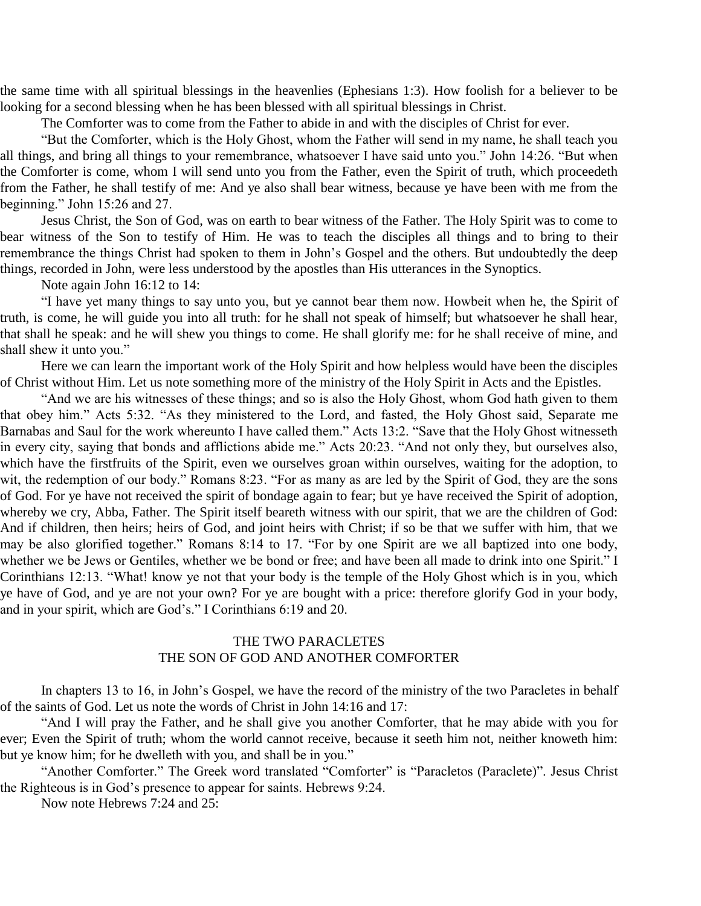the same time with all spiritual blessings in the heavenlies (Ephesians 1:3). How foolish for a believer to be looking for a second blessing when he has been blessed with all spiritual blessings in Christ.

The Comforter was to come from the Father to abide in and with the disciples of Christ for ever.

"But the Comforter, which is the Holy Ghost, whom the Father will send in my name, he shall teach you all things, and bring all things to your remembrance, whatsoever I have said unto you." John 14:26. "But when the Comforter is come, whom I will send unto you from the Father, even the Spirit of truth, which proceedeth from the Father, he shall testify of me: And ye also shall bear witness, because ye have been with me from the beginning." John 15:26 and 27.

Jesus Christ, the Son of God, was on earth to bear witness of the Father. The Holy Spirit was to come to bear witness of the Son to testify of Him. He was to teach the disciples all things and to bring to their remembrance the things Christ had spoken to them in John's Gospel and the others. But undoubtedly the deep things, recorded in John, were less understood by the apostles than His utterances in the Synoptics.

Note again John 16:12 to 14:

"I have yet many things to say unto you, but ye cannot bear them now. Howbeit when he, the Spirit of truth, is come, he will guide you into all truth: for he shall not speak of himself; but whatsoever he shall hear, that shall he speak: and he will shew you things to come. He shall glorify me: for he shall receive of mine, and shall shew it unto you."

Here we can learn the important work of the Holy Spirit and how helpless would have been the disciples of Christ without Him. Let us note something more of the ministry of the Holy Spirit in Acts and the Epistles.

"And we are his witnesses of these things; and so is also the Holy Ghost, whom God hath given to them that obey him." Acts 5:32. "As they ministered to the Lord, and fasted, the Holy Ghost said, Separate me Barnabas and Saul for the work whereunto I have called them." Acts 13:2. "Save that the Holy Ghost witnesseth in every city, saying that bonds and afflictions abide me." Acts 20:23. "And not only they, but ourselves also, which have the firstfruits of the Spirit, even we ourselves groan within ourselves, waiting for the adoption, to wit, the redemption of our body." Romans 8:23. "For as many as are led by the Spirit of God, they are the sons of God. For ye have not received the spirit of bondage again to fear; but ye have received the Spirit of adoption, whereby we cry, Abba, Father. The Spirit itself beareth witness with our spirit, that we are the children of God: And if children, then heirs; heirs of God, and joint heirs with Christ; if so be that we suffer with him, that we may be also glorified together." Romans 8:14 to 17. "For by one Spirit are we all baptized into one body, whether we be Jews or Gentiles, whether we be bond or free; and have been all made to drink into one Spirit." I Corinthians 12:13. "What! know ye not that your body is the temple of the Holy Ghost which is in you, which ye have of God, and ye are not your own? For ye are bought with a price: therefore glorify God in your body, and in your spirit, which are God's." I Corinthians 6:19 and 20.

## THE TWO PARACLETES
## THE SON OF GOD AND ANOTHER COMFORTER

In chapters 13 to 16, in John's Gospel, we have the record of the ministry of the two Paracletes in behalf of the saints of God. Let us note the words of Christ in John 14:16 and 17:

"And I will pray the Father, and he shall give you another Comforter, that he may abide with you for ever; Even the Spirit of truth; whom the world cannot receive, because it seeth him not, neither knoweth him: but ye know him; for he dwelleth with you, and shall be in you."

"Another Comforter." The Greek word translated "Comforter" is "Paracletos (Paraclete)". Jesus Christ the Righteous is in God's presence to appear for saints. Hebrews 9:24.

Now note Hebrews 7:24 and 25: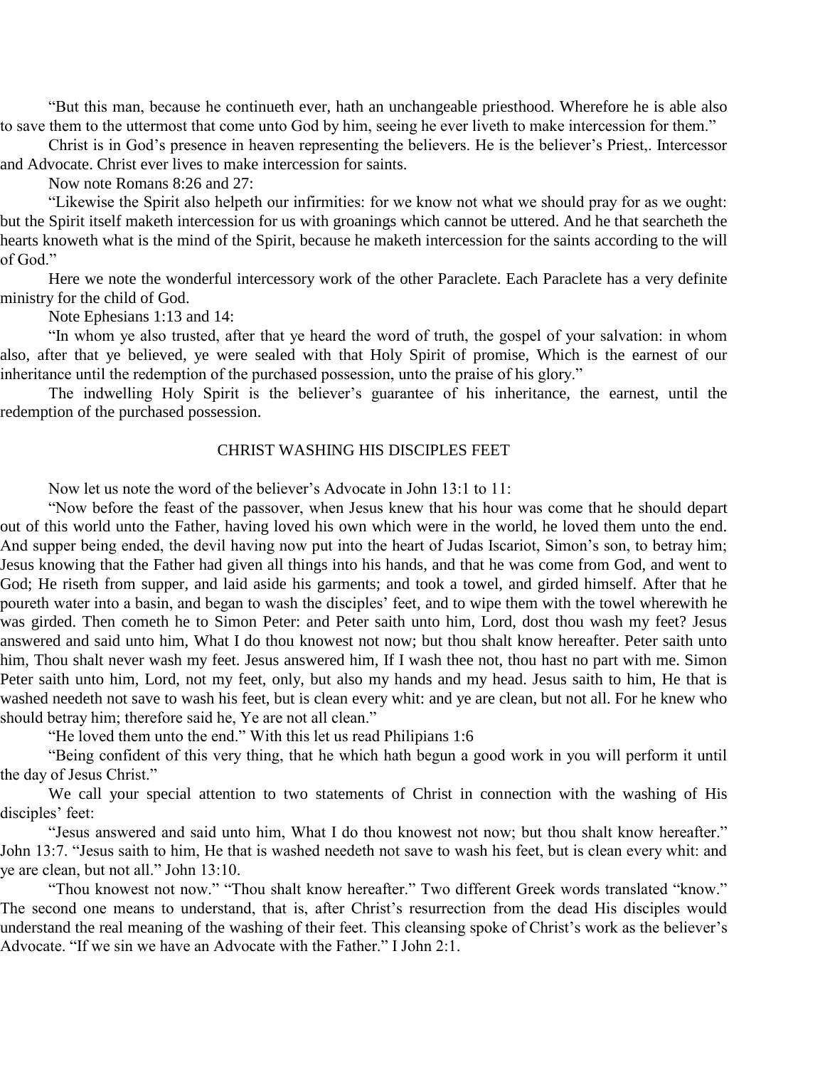"But this man, because he continueth ever, hath an unchangeable priesthood. Wherefore he is able also to save them to the uttermost that come unto God by him, seeing he ever liveth to make intercession for them."

Christ is in God's presence in heaven representing the believers. He is the believer's Priest,. Intercessor and Advocate. Christ ever lives to make intercession for saints.

Now note Romans 8:26 and 27:

"Likewise the Spirit also helpeth our infirmities: for we know not what we should pray for as we ought: but the Spirit itself maketh intercession for us with groanings which cannot be uttered. And he that searcheth the hearts knoweth what is the mind of the Spirit, because he maketh intercession for the saints according to the will of God."

Here we note the wonderful intercessory work of the other Paraclete. Each Paraclete has a very definite ministry for the child of God.

Note Ephesians 1:13 and 14:

"In whom ye also trusted, after that ye heard the word of truth, the gospel of your salvation: in whom also, after that ye believed, ye were sealed with that Holy Spirit of promise, Which is the earnest of our inheritance until the redemption of the purchased possession, unto the praise of his glory."

The indwelling Holy Spirit is the believer's guarantee of his inheritance, the earnest, until the redemption of the purchased possession.

## CHRIST WASHING HIS DISCIPLES FEET

Now let us note the word of the believer's Advocate in John 13:1 to 11:

"Now before the feast of the passover, when Jesus knew that his hour was come that he should depart out of this world unto the Father, having loved his own which were in the world, he loved them unto the end. And supper being ended, the devil having now put into the heart of Judas Iscariot, Simon's son, to betray him; Jesus knowing that the Father had given all things into his hands, and that he was come from God, and went to God; He riseth from supper, and laid aside his garments; and took a towel, and girded himself. After that he poureth water into a basin, and began to wash the disciples' feet, and to wipe them with the towel wherewith he was girded. Then cometh he to Simon Peter: and Peter saith unto him, Lord, dost thou wash my feet? Jesus answered and said unto him, What I do thou knowest not now; but thou shalt know hereafter. Peter saith unto him, Thou shalt never wash my feet. Jesus answered him, If I wash thee not, thou hast no part with me. Simon Peter saith unto him, Lord, not my feet, only, but also my hands and my head. Jesus saith to him, He that is washed needeth not save to wash his feet, but is clean every whit: and ye are clean, but not all. For he knew who should betray him; therefore said he, Ye are not all clean."

"He loved them unto the end." With this let us read Philipians 1:6

"Being confident of this very thing, that he which hath begun a good work in you will perform it until the day of Jesus Christ."

We call your special attention to two statements of Christ in connection with the washing of His disciples' feet:

"Jesus answered and said unto him, What I do thou knowest not now; but thou shalt know hereafter." John 13:7. "Jesus saith to him, He that is washed needeth not save to wash his feet, but is clean every whit: and ye are clean, but not all." John 13:10.

"Thou knowest not now." "Thou shalt know hereafter." Two different Greek words translated "know." The second one means to understand, that is, after Christ's resurrection from the dead His disciples would understand the real meaning of the washing of their feet. This cleansing spoke of Christ's work as the believer's Advocate. "If we sin we have an Advocate with the Father." I John 2:1.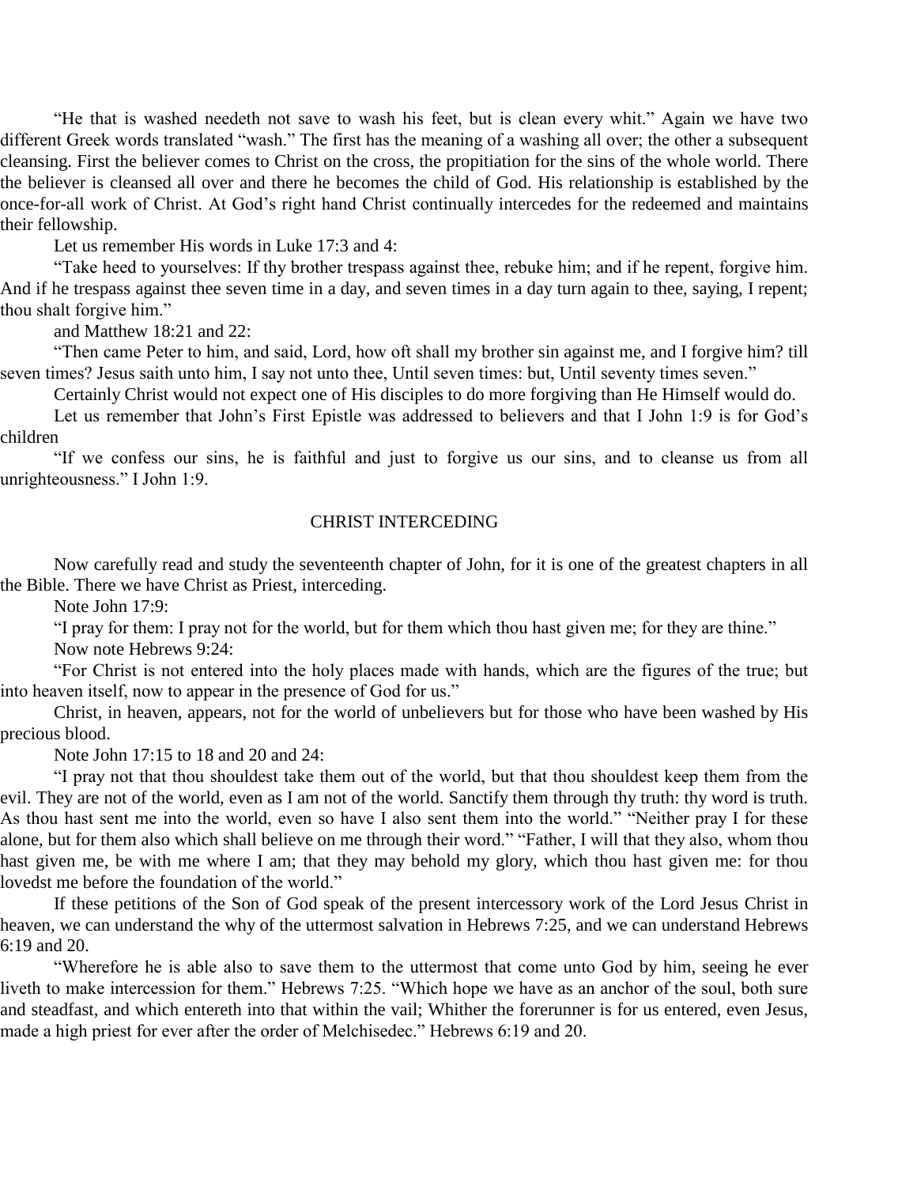"He that is washed needeth not save to wash his feet, but is clean every whit." Again we have two different Greek words translated "wash." The first has the meaning of a washing all over; the other a subsequent cleansing. First the believer comes to Christ on the cross, the propitiation for the sins of the whole world. There the believer is cleansed all over and there he becomes the child of God. His relationship is established by the once-for-all work of Christ. At God's right hand Christ continually intercedes for the redeemed and maintains their fellowship.

Let us remember His words in Luke 17:3 and 4:

"Take heed to yourselves: If thy brother trespass against thee, rebuke him; and if he repent, forgive him. And if he trespass against thee seven time in a day, and seven times in a day turn again to thee, saying, I repent; thou shalt forgive him."

and Matthew 18:21 and 22:

"Then came Peter to him, and said, Lord, how oft shall my brother sin against me, and I forgive him? till seven times? Jesus saith unto him, I say not unto thee, Until seven times: but, Until seventy times seven."

Certainly Christ would not expect one of His disciples to do more forgiving than He Himself would do.

Let us remember that John's First Epistle was addressed to believers and that I John 1:9 is for God's children

"If we confess our sins, he is faithful and just to forgive us our sins, and to cleanse us from all unrighteousness." I John 1:9.

## CHRIST INTERCEDING

Now carefully read and study the seventeenth chapter of John, for it is one of the greatest chapters in all the Bible. There we have Christ as Priest, interceding.

Note John 17:9:

"I pray for them: I pray not for the world, but for them which thou hast given me; for they are thine."

Now note Hebrews 9:24:

"For Christ is not entered into the holy places made with hands, which are the figures of the true; but into heaven itself, now to appear in the presence of God for us."

Christ, in heaven, appears, not for the world of unbelievers but for those who have been washed by His precious blood.

Note John 17:15 to 18 and 20 and 24:

"I pray not that thou shouldest take them out of the world, but that thou shouldest keep them from the evil. They are not of the world, even as I am not of the world. Sanctify them through thy truth: thy word is truth. As thou hast sent me into the world, even so have I also sent them into the world." "Neither pray I for these alone, but for them also which shall believe on me through their word." "Father, I will that they also, whom thou hast given me, be with me where I am; that they may behold my glory, which thou hast given me: for thou lovedst me before the foundation of the world."

If these petitions of the Son of God speak of the present intercessory work of the Lord Jesus Christ in heaven, we can understand the why of the uttermost salvation in Hebrews 7:25, and we can understand Hebrews 6:19 and 20.

"Wherefore he is able also to save them to the uttermost that come unto God by him, seeing he ever liveth to make intercession for them." Hebrews 7:25. "Which hope we have as an anchor of the soul, both sure and steadfast, and which entereth into that within the vail; Whither the forerunner is for us entered, even Jesus, made a high priest for ever after the order of Melchisedec." Hebrews 6:19 and 20.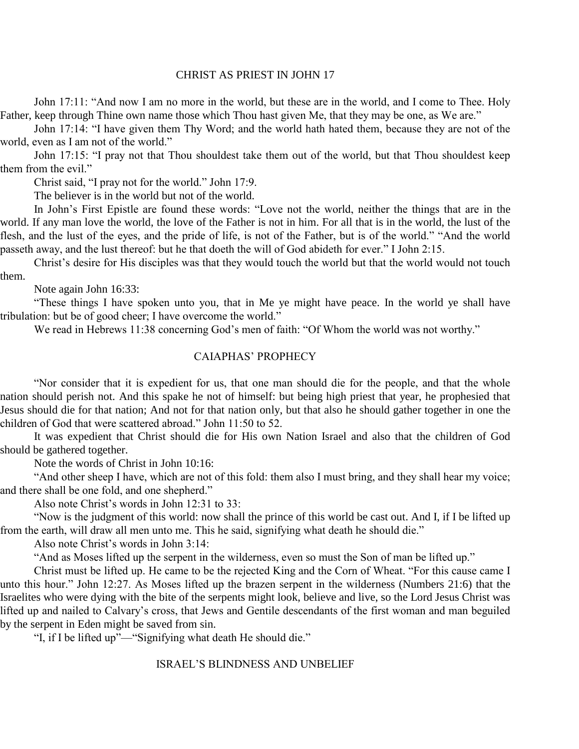## CHRIST AS PRIEST IN JOHN 17

John 17:11: "And now I am no more in the world, but these are in the world, and I come to Thee. Holy Father, keep through Thine own name those which Thou hast given Me, that they may be one, as We are."

John 17:14: "I have given them Thy Word; and the world hath hated them, because they are not of the world, even as I am not of the world."

John 17:15: "I pray not that Thou shouldest take them out of the world, but that Thou shouldest keep them from the evil."

Christ said, "I pray not for the world." John 17:9.

The believer is in the world but not of the world.

In John's First Epistle are found these words: "Love not the world, neither the things that are in the world. If any man love the world, the love of the Father is not in him. For all that is in the world, the lust of the flesh, and the lust of the eyes, and the pride of life, is not of the Father, but is of the world." "And the world passeth away, and the lust thereof: but he that doeth the will of God abideth for ever." I John 2:15.

Christ's desire for His disciples was that they would touch the world but that the world would not touch them.

Note again John 16:33:

"These things I have spoken unto you, that in Me ye might have peace. In the world ye shall have tribulation: but be of good cheer; I have overcome the world."

We read in Hebrews 11:38 concerning God's men of faith: "Of Whom the world was not worthy."

## CAIAPHAS' PROPHECY

"Nor consider that it is expedient for us, that one man should die for the people, and that the whole nation should perish not. And this spake he not of himself: but being high priest that year, he prophesied that Jesus should die for that nation; And not for that nation only, but that also he should gather together in one the children of God that were scattered abroad." John 11:50 to 52.

It was expedient that Christ should die for His own Nation Israel and also that the children of God should be gathered together.

Note the words of Christ in John 10:16:

"And other sheep I have, which are not of this fold: them also I must bring, and they shall hear my voice; and there shall be one fold, and one shepherd."

Also note Christ's words in John 12:31 to 33:

"Now is the judgment of this world: now shall the prince of this world be cast out. And I, if I be lifted up from the earth, will draw all men unto me. This he said, signifying what death he should die."

Also note Christ's words in John 3:14:

"And as Moses lifted up the serpent in the wilderness, even so must the Son of man be lifted up."

Christ must be lifted up. He came to be the rejected King and the Corn of Wheat. "For this cause came I unto this hour." John 12:27. As Moses lifted up the brazen serpent in the wilderness (Numbers 21:6) that the Israelites who were dying with the bite of the serpents might look, believe and live, so the Lord Jesus Christ was lifted up and nailed to Calvary's cross, that Jews and Gentile descendants of the first woman and man beguiled by the serpent in Eden might be saved from sin.

"I, if I be lifted up"—"Signifying what death He should die."

## ISRAEL'S BLINDNESS AND UNBELIEF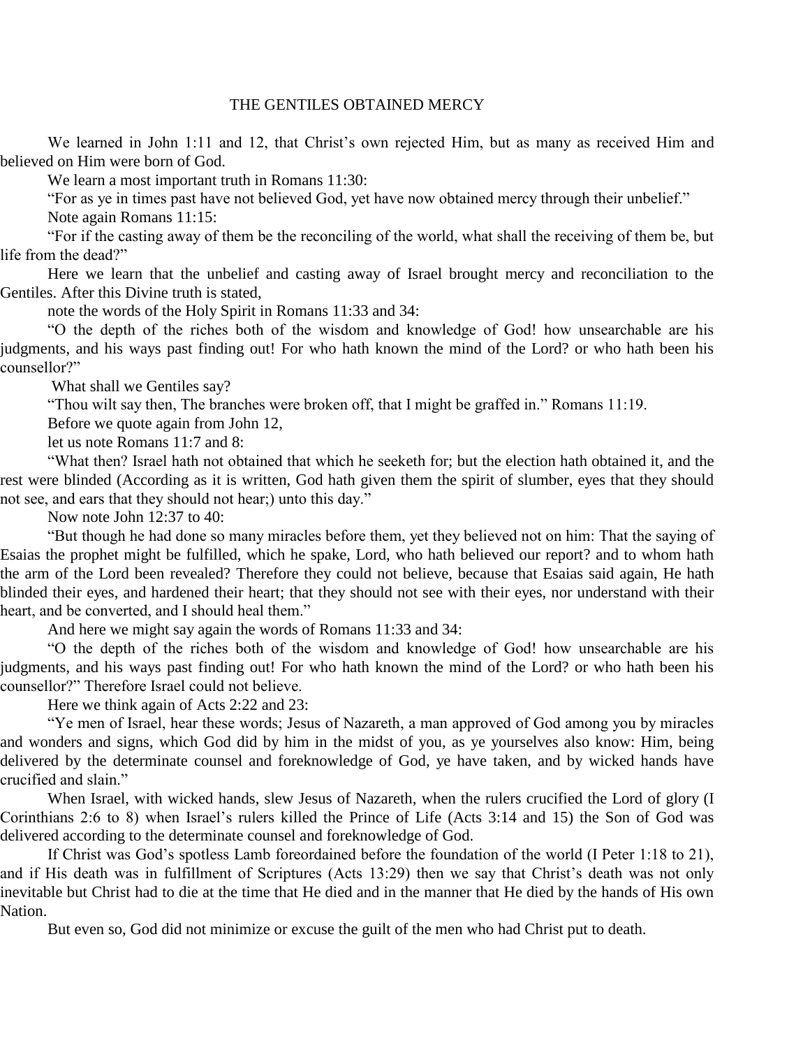# THE GENTILES OBTAINED MERCY

We learned in John 1:11 and 12, that Christ's own rejected Him, but as many as received Him and believed on Him were born of God.

We learn a most important truth in Romans 11:30:

"For as ye in times past have not believed God, yet have now obtained mercy through their unbelief."

Note again Romans 11:15:

"For if the casting away of them be the reconciling of the world, what shall the receiving of them be, but life from the dead?"

Here we learn that the unbelief and casting away of Israel brought mercy and reconciliation to the Gentiles. After this Divine truth is stated,

note the words of the Holy Spirit in Romans 11:33 and 34:

"O the depth of the riches both of the wisdom and knowledge of God! how unsearchable are his judgments, and his ways past finding out! For who hath known the mind of the Lord? or who hath been his counsellor?"

What shall we Gentiles say?

"Thou wilt say then, The branches were broken off, that I might be graffed in." Romans 11:19.

Before we quote again from John 12,

let us note Romans 11:7 and 8:

"What then? Israel hath not obtained that which he seeketh for; but the election hath obtained it, and the rest were blinded (According as it is written, God hath given them the spirit of slumber, eyes that they should not see, and ears that they should not hear;) unto this day."

Now note John 12:37 to 40:

"But though he had done so many miracles before them, yet they believed not on him: That the saying of Esaias the prophet might be fulfilled, which he spake, Lord, who hath believed our report? and to whom hath the arm of the Lord been revealed? Therefore they could not believe, because that Esaias said again, He hath blinded their eyes, and hardened their heart; that they should not see with their eyes, nor understand with their heart, and be converted, and I should heal them."

And here we might say again the words of Romans 11:33 and 34:

"O the depth of the riches both of the wisdom and knowledge of God! how unsearchable are his judgments, and his ways past finding out! For who hath known the mind of the Lord? or who hath been his counsellor?" Therefore Israel could not believe.

Here we think again of Acts 2:22 and 23:

"Ye men of Israel, hear these words; Jesus of Nazareth, a man approved of God among you by miracles and wonders and signs, which God did by him in the midst of you, as ye yourselves also know: Him, being delivered by the determinate counsel and foreknowledge of God, ye have taken, and by wicked hands have crucified and slain."

When Israel, with wicked hands, slew Jesus of Nazareth, when the rulers crucified the Lord of glory (I Corinthians 2:6 to 8) when Israel's rulers killed the Prince of Life (Acts 3:14 and 15) the Son of God was delivered according to the determinate counsel and foreknowledge of God.

If Christ was God's spotless Lamb foreordained before the foundation of the world (I Peter 1:18 to 21), and if His death was in fulfillment of Scriptures (Acts 13:29) then we say that Christ's death was not only inevitable but Christ had to die at the time that He died and in the manner that He died by the hands of His own Nation.

But even so, God did not minimize or excuse the guilt of the men who had Christ put to death.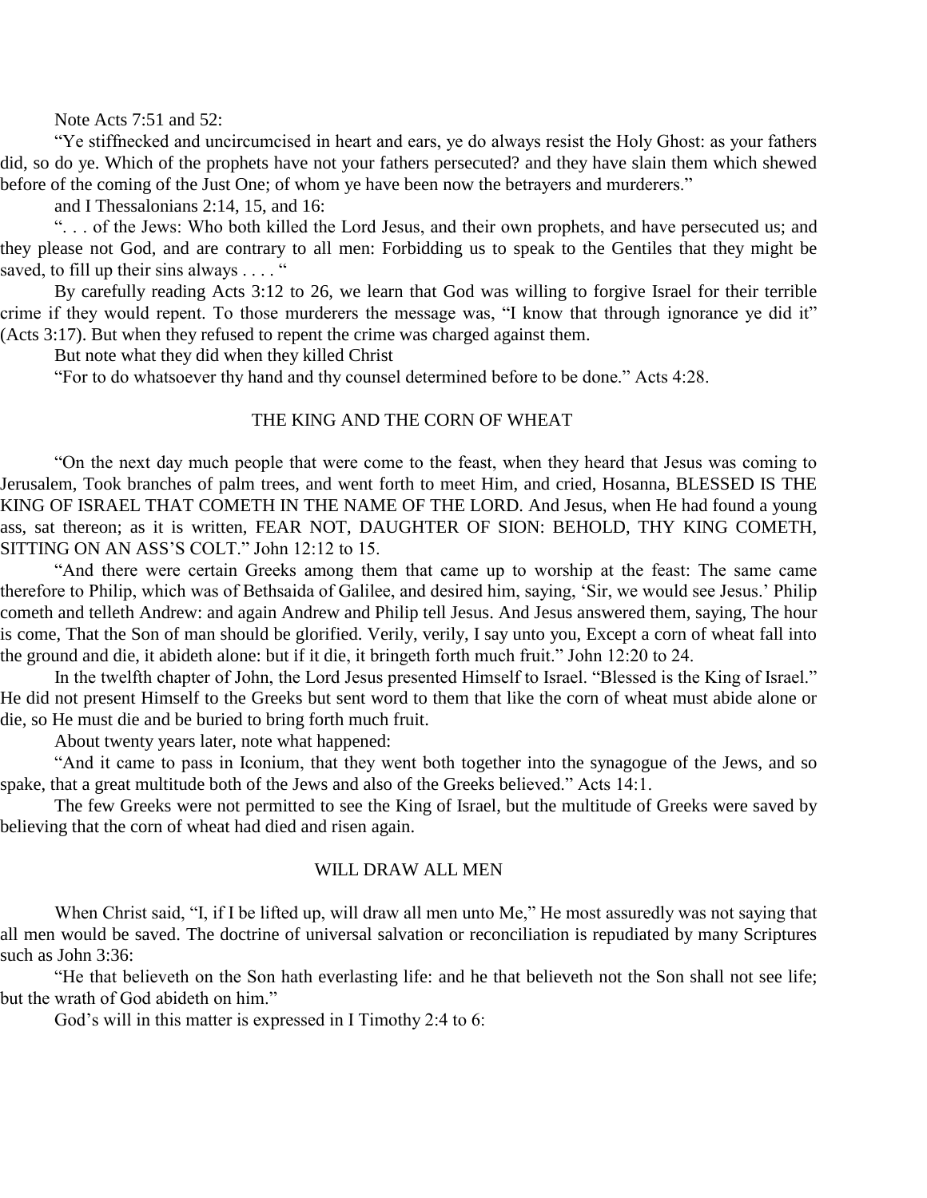Note Acts 7:51 and 52:

"Ye stiffnecked and uncircumcised in heart and ears, ye do always resist the Holy Ghost: as your fathers did, so do ye. Which of the prophets have not your fathers persecuted? and they have slain them which shewed before of the coming of the Just One; of whom ye have been now the betrayers and murderers."

and I Thessalonians 2:14, 15, and 16:

". . . of the Jews: Who both killed the Lord Jesus, and their own prophets, and have persecuted us; and they please not God, and are contrary to all men: Forbidding us to speak to the Gentiles that they might be saved, to fill up their sins always . . . . "

By carefully reading Acts 3:12 to 26, we learn that God was willing to forgive Israel for their terrible crime if they would repent. To those murderers the message was, "I know that through ignorance ye did it" (Acts 3:17). But when they refused to repent the crime was charged against them.

But note what they did when they killed Christ

"For to do whatsoever thy hand and thy counsel determined before to be done." Acts 4:28.

## THE KING AND THE CORN OF WHEAT

"On the next day much people that were come to the feast, when they heard that Jesus was coming to Jerusalem, Took branches of palm trees, and went forth to meet Him, and cried, Hosanna, BLESSED IS THE KING OF ISRAEL THAT COMETH IN THE NAME OF THE LORD. And Jesus, when He had found a young ass, sat thereon; as it is written, FEAR NOT, DAUGHTER OF SION: BEHOLD, THY KING COMETH, SITTING ON AN ASS'S COLT." John 12:12 to 15.

"And there were certain Greeks among them that came up to worship at the feast: The same came therefore to Philip, which was of Bethsaida of Galilee, and desired him, saying, 'Sir, we would see Jesus.' Philip cometh and telleth Andrew: and again Andrew and Philip tell Jesus. And Jesus answered them, saying, The hour is come, That the Son of man should be glorified. Verily, verily, I say unto you, Except a corn of wheat fall into the ground and die, it abideth alone: but if it die, it bringeth forth much fruit." John 12:20 to 24.

In the twelfth chapter of John, the Lord Jesus presented Himself to Israel. "Blessed is the King of Israel." He did not present Himself to the Greeks but sent word to them that like the corn of wheat must abide alone or die, so He must die and be buried to bring forth much fruit.

About twenty years later, note what happened:

"And it came to pass in Iconium, that they went both together into the synagogue of the Jews, and so spake, that a great multitude both of the Jews and also of the Greeks believed." Acts 14:1.

The few Greeks were not permitted to see the King of Israel, but the multitude of Greeks were saved by believing that the corn of wheat had died and risen again.

## WILL DRAW ALL MEN

When Christ said, "I, if I be lifted up, will draw all men unto Me," He most assuredly was not saying that all men would be saved. The doctrine of universal salvation or reconciliation is repudiated by many Scriptures such as John 3:36:

"He that believeth on the Son hath everlasting life: and he that believeth not the Son shall not see life; but the wrath of God abideth on him."

God's will in this matter is expressed in I Timothy 2:4 to 6: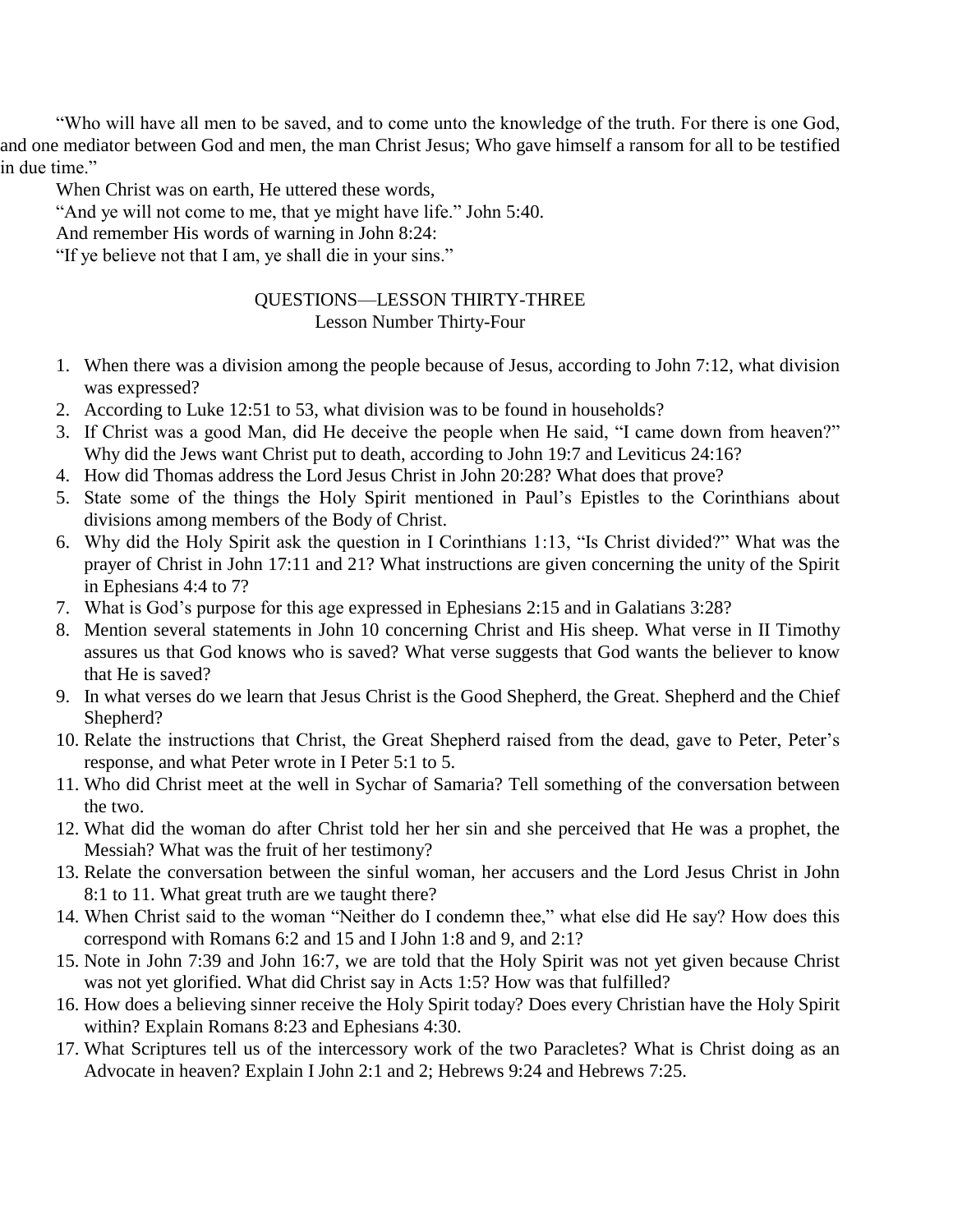"Who will have all men to be saved, and to come unto the knowledge of the truth. For there is one God, and one mediator between God and men, the man Christ Jesus; Who gave himself a ransom for all to be testified in due time."

When Christ was on earth, He uttered these words,

"And ye will not come to me, that ye might have life." John 5:40.

And remember His words of warning in John 8:24:

"If ye believe not that I am, ye shall die in your sins."

## QUESTIONS—LESSON THIRTY-THREE

### Lesson Number Thirty-Four

1. When there was a division among the people because of Jesus, according to John 7:12, what division was expressed?
2. According to Luke 12:51 to 53, what division was to be found in households?
3. If Christ was a good Man, did He deceive the people when He said, "I came down from heaven?" Why did the Jews want Christ put to death, according to John 19:7 and Leviticus 24:16?
4. How did Thomas address the Lord Jesus Christ in John 20:28? What does that prove?
5. State some of the things the Holy Spirit mentioned in Paul's Epistles to the Corinthians about divisions among members of the Body of Christ.
6. Why did the Holy Spirit ask the question in I Corinthians 1:13, "Is Christ divided?" What was the prayer of Christ in John 17:11 and 21? What instructions are given concerning the unity of the Spirit in Ephesians 4:4 to 7?
7. What is God's purpose for this age expressed in Ephesians 2:15 and in Galatians 3:28?
8. Mention several statements in John 10 concerning Christ and His sheep. What verse in II Timothy assures us that God knows who is saved? What verse suggests that God wants the believer to know that He is saved?
9. In what verses do we learn that Jesus Christ is the Good Shepherd, the Great. Shepherd and the Chief Shepherd?
10. Relate the instructions that Christ, the Great Shepherd raised from the dead, gave to Peter, Peter's response, and what Peter wrote in I Peter 5:1 to 5.
11. Who did Christ meet at the well in Sychar of Samaria? Tell something of the conversation between the two.
12. What did the woman do after Christ told her her sin and she perceived that He was a prophet, the Messiah? What was the fruit of her testimony?
13. Relate the conversation between the sinful woman, her accusers and the Lord Jesus Christ in John 8:1 to 11. What great truth are we taught there?
14. When Christ said to the woman "Neither do I condemn thee," what else did He say? How does this correspond with Romans 6:2 and 15 and I John 1:8 and 9, and 2:1?
15. Note in John 7:39 and John 16:7, we are told that the Holy Spirit was not yet given because Christ was not yet glorified. What did Christ say in Acts 1:5? How was that fulfilled?
16. How does a believing sinner receive the Holy Spirit today? Does every Christian have the Holy Spirit within? Explain Romans 8:23 and Ephesians 4:30.
17. What Scriptures tell us of the intercessory work of the two Paracletes? What is Christ doing as an Advocate in heaven? Explain I John 2:1 and 2; Hebrews 9:24 and Hebrews 7:25.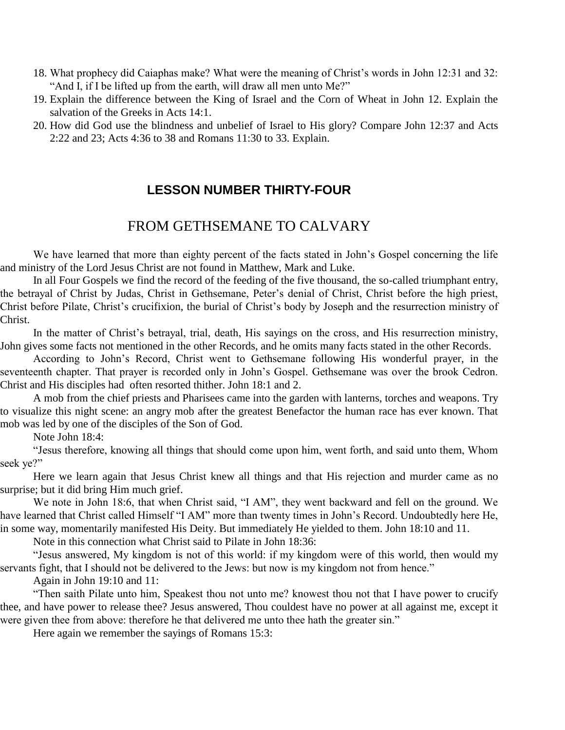18. What prophecy did Caiaphas make? What were the meaning of Christ's words in John 12:31 and 32: "And I, if I be lifted up from the earth, will draw all men unto Me?"
19. Explain the difference between the King of Israel and the Corn of Wheat in John 12. Explain the salvation of the Greeks in Acts 14:1.
20. How did God use the blindness and unbelief of Israel to His glory? Compare John 12:37 and Acts 2:22 and 23; Acts 4:36 to 38 and Romans 11:30 to 33. Explain.

## LESSON NUMBER THIRTY-FOUR

# FROM GETHSEMANE TO CALVARY

We have learned that more than eighty percent of the facts stated in John's Gospel concerning the life and ministry of the Lord Jesus Christ are not found in Matthew, Mark and Luke.

In all Four Gospels we find the record of the feeding of the five thousand, the so-called triumphant entry, the betrayal of Christ by Judas, Christ in Gethsemane, Peter's denial of Christ, Christ before the high priest, Christ before Pilate, Christ's crucifixion, the burial of Christ's body by Joseph and the resurrection ministry of Christ.

In the matter of Christ's betrayal, trial, death, His sayings on the cross, and His resurrection ministry, John gives some facts not mentioned in the other Records, and he omits many facts stated in the other Records.

According to John's Record, Christ went to Gethsemane following His wonderful prayer, in the seventeenth chapter. That prayer is recorded only in John's Gospel. Gethsemane was over the brook Cedron. Christ and His disciples had often resorted thither. John 18:1 and 2.

A mob from the chief priests and Pharisees came into the garden with lanterns, torches and weapons. Try to visualize this night scene: an angry mob after the greatest Benefactor the human race has ever known. That mob was led by one of the disciples of the Son of God.

Note John 18:4:

"Jesus therefore, knowing all things that should come upon him, went forth, and said unto them, Whom seek ye?"

Here we learn again that Jesus Christ knew all things and that His rejection and murder came as no surprise; but it did bring Him much grief.

We note in John 18:6, that when Christ said, "I AM", they went backward and fell on the ground. We have learned that Christ called Himself "I AM" more than twenty times in John's Record. Undoubtedly here He, in some way, momentarily manifested His Deity. But immediately He yielded to them. John 18:10 and 11.

Note in this connection what Christ said to Pilate in John 18:36:

"Jesus answered, My kingdom is not of this world: if my kingdom were of this world, then would my servants fight, that I should not be delivered to the Jews: but now is my kingdom not from hence."

Again in John 19:10 and 11:

"Then saith Pilate unto him, Speakest thou not unto me? knowest thou not that I have power to crucify thee, and have power to release thee? Jesus answered, Thou couldest have no power at all against me, except it were given thee from above: therefore he that delivered me unto thee hath the greater sin."

Here again we remember the sayings of Romans 15:3: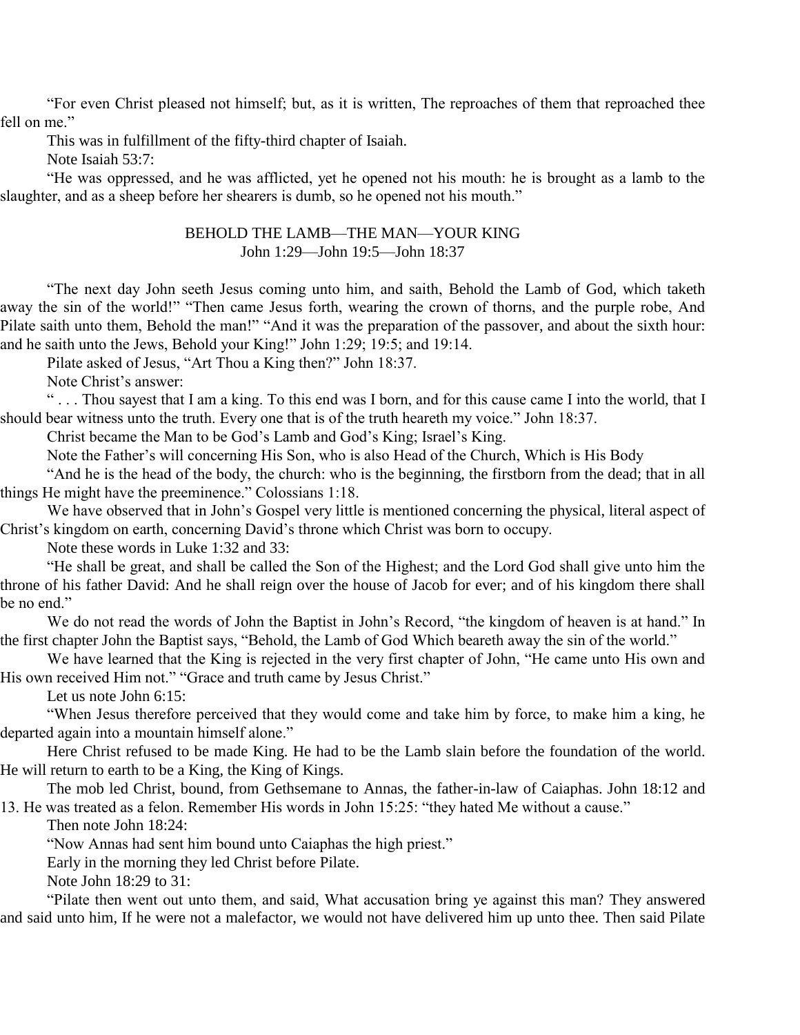"For even Christ pleased not himself; but, as it is written, The reproaches of them that reproached thee fell on me."

This was in fulfillment of the fifty-third chapter of Isaiah.

Note Isaiah 53:7:

"He was oppressed, and he was afflicted, yet he opened not his mouth: he is brought as a lamb to the slaughter, and as a sheep before her shearers is dumb, so he opened not his mouth."

## BEHOLD THE LAMB—THE MAN—YOUR KING
John 1:29—John 19:5—John 18:37

"The next day John seeth Jesus coming unto him, and saith, Behold the Lamb of God, which taketh away the sin of the world!" "Then came Jesus forth, wearing the crown of thorns, and the purple robe, And Pilate saith unto them, Behold the man!" "And it was the preparation of the passover, and about the sixth hour: and he saith unto the Jews, Behold your King!" John 1:29; 19:5; and 19:14.

Pilate asked of Jesus, "Art Thou a King then?" John 18:37.

Note Christ's answer:

" . . . Thou sayest that I am a king. To this end was I born, and for this cause came I into the world, that I should bear witness unto the truth. Every one that is of the truth heareth my voice." John 18:37.

Christ became the Man to be God's Lamb and God's King; Israel's King.

Note the Father's will concerning His Son, who is also Head of the Church, Which is His Body

"And he is the head of the body, the church: who is the beginning, the firstborn from the dead; that in all things He might have the preeminence." Colossians 1:18.

We have observed that in John's Gospel very little is mentioned concerning the physical, literal aspect of Christ's kingdom on earth, concerning David's throne which Christ was born to occupy.

Note these words in Luke 1:32 and 33:

"He shall be great, and shall be called the Son of the Highest; and the Lord God shall give unto him the throne of his father David: And he shall reign over the house of Jacob for ever; and of his kingdom there shall be no end."

We do not read the words of John the Baptist in John's Record, "the kingdom of heaven is at hand." In the first chapter John the Baptist says, "Behold, the Lamb of God Which beareth away the sin of the world."

We have learned that the King is rejected in the very first chapter of John, "He came unto His own and His own received Him not." "Grace and truth came by Jesus Christ."

Let us note John 6:15:

"When Jesus therefore perceived that they would come and take him by force, to make him a king, he departed again into a mountain himself alone."

Here Christ refused to be made King. He had to be the Lamb slain before the foundation of the world. He will return to earth to be a King, the King of Kings.

The mob led Christ, bound, from Gethsemane to Annas, the father-in-law of Caiaphas. John 18:12 and 13. He was treated as a felon. Remember His words in John 15:25: "they hated Me without a cause."

Then note John 18:24:

"Now Annas had sent him bound unto Caiaphas the high priest."

Early in the morning they led Christ before Pilate.

Note John 18:29 to 31:

"Pilate then went out unto them, and said, What accusation bring ye against this man? They answered and said unto him, If he were not a malefactor, we would not have delivered him up unto thee. Then said Pilate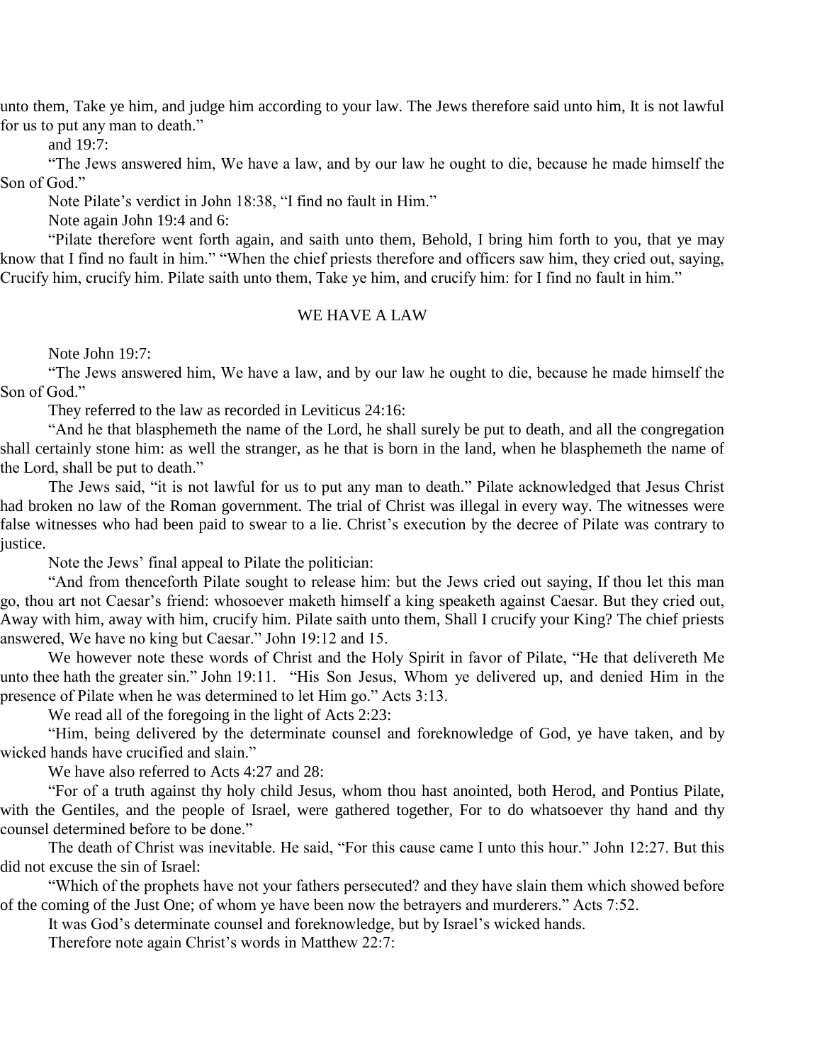unto them, Take ye him, and judge him according to your law. The Jews therefore said unto him, It is not lawful for us to put any man to death."

and 19:7:

"The Jews answered him, We have a law, and by our law he ought to die, because he made himself the Son of God."

Note Pilate's verdict in John 18:38, "I find no fault in Him."

Note again John 19:4 and 6:

"Pilate therefore went forth again, and saith unto them, Behold, I bring him forth to you, that ye may know that I find no fault in him." "When the chief priests therefore and officers saw him, they cried out, saying, Crucify him, crucify him. Pilate saith unto them, Take ye him, and crucify him: for I find no fault in him."

## WE HAVE A LAW

Note John 19:7:

"The Jews answered him, We have a law, and by our law he ought to die, because he made himself the Son of God."

They referred to the law as recorded in Leviticus 24:16:

"And he that blasphemeth the name of the Lord, he shall surely be put to death, and all the congregation shall certainly stone him: as well the stranger, as he that is born in the land, when he blasphemeth the name of the Lord, shall be put to death."

The Jews said, "it is not lawful for us to put any man to death." Pilate acknowledged that Jesus Christ had broken no law of the Roman government. The trial of Christ was illegal in every way. The witnesses were false witnesses who had been paid to swear to a lie. Christ's execution by the decree of Pilate was contrary to justice.

Note the Jews' final appeal to Pilate the politician:

"And from thenceforth Pilate sought to release him: but the Jews cried out saying, If thou let this man go, thou art not Caesar's friend: whosoever maketh himself a king speaketh against Caesar. But they cried out, Away with him, away with him, crucify him. Pilate saith unto them, Shall I crucify your King? The chief priests answered, We have no king but Caesar." John 19:12 and 15.

We however note these words of Christ and the Holy Spirit in favor of Pilate, "He that delivereth Me unto thee hath the greater sin." John 19:11. "His Son Jesus, Whom ye delivered up, and denied Him in the presence of Pilate when he was determined to let Him go." Acts 3:13.

We read all of the foregoing in the light of Acts 2:23:

"Him, being delivered by the determinate counsel and foreknowledge of God, ye have taken, and by wicked hands have crucified and slain."

We have also referred to Acts 4:27 and 28:

"For of a truth against thy holy child Jesus, whom thou hast anointed, both Herod, and Pontius Pilate, with the Gentiles, and the people of Israel, were gathered together, For to do whatsoever thy hand and thy counsel determined before to be done."

The death of Christ was inevitable. He said, "For this cause came I unto this hour." John 12:27. But this did not excuse the sin of Israel:

"Which of the prophets have not your fathers persecuted? and they have slain them which showed before of the coming of the Just One; of whom ye have been now the betrayers and murderers." Acts 7:52.

It was God's determinate counsel and foreknowledge, but by Israel's wicked hands.

Therefore note again Christ's words in Matthew 22:7: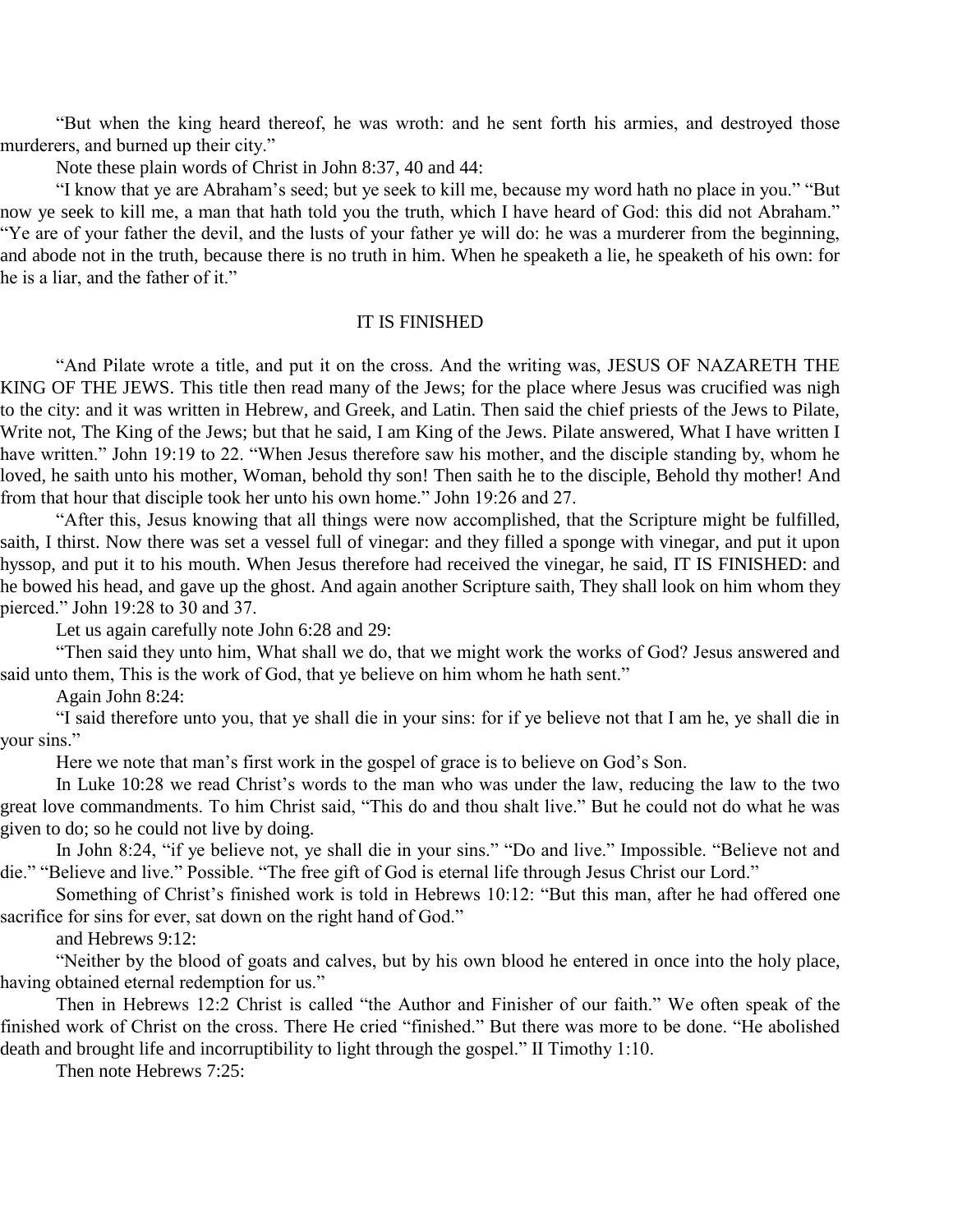"But when the king heard thereof, he was wroth: and he sent forth his armies, and destroyed those murderers, and burned up their city."

Note these plain words of Christ in John 8:37, 40 and 44:

"I know that ye are Abraham's seed; but ye seek to kill me, because my word hath no place in you." "But now ye seek to kill me, a man that hath told you the truth, which I have heard of God: this did not Abraham." "Ye are of your father the devil, and the lusts of your father ye will do: he was a murderer from the beginning, and abode not in the truth, because there is no truth in him. When he speaketh a lie, he speaketh of his own: for he is a liar, and the father of it."

## IT IS FINISHED

"And Pilate wrote a title, and put it on the cross. And the writing was, JESUS OF NAZARETH THE KING OF THE JEWS. This title then read many of the Jews; for the place where Jesus was crucified was nigh to the city: and it was written in Hebrew, and Greek, and Latin. Then said the chief priests of the Jews to Pilate, Write not, The King of the Jews; but that he said, I am King of the Jews. Pilate answered, What I have written I have written." John 19:19 to 22. "When Jesus therefore saw his mother, and the disciple standing by, whom he loved, he saith unto his mother, Woman, behold thy son! Then saith he to the disciple, Behold thy mother! And from that hour that disciple took her unto his own home." John 19:26 and 27.

"After this, Jesus knowing that all things were now accomplished, that the Scripture might be fulfilled, saith, I thirst. Now there was set a vessel full of vinegar: and they filled a sponge with vinegar, and put it upon hyssop, and put it to his mouth. When Jesus therefore had received the vinegar, he said, IT IS FINISHED: and he bowed his head, and gave up the ghost. And again another Scripture saith, They shall look on him whom they pierced." John 19:28 to 30 and 37.

Let us again carefully note John 6:28 and 29:

"Then said they unto him, What shall we do, that we might work the works of God? Jesus answered and said unto them, This is the work of God, that ye believe on him whom he hath sent."

Again John 8:24:

"I said therefore unto you, that ye shall die in your sins: for if ye believe not that I am he, ye shall die in your sins."

Here we note that man's first work in the gospel of grace is to believe on God's Son.

In Luke 10:28 we read Christ's words to the man who was under the law, reducing the law to the two great love commandments. To him Christ said, "This do and thou shalt live." But he could not do what he was given to do; so he could not live by doing.

In John 8:24, "if ye believe not, ye shall die in your sins." "Do and live." Impossible. "Believe not and die." "Believe and live." Possible. "The free gift of God is eternal life through Jesus Christ our Lord."

Something of Christ's finished work is told in Hebrews 10:12: "But this man, after he had offered one sacrifice for sins for ever, sat down on the right hand of God."

and Hebrews 9:12:

"Neither by the blood of goats and calves, but by his own blood he entered in once into the holy place, having obtained eternal redemption for us."

Then in Hebrews 12:2 Christ is called "the Author and Finisher of our faith." We often speak of the finished work of Christ on the cross. There He cried "finished." But there was more to be done. "He abolished death and brought life and incorruptibility to light through the gospel." II Timothy 1:10.

Then note Hebrews 7:25: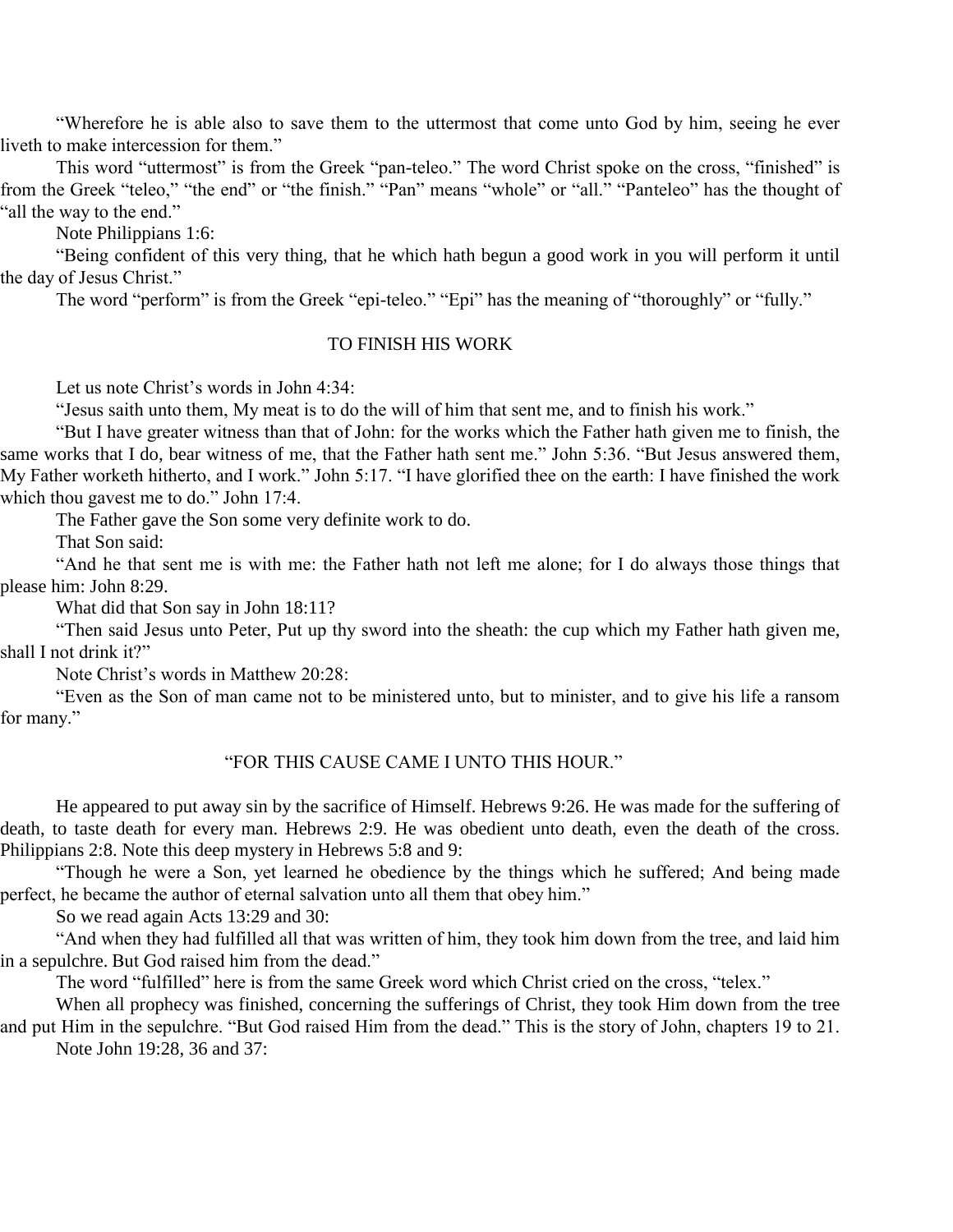"Wherefore he is able also to save them to the uttermost that come unto God by him, seeing he ever liveth to make intercession for them."

This word "uttermost" is from the Greek "pan-teleo." The word Christ spoke on the cross, "finished" is from the Greek "teleo," "the end" or "the finish." "Pan" means "whole" or "all." "Panteleo" has the thought of "all the way to the end."

Note Philippians 1:6:

"Being confident of this very thing, that he which hath begun a good work in you will perform it until the day of Jesus Christ."

The word "perform" is from the Greek "epi-teleo." "Epi" has the meaning of "thoroughly" or "fully."

## TO FINISH HIS WORK

Let us note Christ's words in John 4:34:

"Jesus saith unto them, My meat is to do the will of him that sent me, and to finish his work."

"But I have greater witness than that of John: for the works which the Father hath given me to finish, the same works that I do, bear witness of me, that the Father hath sent me." John 5:36. "But Jesus answered them, My Father worketh hitherto, and I work." John 5:17. "I have glorified thee on the earth: I have finished the work which thou gavest me to do." John 17:4.

The Father gave the Son some very definite work to do.

That Son said:

"And he that sent me is with me: the Father hath not left me alone; for I do always those things that please him: John 8:29.

What did that Son say in John 18:11?

"Then said Jesus unto Peter, Put up thy sword into the sheath: the cup which my Father hath given me, shall I not drink it?"

Note Christ's words in Matthew 20:28:

"Even as the Son of man came not to be ministered unto, but to minister, and to give his life a ransom for many."

## "FOR THIS CAUSE CAME I UNTO THIS HOUR."

He appeared to put away sin by the sacrifice of Himself. Hebrews 9:26. He was made for the suffering of death, to taste death for every man. Hebrews 2:9. He was obedient unto death, even the death of the cross. Philippians 2:8. Note this deep mystery in Hebrews 5:8 and 9:

"Though he were a Son, yet learned he obedience by the things which he suffered; And being made perfect, he became the author of eternal salvation unto all them that obey him."

So we read again Acts 13:29 and 30:

"And when they had fulfilled all that was written of him, they took him down from the tree, and laid him in a sepulchre. But God raised him from the dead."

The word "fulfilled" here is from the same Greek word which Christ cried on the cross, "telex."

When all prophecy was finished, concerning the sufferings of Christ, they took Him down from the tree and put Him in the sepulchre. "But God raised Him from the dead." This is the story of John, chapters 19 to 21.

Note John 19:28, 36 and 37: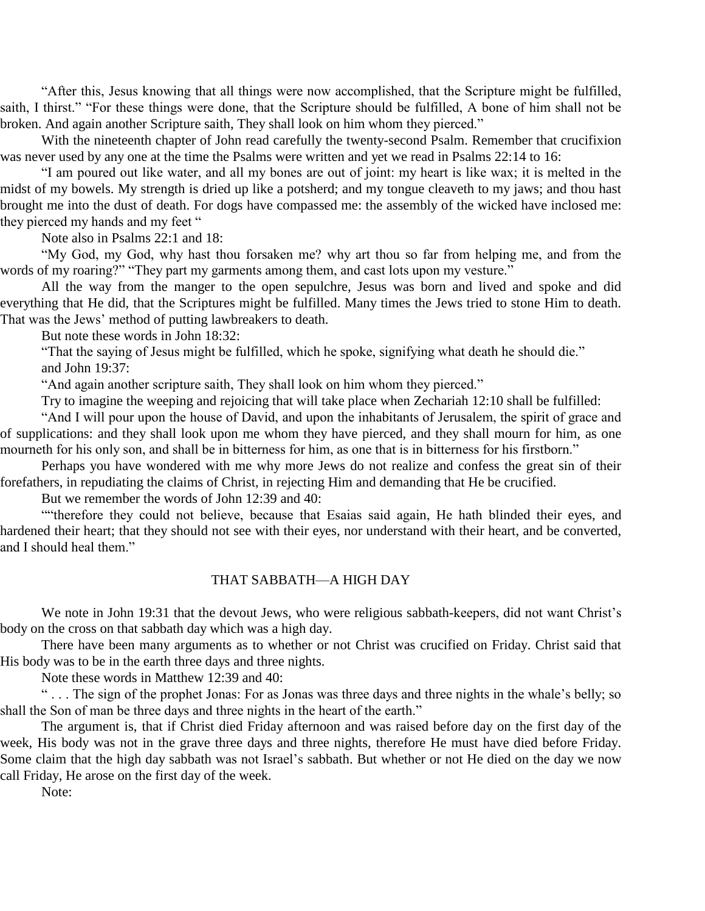"After this, Jesus knowing that all things were now accomplished, that the Scripture might be fulfilled, saith, I thirst." "For these things were done, that the Scripture should be fulfilled, A bone of him shall not be broken. And again another Scripture saith, They shall look on him whom they pierced."

With the nineteenth chapter of John read carefully the twenty-second Psalm. Remember that crucifixion was never used by any one at the time the Psalms were written and yet we read in Psalms 22:14 to 16:

"I am poured out like water, and all my bones are out of joint: my heart is like wax; it is melted in the midst of my bowels. My strength is dried up like a potsherd; and my tongue cleaveth to my jaws; and thou hast brought me into the dust of death. For dogs have compassed me: the assembly of the wicked have inclosed me: they pierced my hands and my feet "

Note also in Psalms 22:1 and 18:

"My God, my God, why hast thou forsaken me? why art thou so far from helping me, and from the words of my roaring?" "They part my garments among them, and cast lots upon my vesture."

All the way from the manger to the open sepulchre, Jesus was born and lived and spoke and did everything that He did, that the Scriptures might be fulfilled. Many times the Jews tried to stone Him to death. That was the Jews' method of putting lawbreakers to death.

But note these words in John 18:32:

"That the saying of Jesus might be fulfilled, which he spoke, signifying what death he should die."

and John 19:37:

"And again another scripture saith, They shall look on him whom they pierced."

Try to imagine the weeping and rejoicing that will take place when Zechariah 12:10 shall be fulfilled:

"And I will pour upon the house of David, and upon the inhabitants of Jerusalem, the spirit of grace and of supplications: and they shall look upon me whom they have pierced, and they shall mourn for him, as one mourneth for his only son, and shall be in bitterness for him, as one that is in bitterness for his firstborn."

Perhaps you have wondered with me why more Jews do not realize and confess the great sin of their forefathers, in repudiating the claims of Christ, in rejecting Him and demanding that He be crucified.

But we remember the words of John 12:39 and 40:

""therefore they could not believe, because that Esaias said again, He hath blinded their eyes, and hardened their heart; that they should not see with their eyes, nor understand with their heart, and be converted, and I should heal them."

## THAT SABBATH—A HIGH DAY

We note in John 19:31 that the devout Jews, who were religious sabbath-keepers, did not want Christ's body on the cross on that sabbath day which was a high day.

There have been many arguments as to whether or not Christ was crucified on Friday. Christ said that His body was to be in the earth three days and three nights.

Note these words in Matthew 12:39 and 40:

" . . . The sign of the prophet Jonas: For as Jonas was three days and three nights in the whale's belly; so shall the Son of man be three days and three nights in the heart of the earth."

The argument is, that if Christ died Friday afternoon and was raised before day on the first day of the week, His body was not in the grave three days and three nights, therefore He must have died before Friday. Some claim that the high day sabbath was not Israel's sabbath. But whether or not He died on the day we now call Friday, He arose on the first day of the week.

Note: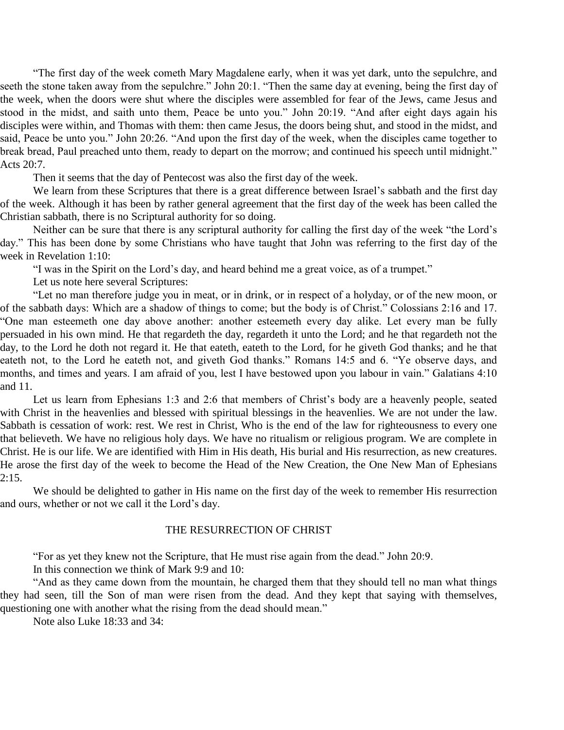"The first day of the week cometh Mary Magdalene early, when it was yet dark, unto the sepulchre, and seeth the stone taken away from the sepulchre." John 20:1. "Then the same day at evening, being the first day of the week, when the doors were shut where the disciples were assembled for fear of the Jews, came Jesus and stood in the midst, and saith unto them, Peace be unto you." John 20:19. "And after eight days again his disciples were within, and Thomas with them: then came Jesus, the doors being shut, and stood in the midst, and said, Peace be unto you." John 20:26. "And upon the first day of the week, when the disciples came together to break bread, Paul preached unto them, ready to depart on the morrow; and continued his speech until midnight." Acts 20:7.

Then it seems that the day of Pentecost was also the first day of the week.

We learn from these Scriptures that there is a great difference between Israel's sabbath and the first day of the week. Although it has been by rather general agreement that the first day of the week has been called the Christian sabbath, there is no Scriptural authority for so doing.

Neither can be sure that there is any scriptural authority for calling the first day of the week "the Lord's day." This has been done by some Christians who have taught that John was referring to the first day of the week in Revelation 1:10:

"I was in the Spirit on the Lord's day, and heard behind me a great voice, as of a trumpet."

Let us note here several Scriptures:

"Let no man therefore judge you in meat, or in drink, or in respect of a holyday, or of the new moon, or of the sabbath days: Which are a shadow of things to come; but the body is of Christ." Colossians 2:16 and 17. "One man esteemeth one day above another: another esteemeth every day alike. Let every man be fully persuaded in his own mind. He that regardeth the day, regardeth it unto the Lord; and he that regardeth not the day, to the Lord he doth not regard it. He that eateth, eateth to the Lord, for he giveth God thanks; and he that eateth not, to the Lord he eateth not, and giveth God thanks." Romans 14:5 and 6. "Ye observe days, and months, and times and years. I am afraid of you, lest I have bestowed upon you labour in vain." Galatians 4:10 and 11.

Let us learn from Ephesians 1:3 and 2:6 that members of Christ's body are a heavenly people, seated with Christ in the heavenlies and blessed with spiritual blessings in the heavenlies. We are not under the law. Sabbath is cessation of work: rest. We rest in Christ, Who is the end of the law for righteousness to every one that believeth. We have no religious holy days. We have no ritualism or religious program. We are complete in Christ. He is our life. We are identified with Him in His death, His burial and His resurrection, as new creatures. He arose the first day of the week to become the Head of the New Creation, the One New Man of Ephesians 2:15.

We should be delighted to gather in His name on the first day of the week to remember His resurrection and ours, whether or not we call it the Lord's day.

## THE RESURRECTION OF CHRIST

"For as yet they knew not the Scripture, that He must rise again from the dead." John 20:9.

In this connection we think of Mark 9:9 and 10:

"And as they came down from the mountain, he charged them that they should tell no man what things they had seen, till the Son of man were risen from the dead. And they kept that saying with themselves, questioning one with another what the rising from the dead should mean."

Note also Luke 18:33 and 34: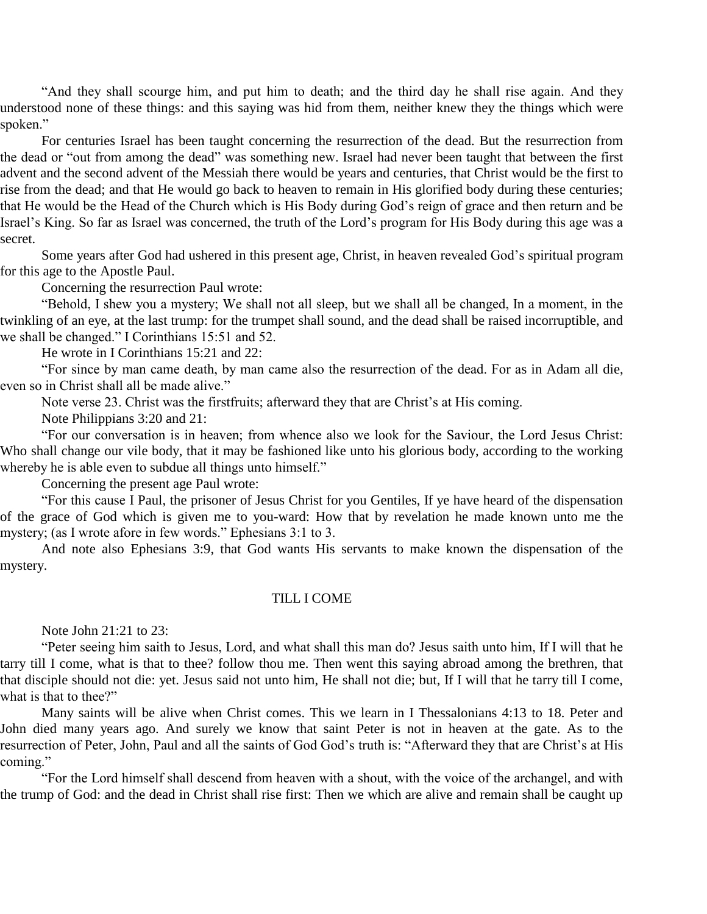"And they shall scourge him, and put him to death; and the third day he shall rise again. And they understood none of these things: and this saying was hid from them, neither knew they the things which were spoken."

For centuries Israel has been taught concerning the resurrection of the dead. But the resurrection from the dead or "out from among the dead" was something new. Israel had never been taught that between the first advent and the second advent of the Messiah there would be years and centuries, that Christ would be the first to rise from the dead; and that He would go back to heaven to remain in His glorified body during these centuries; that He would be the Head of the Church which is His Body during God's reign of grace and then return and be Israel's King. So far as Israel was concerned, the truth of the Lord's program for His Body during this age was a secret.

Some years after God had ushered in this present age, Christ, in heaven revealed God's spiritual program for this age to the Apostle Paul.

Concerning the resurrection Paul wrote:

"Behold, I shew you a mystery; We shall not all sleep, but we shall all be changed, In a moment, in the twinkling of an eye, at the last trump: for the trumpet shall sound, and the dead shall be raised incorruptible, and we shall be changed." I Corinthians 15:51 and 52.

He wrote in I Corinthians 15:21 and 22:

"For since by man came death, by man came also the resurrection of the dead. For as in Adam all die, even so in Christ shall all be made alive."

Note verse 23. Christ was the firstfruits; afterward they that are Christ's at His coming.

Note Philippians 3:20 and 21:

"For our conversation is in heaven; from whence also we look for the Saviour, the Lord Jesus Christ: Who shall change our vile body, that it may be fashioned like unto his glorious body, according to the working whereby he is able even to subdue all things unto himself."

Concerning the present age Paul wrote:

"For this cause I Paul, the prisoner of Jesus Christ for you Gentiles, If ye have heard of the dispensation of the grace of God which is given me to you-ward: How that by revelation he made known unto me the mystery; (as I wrote afore in few words." Ephesians 3:1 to 3.

And note also Ephesians 3:9, that God wants His servants to make known the dispensation of the mystery.

## TILL I COME

Note John 21:21 to 23:

"Peter seeing him saith to Jesus, Lord, and what shall this man do? Jesus saith unto him, If I will that he tarry till I come, what is that to thee? follow thou me. Then went this saying abroad among the brethren, that that disciple should not die: yet. Jesus said not unto him, He shall not die; but, If I will that he tarry till I come, what is that to thee?"

Many saints will be alive when Christ comes. This we learn in I Thessalonians 4:13 to 18. Peter and John died many years ago. And surely we know that saint Peter is not in heaven at the gate. As to the resurrection of Peter, John, Paul and all the saints of God God's truth is: "Afterward they that are Christ's at His coming."

"For the Lord himself shall descend from heaven with a shout, with the voice of the archangel, and with the trump of God: and the dead in Christ shall rise first: Then we which are alive and remain shall be caught up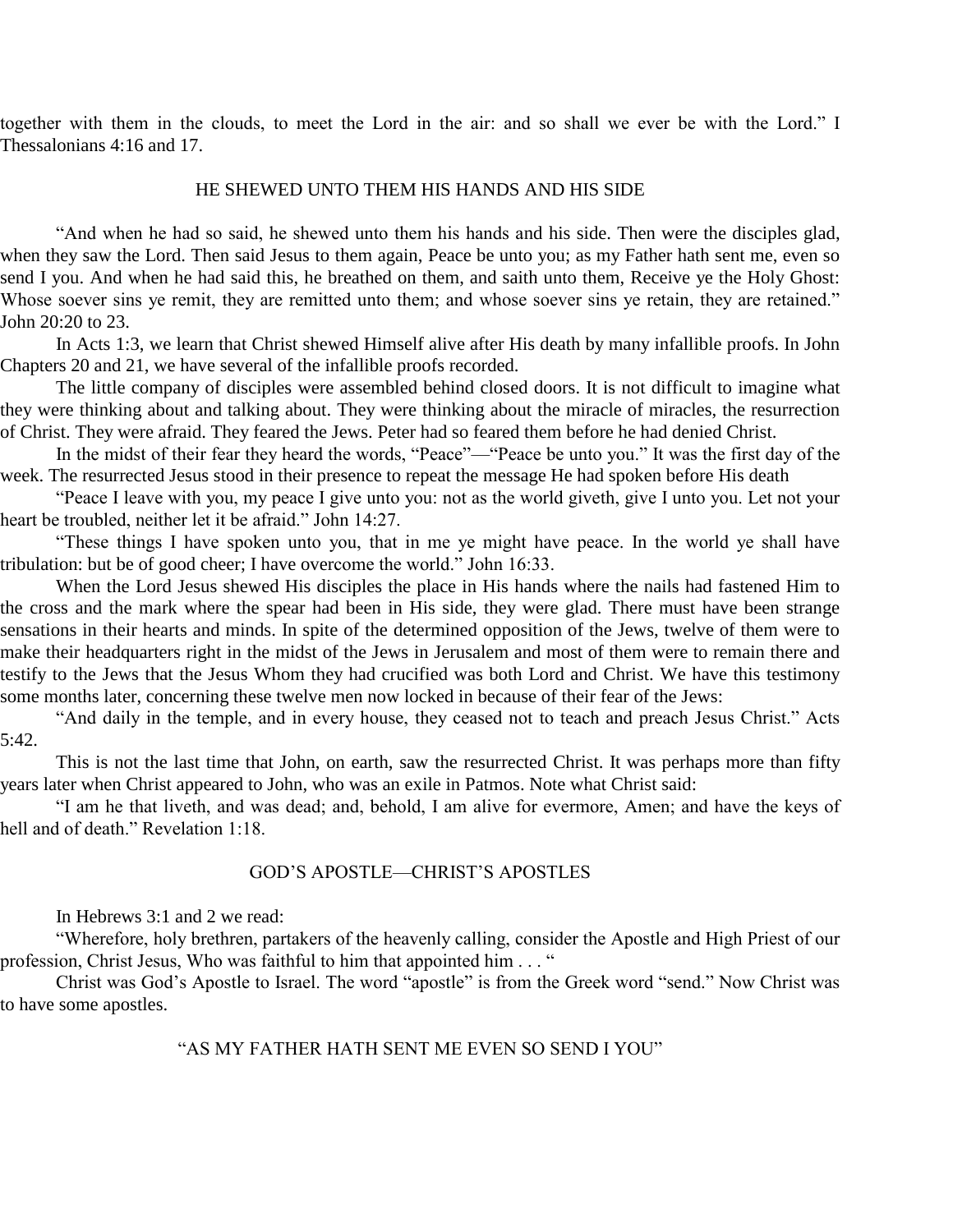together with them in the clouds, to meet the Lord in the air: and so shall we ever be with the Lord." I Thessalonians 4:16 and 17.

## HE SHEWED UNTO THEM HIS HANDS AND HIS SIDE

"And when he had so said, he shewed unto them his hands and his side. Then were the disciples glad, when they saw the Lord. Then said Jesus to them again, Peace be unto you; as my Father hath sent me, even so send I you. And when he had said this, he breathed on them, and saith unto them, Receive ye the Holy Ghost: Whose soever sins ye remit, they are remitted unto them; and whose soever sins ye retain, they are retained." John 20:20 to 23.

In Acts 1:3, we learn that Christ shewed Himself alive after His death by many infallible proofs. In John Chapters 20 and 21, we have several of the infallible proofs recorded.

The little company of disciples were assembled behind closed doors. It is not difficult to imagine what they were thinking about and talking about. They were thinking about the miracle of miracles, the resurrection of Christ. They were afraid. They feared the Jews. Peter had so feared them before he had denied Christ.

In the midst of their fear they heard the words, "Peace"—"Peace be unto you." It was the first day of the week. The resurrected Jesus stood in their presence to repeat the message He had spoken before His death

"Peace I leave with you, my peace I give unto you: not as the world giveth, give I unto you. Let not your heart be troubled, neither let it be afraid." John 14:27.

"These things I have spoken unto you, that in me ye might have peace. In the world ye shall have tribulation: but be of good cheer; I have overcome the world." John 16:33.

When the Lord Jesus shewed His disciples the place in His hands where the nails had fastened Him to the cross and the mark where the spear had been in His side, they were glad. There must have been strange sensations in their hearts and minds. In spite of the determined opposition of the Jews, twelve of them were to make their headquarters right in the midst of the Jews in Jerusalem and most of them were to remain there and testify to the Jews that the Jesus Whom they had crucified was both Lord and Christ. We have this testimony some months later, concerning these twelve men now locked in because of their fear of the Jews:

"And daily in the temple, and in every house, they ceased not to teach and preach Jesus Christ." Acts 5:42.

This is not the last time that John, on earth, saw the resurrected Christ. It was perhaps more than fifty years later when Christ appeared to John, who was an exile in Patmos. Note what Christ said:

"I am he that liveth, and was dead; and, behold, I am alive for evermore, Amen; and have the keys of hell and of death." Revelation 1:18.

## GOD'S APOSTLE—CHRIST'S APOSTLES

In Hebrews 3:1 and 2 we read:

"Wherefore, holy brethren, partakers of the heavenly calling, consider the Apostle and High Priest of our profession, Christ Jesus, Who was faithful to him that appointed him . . . "

Christ was God's Apostle to Israel. The word "apostle" is from the Greek word "send." Now Christ was to have some apostles.

## "AS MY FATHER HATH SENT ME EVEN SO SEND I YOU"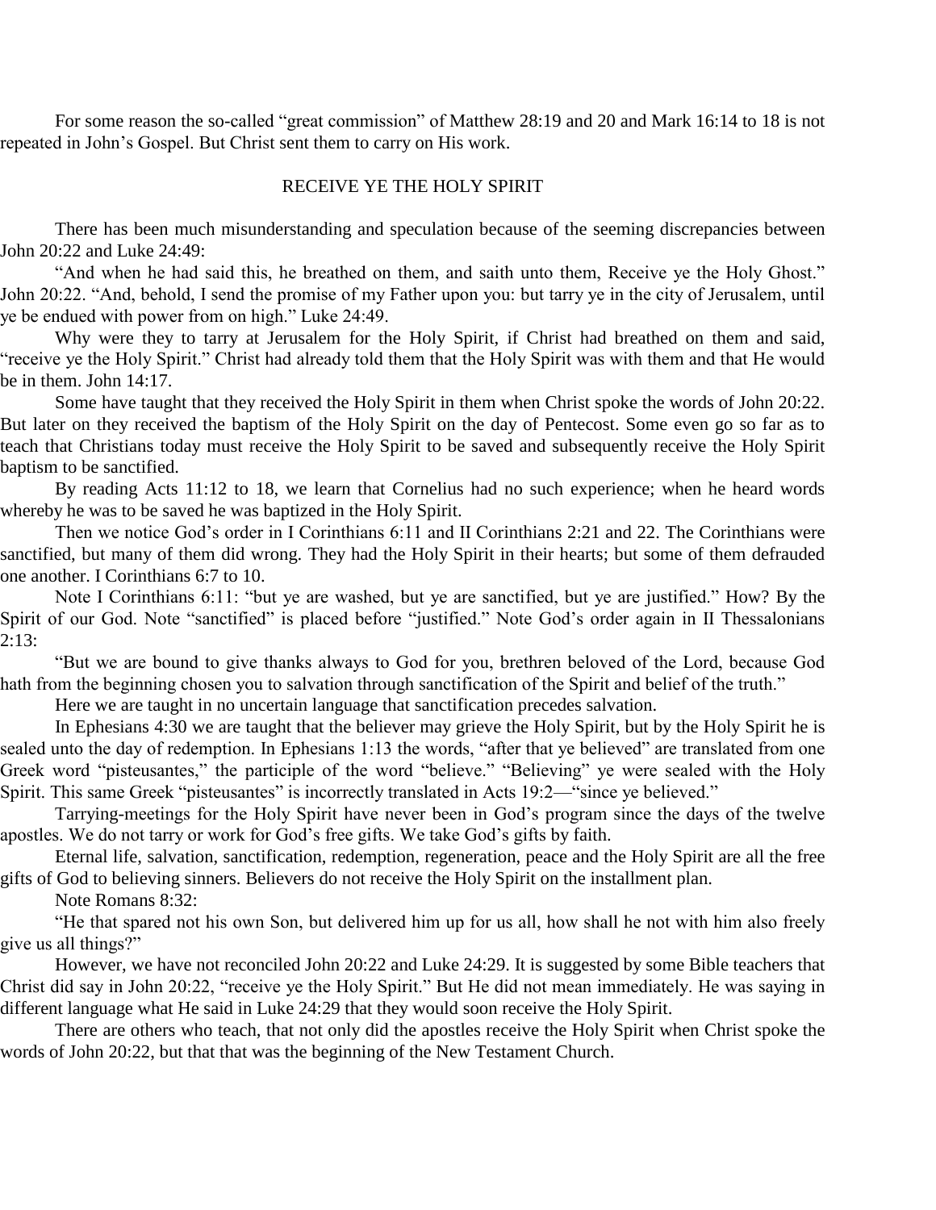For some reason the so-called "great commission" of Matthew 28:19 and 20 and Mark 16:14 to 18 is not repeated in John's Gospel. But Christ sent them to carry on His work.

## RECEIVE YE THE HOLY SPIRIT

There has been much misunderstanding and speculation because of the seeming discrepancies between John 20:22 and Luke 24:49:

"And when he had said this, he breathed on them, and saith unto them, Receive ye the Holy Ghost." John 20:22. "And, behold, I send the promise of my Father upon you: but tarry ye in the city of Jerusalem, until ye be endued with power from on high." Luke 24:49.

Why were they to tarry at Jerusalem for the Holy Spirit, if Christ had breathed on them and said, "receive ye the Holy Spirit." Christ had already told them that the Holy Spirit was with them and that He would be in them. John 14:17.

Some have taught that they received the Holy Spirit in them when Christ spoke the words of John 20:22. But later on they received the baptism of the Holy Spirit on the day of Pentecost. Some even go so far as to teach that Christians today must receive the Holy Spirit to be saved and subsequently receive the Holy Spirit baptism to be sanctified.

By reading Acts 11:12 to 18, we learn that Cornelius had no such experience; when he heard words whereby he was to be saved he was baptized in the Holy Spirit.

Then we notice God's order in I Corinthians 6:11 and II Corinthians 2:21 and 22. The Corinthians were sanctified, but many of them did wrong. They had the Holy Spirit in their hearts; but some of them defrauded one another. I Corinthians 6:7 to 10.

Note I Corinthians 6:11: "but ye are washed, but ye are sanctified, but ye are justified." How? By the Spirit of our God. Note "sanctified" is placed before "justified." Note God's order again in II Thessalonians 2:13:

"But we are bound to give thanks always to God for you, brethren beloved of the Lord, because God hath from the beginning chosen you to salvation through sanctification of the Spirit and belief of the truth."

Here we are taught in no uncertain language that sanctification precedes salvation.

In Ephesians 4:30 we are taught that the believer may grieve the Holy Spirit, but by the Holy Spirit he is sealed unto the day of redemption. In Ephesians 1:13 the words, "after that ye believed" are translated from one Greek word "pisteusantes," the participle of the word "believe." "Believing" ye were sealed with the Holy Spirit. This same Greek "pisteusantes" is incorrectly translated in Acts 19:2—"since ye believed."

Tarrying-meetings for the Holy Spirit have never been in God's program since the days of the twelve apostles. We do not tarry or work for God's free gifts. We take God's gifts by faith.

Eternal life, salvation, sanctification, redemption, regeneration, peace and the Holy Spirit are all the free gifts of God to believing sinners. Believers do not receive the Holy Spirit on the installment plan.

Note Romans 8:32:

"He that spared not his own Son, but delivered him up for us all, how shall he not with him also freely give us all things?"

However, we have not reconciled John 20:22 and Luke 24:29. It is suggested by some Bible teachers that Christ did say in John 20:22, "receive ye the Holy Spirit." But He did not mean immediately. He was saying in different language what He said in Luke 24:29 that they would soon receive the Holy Spirit.

There are others who teach, that not only did the apostles receive the Holy Spirit when Christ spoke the words of John 20:22, but that that was the beginning of the New Testament Church.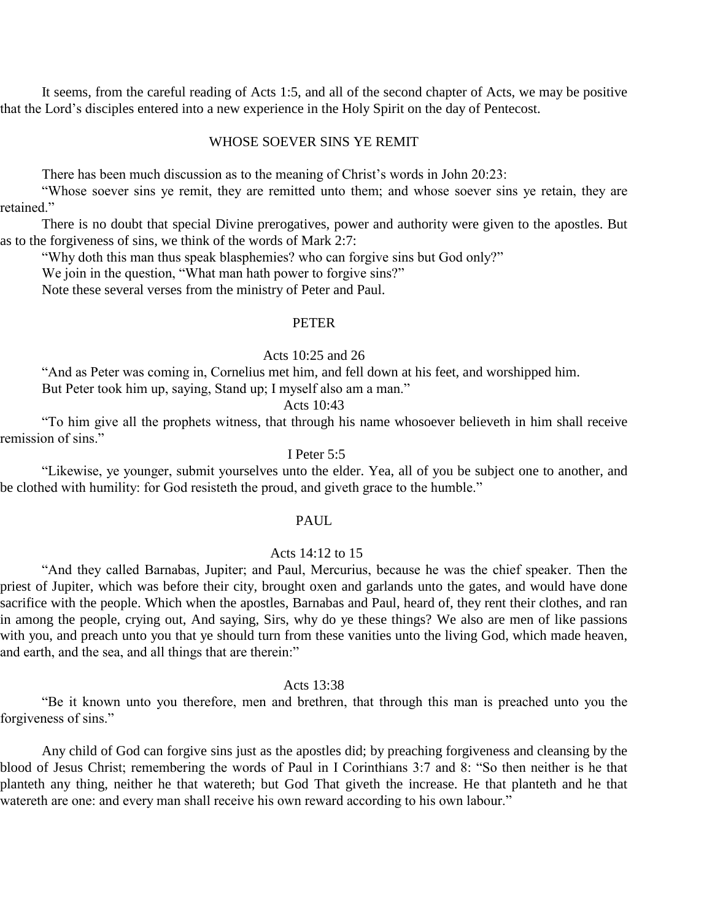It seems, from the careful reading of Acts 1:5, and all of the second chapter of Acts, we may be positive that the Lord's disciples entered into a new experience in the Holy Spirit on the day of Pentecost.

## WHOSE SOEVER SINS YE REMIT

There has been much discussion as to the meaning of Christ's words in John 20:23:

"Whose soever sins ye remit, they are remitted unto them; and whose soever sins ye retain, they are retained."

There is no doubt that special Divine prerogatives, power and authority were given to the apostles. But as to the forgiveness of sins, we think of the words of Mark 2:7:

"Why doth this man thus speak blasphemies? who can forgive sins but God only?"

We join in the question, "What man hath power to forgive sins?"

Note these several verses from the ministry of Peter and Paul.

### PETER

Acts 10:25 and 26

"And as Peter was coming in, Cornelius met him, and fell down at his feet, and worshipped him.
But Peter took him up, saying, Stand up; I myself also am a man."

Acts 10:43

"To him give all the prophets witness, that through his name whosoever believeth in him shall receive remission of sins."

I Peter 5:5

"Likewise, ye younger, submit yourselves unto the elder. Yea, all of you be subject one to another, and be clothed with humility: for God resisteth the proud, and giveth grace to the humble."

### PAUL

Acts 14:12 to 15

"And they called Barnabas, Jupiter; and Paul, Mercurius, because he was the chief speaker. Then the priest of Jupiter, which was before their city, brought oxen and garlands unto the gates, and would have done sacrifice with the people. Which when the apostles, Barnabas and Paul, heard of, they rent their clothes, and ran in among the people, crying out, And saying, Sirs, why do ye these things? We also are men of like passions with you, and preach unto you that ye should turn from these vanities unto the living God, which made heaven, and earth, and the sea, and all things that are therein:"

Acts 13:38

"Be it known unto you therefore, men and brethren, that through this man is preached unto you the forgiveness of sins."

Any child of God can forgive sins just as the apostles did; by preaching forgiveness and cleansing by the blood of Jesus Christ; remembering the words of Paul in I Corinthians 3:7 and 8: "So then neither is he that planteth any thing, neither he that watereth; but God That giveth the increase. He that planteth and he that watereth are one: and every man shall receive his own reward according to his own labour."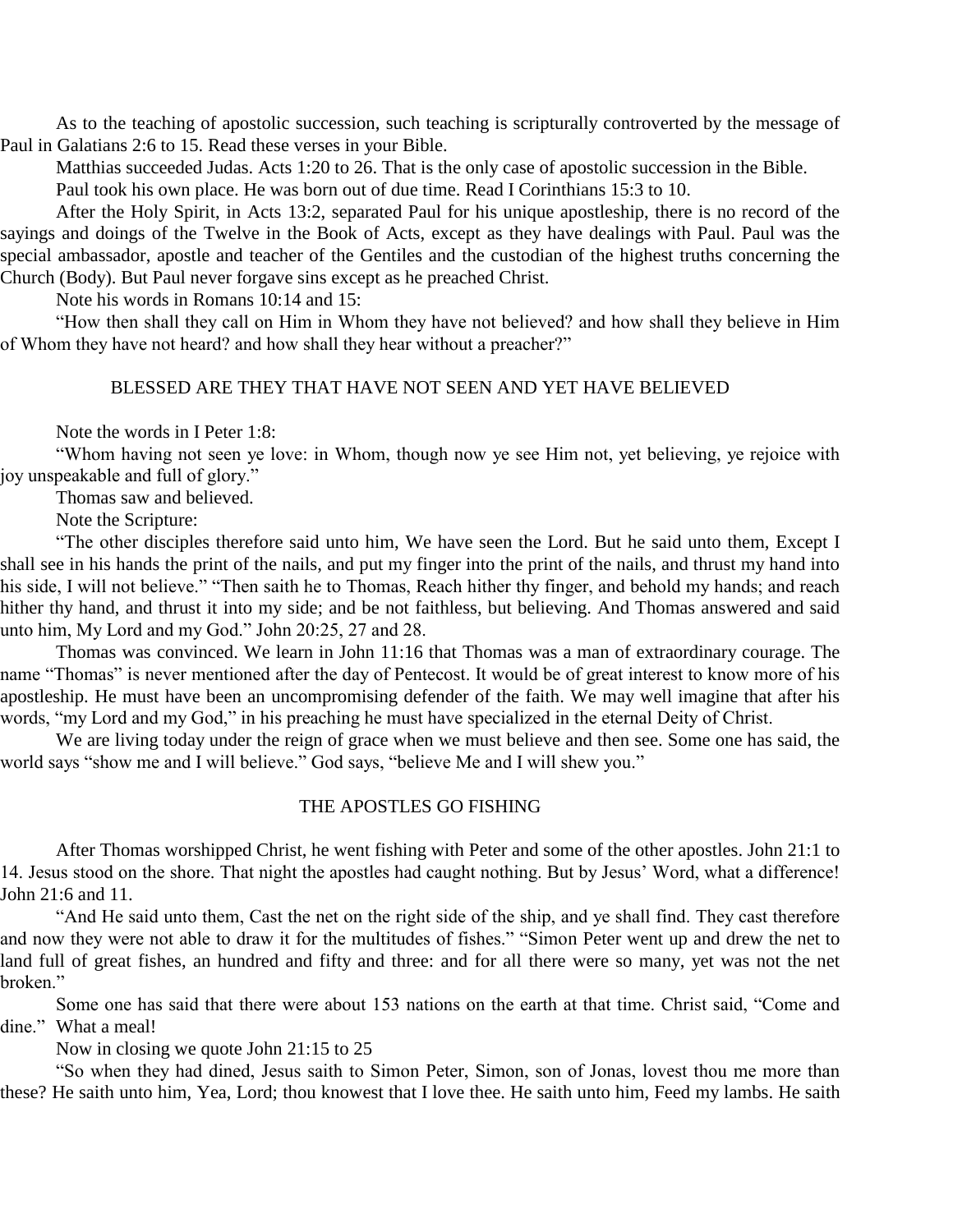As to the teaching of apostolic succession, such teaching is scripturally controverted by the message of Paul in Galatians 2:6 to 15. Read these verses in your Bible.

Matthias succeeded Judas. Acts 1:20 to 26. That is the only case of apostolic succession in the Bible.

Paul took his own place. He was born out of due time. Read I Corinthians 15:3 to 10.

After the Holy Spirit, in Acts 13:2, separated Paul for his unique apostleship, there is no record of the sayings and doings of the Twelve in the Book of Acts, except as they have dealings with Paul. Paul was the special ambassador, apostle and teacher of the Gentiles and the custodian of the highest truths concerning the Church (Body). But Paul never forgave sins except as he preached Christ.

Note his words in Romans 10:14 and 15:

"How then shall they call on Him in Whom they have not believed? and how shall they believe in Him of Whom they have not heard? and how shall they hear without a preacher?"

## BLESSED ARE THEY THAT HAVE NOT SEEN AND YET HAVE BELIEVED

Note the words in I Peter 1:8:

"Whom having not seen ye love: in Whom, though now ye see Him not, yet believing, ye rejoice with joy unspeakable and full of glory."

Thomas saw and believed.

Note the Scripture:

"The other disciples therefore said unto him, We have seen the Lord. But he said unto them, Except I shall see in his hands the print of the nails, and put my finger into the print of the nails, and thrust my hand into his side, I will not believe." "Then saith he to Thomas, Reach hither thy finger, and behold my hands; and reach hither thy hand, and thrust it into my side; and be not faithless, but believing. And Thomas answered and said unto him, My Lord and my God." John 20:25, 27 and 28.

Thomas was convinced. We learn in John 11:16 that Thomas was a man of extraordinary courage. The name "Thomas" is never mentioned after the day of Pentecost. It would be of great interest to know more of his apostleship. He must have been an uncompromising defender of the faith. We may well imagine that after his words, "my Lord and my God," in his preaching he must have specialized in the eternal Deity of Christ.

We are living today under the reign of grace when we must believe and then see. Some one has said, the world says "show me and I will believe." God says, "believe Me and I will shew you."

## THE APOSTLES GO FISHING

After Thomas worshipped Christ, he went fishing with Peter and some of the other apostles. John 21:1 to 14. Jesus stood on the shore. That night the apostles had caught nothing. But by Jesus' Word, what a difference! John 21:6 and 11.

"And He said unto them, Cast the net on the right side of the ship, and ye shall find. They cast therefore and now they were not able to draw it for the multitudes of fishes." "Simon Peter went up and drew the net to land full of great fishes, an hundred and fifty and three: and for all there were so many, yet was not the net broken."

Some one has said that there were about 153 nations on the earth at that time. Christ said, "Come and dine." What a meal!

Now in closing we quote John 21:15 to 25

"So when they had dined, Jesus saith to Simon Peter, Simon, son of Jonas, lovest thou me more than these? He saith unto him, Yea, Lord; thou knowest that I love thee. He saith unto him, Feed my lambs. He saith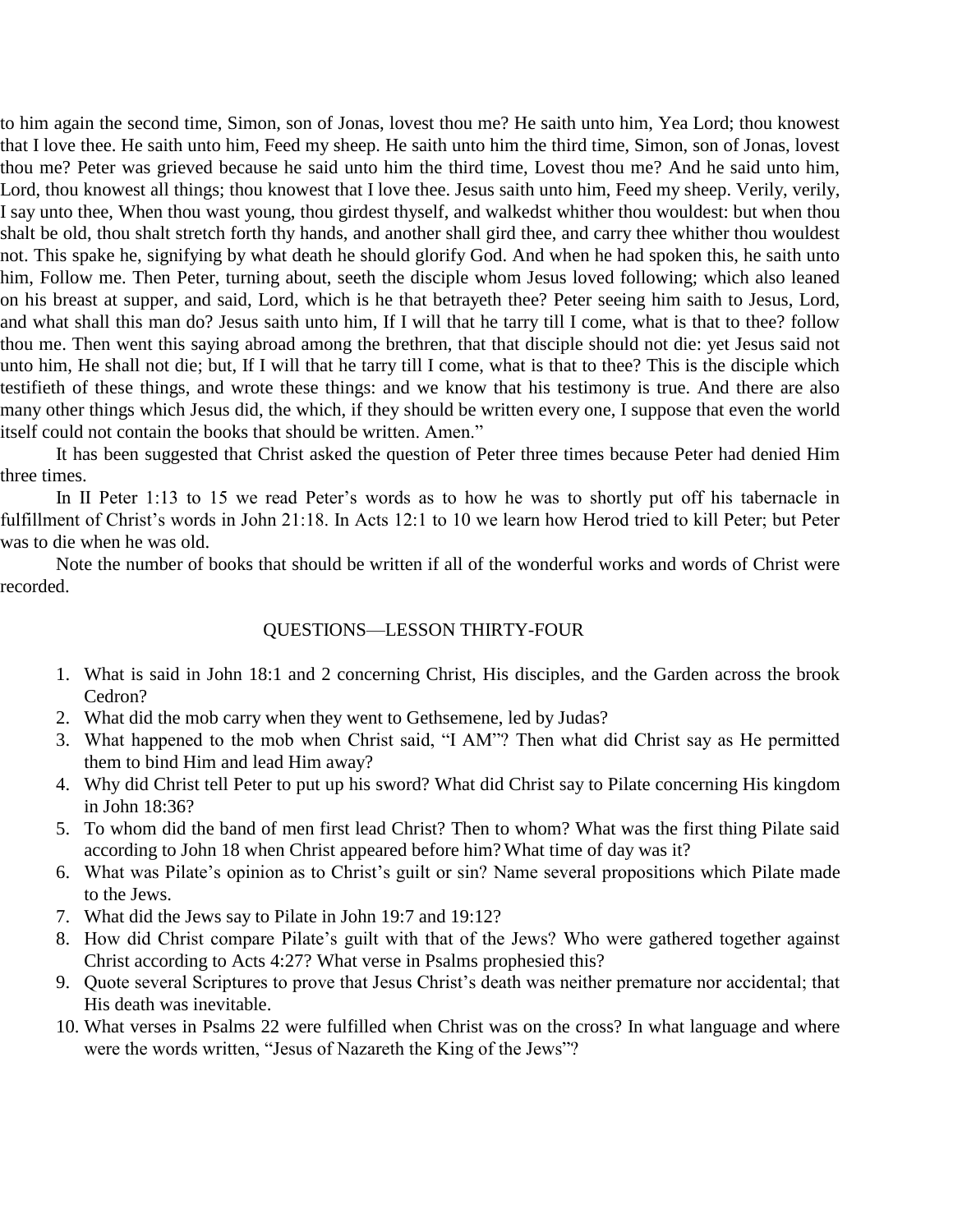to him again the second time, Simon, son of Jonas, lovest thou me? He saith unto him, Yea Lord; thou knowest that I love thee. He saith unto him, Feed my sheep. He saith unto him the third time, Simon, son of Jonas, lovest thou me? Peter was grieved because he said unto him the third time, Lovest thou me? And he said unto him, Lord, thou knowest all things; thou knowest that I love thee. Jesus saith unto him, Feed my sheep. Verily, verily, I say unto thee, When thou wast young, thou girdest thyself, and walkedst whither thou wouldest: but when thou shalt be old, thou shalt stretch forth thy hands, and another shall gird thee, and carry thee whither thou wouldest not. This spake he, signifying by what death he should glorify God. And when he had spoken this, he saith unto him, Follow me. Then Peter, turning about, seeth the disciple whom Jesus loved following; which also leaned on his breast at supper, and said, Lord, which is he that betrayeth thee? Peter seeing him saith to Jesus, Lord, and what shall this man do? Jesus saith unto him, If I will that he tarry till I come, what is that to thee? follow thou me. Then went this saying abroad among the brethren, that that disciple should not die: yet Jesus said not unto him, He shall not die; but, If I will that he tarry till I come, what is that to thee? This is the disciple which testifieth of these things, and wrote these things: and we know that his testimony is true. And there are also many other things which Jesus did, the which, if they should be written every one, I suppose that even the world itself could not contain the books that should be written. Amen."

It has been suggested that Christ asked the question of Peter three times because Peter had denied Him three times.

In II Peter 1:13 to 15 we read Peter's words as to how he was to shortly put off his tabernacle in fulfillment of Christ's words in John 21:18. In Acts 12:1 to 10 we learn how Herod tried to kill Peter; but Peter was to die when he was old.

Note the number of books that should be written if all of the wonderful works and words of Christ were recorded.

## QUESTIONS—LESSON THIRTY-FOUR

1. What is said in John 18:1 and 2 concerning Christ, His disciples, and the Garden across the brook Cedron?
2. What did the mob carry when they went to Gethsemene, led by Judas?
3. What happened to the mob when Christ said, "I AM"? Then what did Christ say as He permitted them to bind Him and lead Him away?
4. Why did Christ tell Peter to put up his sword? What did Christ say to Pilate concerning His kingdom in John 18:36?
5. To whom did the band of men first lead Christ? Then to whom? What was the first thing Pilate said according to John 18 when Christ appeared before him? What time of day was it?
6. What was Pilate's opinion as to Christ's guilt or sin? Name several propositions which Pilate made to the Jews.
7. What did the Jews say to Pilate in John 19:7 and 19:12?
8. How did Christ compare Pilate's guilt with that of the Jews? Who were gathered together against Christ according to Acts 4:27? What verse in Psalms prophesied this?
9. Quote several Scriptures to prove that Jesus Christ's death was neither premature nor accidental; that His death was inevitable.
10. What verses in Psalms 22 were fulfilled when Christ was on the cross? In what language and where were the words written, "Jesus of Nazareth the King of the Jews"?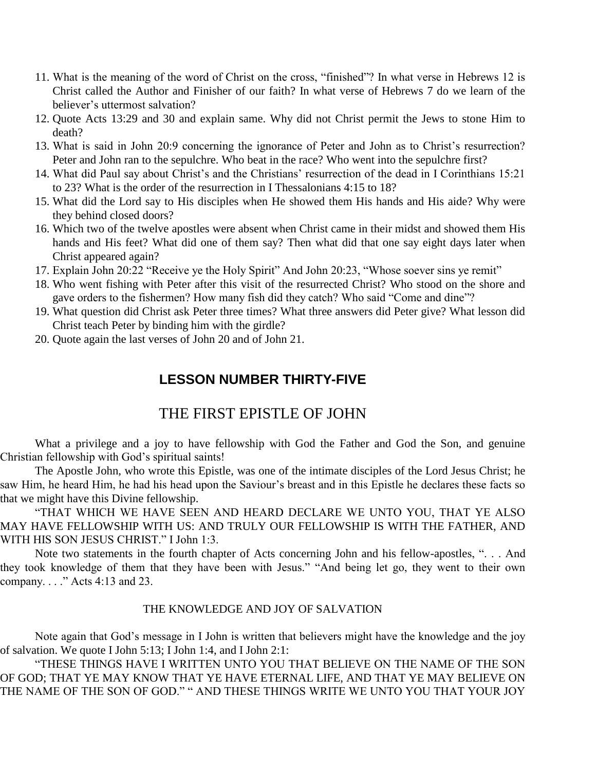11. What is the meaning of the word of Christ on the cross, “finished”? In what verse in Hebrews 12 is Christ called the Author and Finisher of our faith? In what verse of Hebrews 7 do we learn of the believer’s uttermost salvation?
12. Quote Acts 13:29 and 30 and explain same. Why did not Christ permit the Jews to stone Him to death?
13. What is said in John 20:9 concerning the ignorance of Peter and John as to Christ’s resurrection? Peter and John ran to the sepulchre. Who beat in the race? Who went into the sepulchre first?
14. What did Paul say about Christ’s and the Christians’ resurrection of the dead in I Corinthians 15:21 to 23? What is the order of the resurrection in I Thessalonians 4:15 to 18?
15. What did the Lord say to His disciples when He showed them His hands and His aide? Why were they behind closed doors?
16. Which two of the twelve apostles were absent when Christ came in their midst and showed them His hands and His feet? What did one of them say? Then what did that one say eight days later when Christ appeared again?
17. Explain John 20:22 “Receive ye the Holy Spirit” And John 20:23, “Whose soever sins ye remit”
18. Who went fishing with Peter after this visit of the resurrected Christ? Who stood on the shore and gave orders to the fishermen? How many fish did they catch? Who said “Come and dine”?
19. What question did Christ ask Peter three times? What three answers did Peter give? What lesson did Christ teach Peter by binding him with the girdle?
20. Quote again the last verses of John 20 and of John 21.

## LESSON NUMBER THIRTY-FIVE

# THE FIRST EPISTLE OF JOHN

What a privilege and a joy to have fellowship with God the Father and God the Son, and genuine Christian fellowship with God’s spiritual saints!

The Apostle John, who wrote this Epistle, was one of the intimate disciples of the Lord Jesus Christ; he saw Him, he heard Him, he had his head upon the Saviour’s breast and in this Epistle he declares these facts so that we might have this Divine fellowship.

“THAT WHICH WE HAVE SEEN AND HEARD DECLARE WE UNTO YOU, THAT YE ALSO MAY HAVE FELLOWSHIP WITH US: AND TRULY OUR FELLOWSHIP IS WITH THE FATHER, AND WITH HIS SON JESUS CHRIST.” I John 1:3.

Note two statements in the fourth chapter of Acts concerning John and his fellow-apostles, “. . . And they took knowledge of them that they have been with Jesus.” “And being let go, they went to their own company. . . .” Acts 4:13 and 23.

### THE KNOWLEDGE AND JOY OF SALVATION

Note again that God’s message in I John is written that believers might have the knowledge and the joy of salvation. We quote I John 5:13; I John 1:4, and I John 2:1:

“THESE THINGS HAVE I WRITTEN UNTO YOU THAT BELIEVE ON THE NAME OF THE SON OF GOD; THAT YE MAY KNOW THAT YE HAVE ETERNAL LIFE, AND THAT YE MAY BELIEVE ON THE NAME OF THE SON OF GOD.” “ AND THESE THINGS WRITE WE UNTO YOU THAT YOUR JOY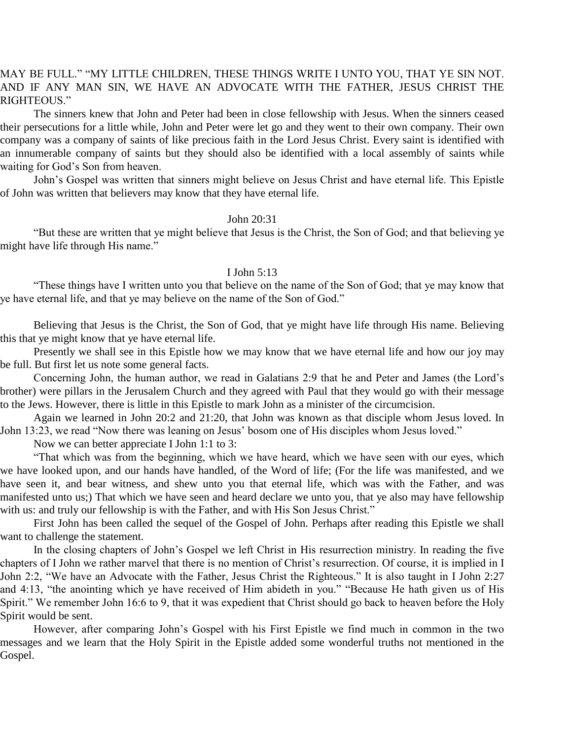MAY BE FULL." "MY LITTLE CHILDREN, THESE THINGS WRITE I UNTO YOU, THAT YE SIN NOT. AND IF ANY MAN SIN, WE HAVE AN ADVOCATE WITH THE FATHER, JESUS CHRIST THE RIGHTEOUS."

The sinners knew that John and Peter had been in close fellowship with Jesus. When the sinners ceased their persecutions for a little while, John and Peter were let go and they went to their own company. Their own company was a company of saints of like precious faith in the Lord Jesus Christ. Every saint is identified with an innumerable company of saints but they should also be identified with a local assembly of saints while waiting for God's Son from heaven.

John's Gospel was written that sinners might believe on Jesus Christ and have eternal life. This Epistle of John was written that believers may know that they have eternal life.

John 20:31

"But these are written that ye might believe that Jesus is the Christ, the Son of God; and that believing ye might have life through His name."

I John 5:13

"These things have I written unto you that believe on the name of the Son of God; that ye may know that ye have eternal life, and that ye may believe on the name of the Son of God."

Believing that Jesus is the Christ, the Son of God, that ye might have life through His name. Believing this that ye might know that ye have eternal life.

Presently we shall see in this Epistle how we may know that we have eternal life and how our joy may be full. But first let us note some general facts.

Concerning John, the human author, we read in Galatians 2:9 that he and Peter and James (the Lord's brother) were pillars in the Jerusalem Church and they agreed with Paul that they would go with their message to the Jews. However, there is little in this Epistle to mark John as a minister of the circumcision.

Again we learned in John 20:2 and 21:20, that John was known as that disciple whom Jesus loved. In John 13:23, we read "Now there was leaning on Jesus' bosom one of His disciples whom Jesus loved."

Now we can better appreciate I John 1:1 to 3:

"That which was from the beginning, which we have heard, which we have seen with our eyes, which we have looked upon, and our hands have handled, of the Word of life; (For the life was manifested, and we have seen it, and bear witness, and shew unto you that eternal life, which was with the Father, and was manifested unto us;) That which we have seen and heard declare we unto you, that ye also may have fellowship with us: and truly our fellowship is with the Father, and with His Son Jesus Christ."

First John has been called the sequel of the Gospel of John. Perhaps after reading this Epistle we shall want to challenge the statement.

In the closing chapters of John's Gospel we left Christ in His resurrection ministry. In reading the five chapters of I John we rather marvel that there is no mention of Christ's resurrection. Of course, it is implied in I John 2:2, "We have an Advocate with the Father, Jesus Christ the Righteous." It is also taught in I John 2:27 and 4:13, "the anointing which ye have received of Him abideth in you." "Because He hath given us of His Spirit." We remember John 16:6 to 9, that it was expedient that Christ should go back to heaven before the Holy Spirit would be sent.

However, after comparing John's Gospel with his First Epistle we find much in common in the two messages and we learn that the Holy Spirit in the Epistle added some wonderful truths not mentioned in the Gospel.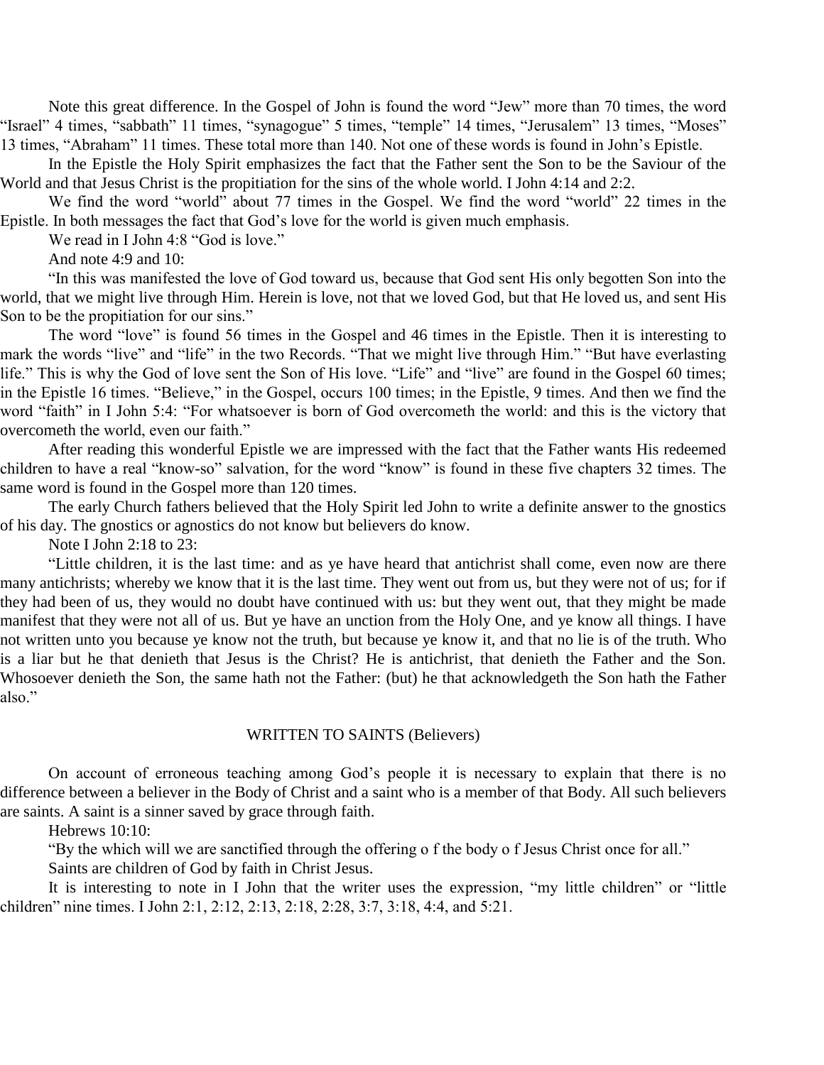Note this great difference. In the Gospel of John is found the word “Jew” more than 70 times, the word “Israel” 4 times, “sabbath” 11 times, “synagogue” 5 times, “temple” 14 times, “Jerusalem” 13 times, “Moses” 13 times, “Abraham” 11 times. These total more than 140. Not one of these words is found in John’s Epistle.

In the Epistle the Holy Spirit emphasizes the fact that the Father sent the Son to be the Saviour of the World and that Jesus Christ is the propitiation for the sins of the whole world. I John 4:14 and 2:2.

We find the word “world” about 77 times in the Gospel. We find the word “world” 22 times in the Epistle. In both messages the fact that God’s love for the world is given much emphasis.

We read in I John 4:8 “God is love.”

And note 4:9 and 10:

“In this was manifested the love of God toward us, because that God sent His only begotten Son into the world, that we might live through Him. Herein is love, not that we loved God, but that He loved us, and sent His Son to be the propitiation for our sins.”

The word “love” is found 56 times in the Gospel and 46 times in the Epistle. Then it is interesting to mark the words “live” and “life” in the two Records. “That we might live through Him.” “But have everlasting life.” This is why the God of love sent the Son of His love. “Life” and “live” are found in the Gospel 60 times; in the Epistle 16 times. “Believe,” in the Gospel, occurs 100 times; in the Epistle, 9 times. And then we find the word “faith” in I John 5:4: “For whatsoever is born of God overcometh the world: and this is the victory that overcometh the world, even our faith.”

After reading this wonderful Epistle we are impressed with the fact that the Father wants His redeemed children to have a real “know-so” salvation, for the word “know” is found in these five chapters 32 times. The same word is found in the Gospel more than 120 times.

The early Church fathers believed that the Holy Spirit led John to write a definite answer to the gnostics of his day. The gnostics or agnostics do not know but believers do know.

Note I John 2:18 to 23:

“Little children, it is the last time: and as ye have heard that antichrist shall come, even now are there many antichrists; whereby we know that it is the last time. They went out from us, but they were not of us; for if they had been of us, they would no doubt have continued with us: but they went out, that they might be made manifest that they were not all of us. But ye have an unction from the Holy One, and ye know all things. I have not written unto you because ye know not the truth, but because ye know it, and that no lie is of the truth. Who is a liar but he that denieth that Jesus is the Christ? He is antichrist, that denieth the Father and the Son. Whosoever denieth the Son, the same hath not the Father: (but) he that acknowledgeth the Son hath the Father also.”

## WRITTEN TO SAINTS (Believers)

On account of erroneous teaching among God’s people it is necessary to explain that there is no difference between a believer in the Body of Christ and a saint who is a member of that Body. All such believers are saints. A saint is a sinner saved by grace through faith.

Hebrews 10:10:

“By the which will we are sanctified through the offering o f the body o f Jesus Christ once for all.”

Saints are children of God by faith in Christ Jesus.

It is interesting to note in I John that the writer uses the expression, “my little children” or “little children” nine times. I John 2:1, 2:12, 2:13, 2:18, 2:28, 3:7, 3:18, 4:4, and 5:21.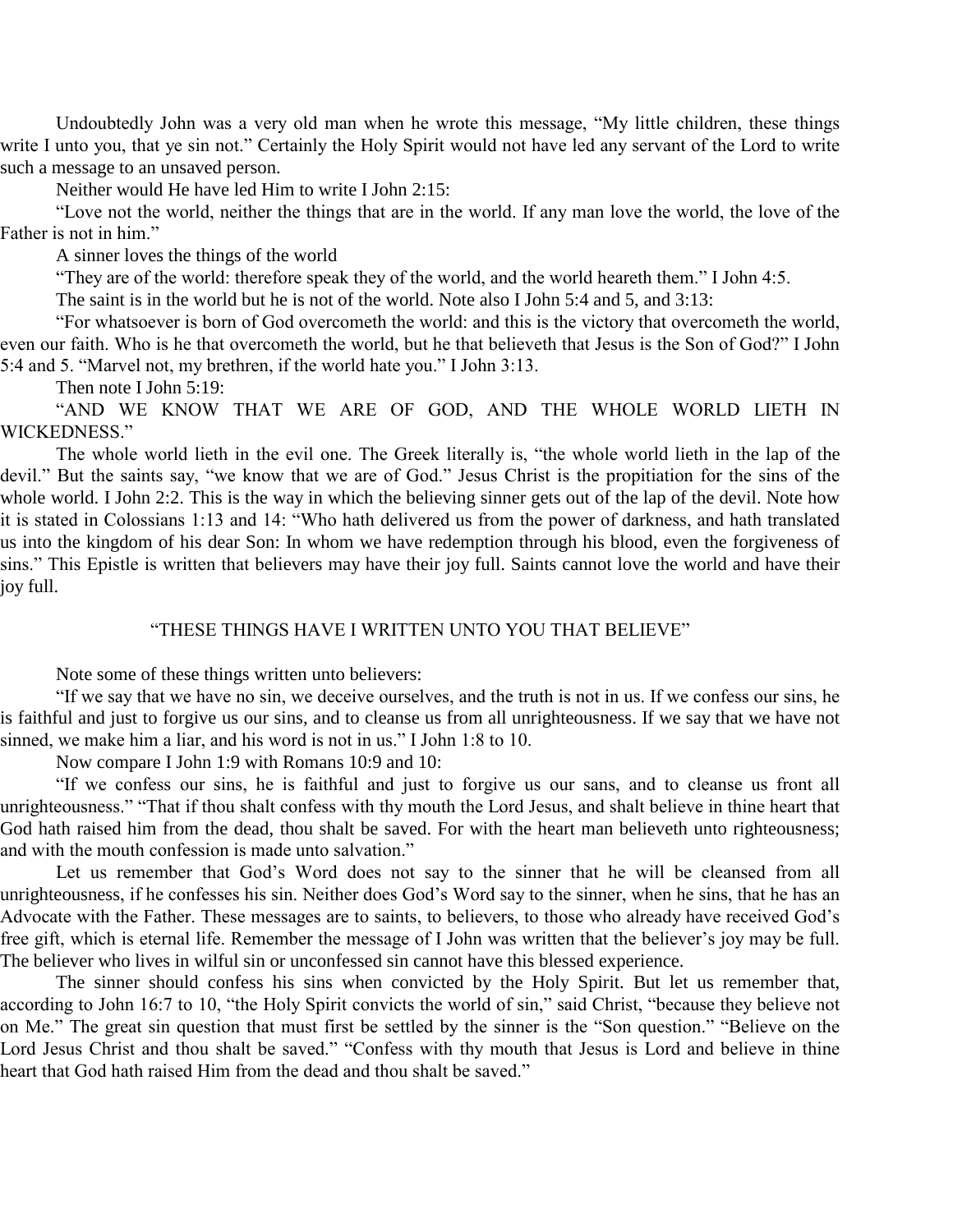Undoubtedly John was a very old man when he wrote this message, “My little children, these things write I unto you, that ye sin not.” Certainly the Holy Spirit would not have led any servant of the Lord to write such a message to an unsaved person.

Neither would He have led Him to write I John 2:15:

“Love not the world, neither the things that are in the world. If any man love the world, the love of the Father is not in him.”

A sinner loves the things of the world

“They are of the world: therefore speak they of the world, and the world heareth them.” I John 4:5.

The saint is in the world but he is not of the world. Note also I John 5:4 and 5, and 3:13:

“For whatsoever is born of God overcometh the world: and this is the victory that overcometh the world, even our faith. Who is he that overcometh the world, but he that believeth that Jesus is the Son of God?” I John 5:4 and 5. “Marvel not, my brethren, if the world hate you.” I John 3:13.

Then note I John 5:19:

“AND WE KNOW THAT WE ARE OF GOD, AND THE WHOLE WORLD LIETH IN WICKEDNESS.”

The whole world lieth in the evil one. The Greek literally is, “the whole world lieth in the lap of the devil.” But the saints say, “we know that we are of God.” Jesus Christ is the propitiation for the sins of the whole world. I John 2:2. This is the way in which the believing sinner gets out of the lap of the devil. Note how it is stated in Colossians 1:13 and 14: “Who hath delivered us from the power of darkness, and hath translated us into the kingdom of his dear Son: In whom we have redemption through his blood, even the forgiveness of sins.” This Epistle is written that believers may have their joy full. Saints cannot love the world and have their joy full.

## “THESE THINGS HAVE I WRITTEN UNTO YOU THAT BELIEVE”

Note some of these things written unto believers:

“If we say that we have no sin, we deceive ourselves, and the truth is not in us. If we confess our sins, he is faithful and just to forgive us our sins, and to cleanse us from all unrighteousness. If we say that we have not sinned, we make him a liar, and his word is not in us.” I John 1:8 to 10.

Now compare I John 1:9 with Romans 10:9 and 10:

“If we confess our sins, he is faithful and just to forgive us our sans, and to cleanse us front all unrighteousness.” “That if thou shalt confess with thy mouth the Lord Jesus, and shalt believe in thine heart that God hath raised him from the dead, thou shalt be saved. For with the heart man believeth unto righteousness; and with the mouth confession is made unto salvation.”

Let us remember that God’s Word does not say to the sinner that he will be cleansed from all unrighteousness, if he confesses his sin. Neither does God’s Word say to the sinner, when he sins, that he has an Advocate with the Father. These messages are to saints, to believers, to those who already have received God’s free gift, which is eternal life. Remember the message of I John was written that the believer’s joy may be full. The believer who lives in wilful sin or unconfessed sin cannot have this blessed experience.

The sinner should confess his sins when convicted by the Holy Spirit. But let us remember that, according to John 16:7 to 10, “the Holy Spirit convicts the world of sin,” said Christ, “because they believe not on Me.” The great sin question that must first be settled by the sinner is the “Son question.” “Believe on the Lord Jesus Christ and thou shalt be saved.” “Confess with thy mouth that Jesus is Lord and believe in thine heart that God hath raised Him from the dead and thou shalt be saved.”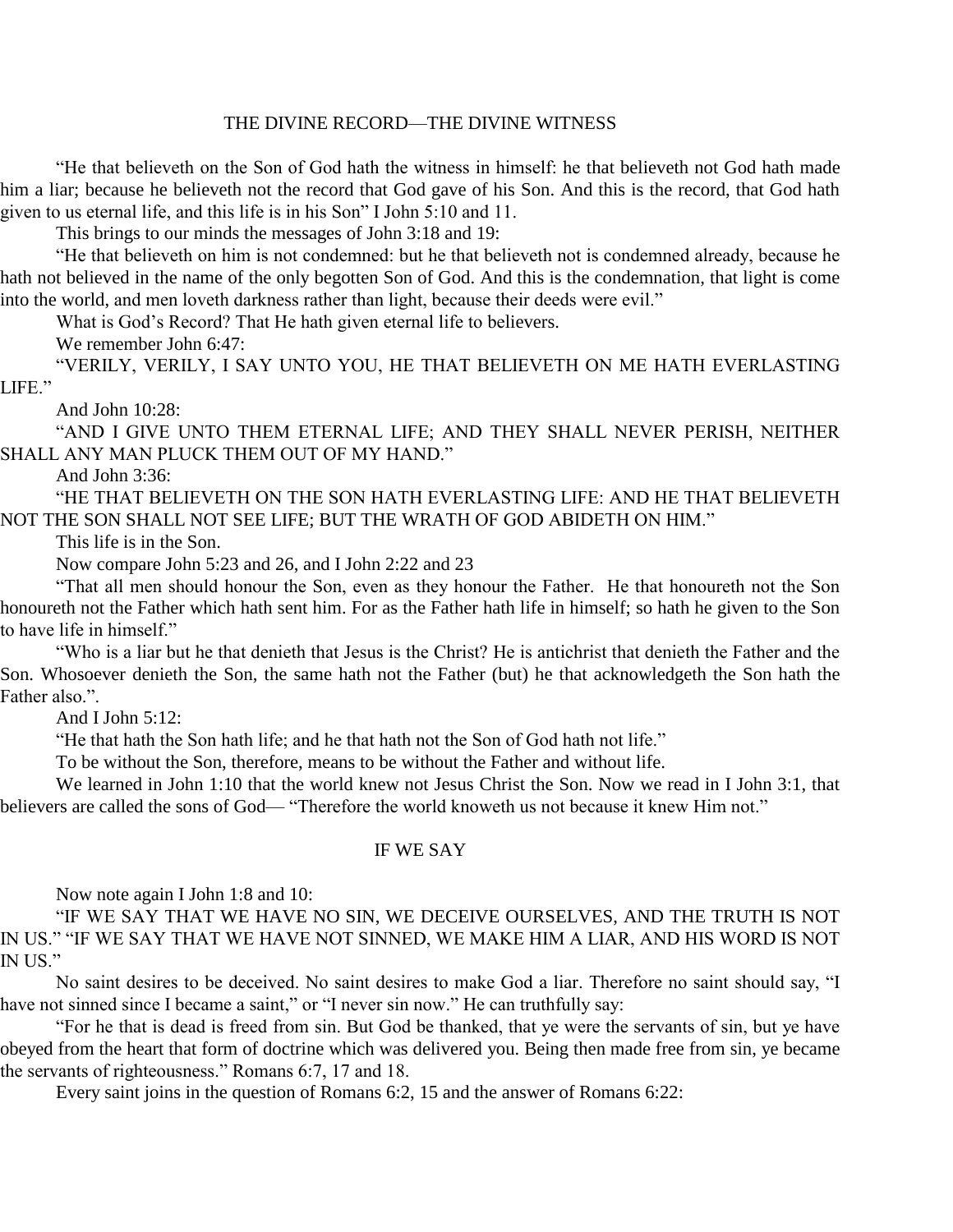## THE DIVINE RECORD—THE DIVINE WITNESS

"He that believeth on the Son of God hath the witness in himself: he that believeth not God hath made him a liar; because he believeth not the record that God gave of his Son. And this is the record, that God hath given to us eternal life, and this life is in his Son" I John 5:10 and 11.

This brings to our minds the messages of John 3:18 and 19:

"He that believeth on him is not condemned: but he that believeth not is condemned already, because he hath not believed in the name of the only begotten Son of God. And this is the condemnation, that light is come into the world, and men loveth darkness rather than light, because their deeds were evil."

What is God's Record? That He hath given eternal life to believers.

We remember John 6:47:

"VERILY, VERILY, I SAY UNTO YOU, HE THAT BELIEVETH ON ME HATH EVERLASTING LIFE."

And John 10:28:

"AND I GIVE UNTO THEM ETERNAL LIFE; AND THEY SHALL NEVER PERISH, NEITHER SHALL ANY MAN PLUCK THEM OUT OF MY HAND."

And John 3:36:

"HE THAT BELIEVETH ON THE SON HATH EVERLASTING LIFE: AND HE THAT BELIEVETH NOT THE SON SHALL NOT SEE LIFE; BUT THE WRATH OF GOD ABIDETH ON HIM."

This life is in the Son.

Now compare John 5:23 and 26, and I John 2:22 and 23

"That all men should honour the Son, even as they honour the Father. He that honoureth not the Son honoureth not the Father which hath sent him. For as the Father hath life in himself; so hath he given to the Son to have life in himself."

"Who is a liar but he that denieth that Jesus is the Christ? He is antichrist that denieth the Father and the Son. Whosoever denieth the Son, the same hath not the Father (but) he that acknowledgeth the Son hath the Father also.".

And I John 5:12:

"He that hath the Son hath life; and he that hath not the Son of God hath not life."

To be without the Son, therefore, means to be without the Father and without life.

We learned in John 1:10 that the world knew not Jesus Christ the Son. Now we read in I John 3:1, that believers are called the sons of God— "Therefore the world knoweth us not because it knew Him not."

## IF WE SAY

Now note again I John 1:8 and 10:

"IF WE SAY THAT WE HAVE NO SIN, WE DECEIVE OURSELVES, AND THE TRUTH IS NOT IN US." "IF WE SAY THAT WE HAVE NOT SINNED, WE MAKE HIM A LIAR, AND HIS WORD IS NOT IN US."

No saint desires to be deceived. No saint desires to make God a liar. Therefore no saint should say, "I have not sinned since I became a saint," or "I never sin now." He can truthfully say:

"For he that is dead is freed from sin. But God be thanked, that ye were the servants of sin, but ye have obeyed from the heart that form of doctrine which was delivered you. Being then made free from sin, ye became the servants of righteousness." Romans 6:7, 17 and 18.

Every saint joins in the question of Romans 6:2, 15 and the answer of Romans 6:22: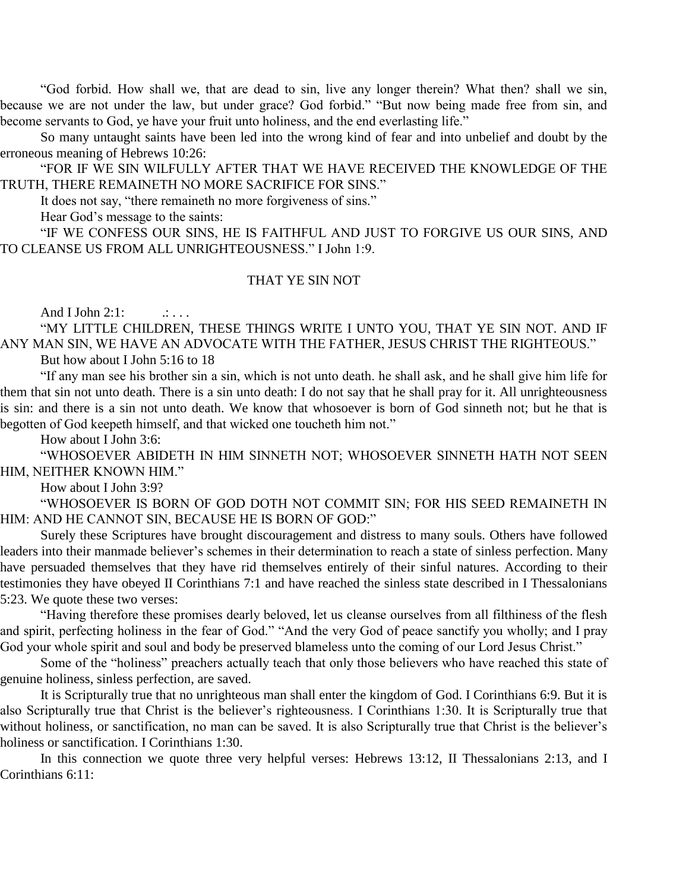"God forbid. How shall we, that are dead to sin, live any longer therein? What then? shall we sin, because we are not under the law, but under grace? God forbid." "But now being made free from sin, and become servants to God, ye have your fruit unto holiness, and the end everlasting life."

So many untaught saints have been led into the wrong kind of fear and into unbelief and doubt by the erroneous meaning of Hebrews 10:26:

"FOR IF WE SIN WILFULLY AFTER THAT WE HAVE RECEIVED THE KNOWLEDGE OF THE TRUTH, THERE REMAINETH NO MORE SACRIFICE FOR SINS."

It does not say, "there remaineth no more forgiveness of sins."

Hear God's message to the saints:

"IF WE CONFESS OUR SINS, HE IS FAITHFUL AND JUST TO FORGIVE US OUR SINS, AND TO CLEANSE US FROM ALL UNRIGHTEOUSNESS." I John 1:9.

## THAT YE SIN NOT

And I John 2:1: .: . . .

"MY LITTLE CHILDREN, THESE THINGS WRITE I UNTO YOU, THAT YE SIN NOT. AND IF ANY MAN SIN, WE HAVE AN ADVOCATE WITH THE FATHER, JESUS CHRIST THE RIGHTEOUS."

But how about I John 5:16 to 18

"If any man see his brother sin a sin, which is not unto death. he shall ask, and he shall give him life for them that sin not unto death. There is a sin unto death: I do not say that he shall pray for it. All unrighteousness is sin: and there is a sin not unto death. We know that whosoever is born of God sinneth not; but he that is begotten of God keepeth himself, and that wicked one toucheth him not."

How about I John 3:6:

"WHOSOEVER ABIDETH IN HIM SINNETH NOT; WHOSOEVER SINNETH HATH NOT SEEN HIM, NEITHER KNOWN HIM."

How about I John 3:9?

"WHOSOEVER IS BORN OF GOD DOTH NOT COMMIT SIN; FOR HIS SEED REMAINETH IN HIM: AND HE CANNOT SIN, BECAUSE HE IS BORN OF GOD:"

Surely these Scriptures have brought discouragement and distress to many souls. Others have followed leaders into their manmade believer's schemes in their determination to reach a state of sinless perfection. Many have persuaded themselves that they have rid themselves entirely of their sinful natures. According to their testimonies they have obeyed II Corinthians 7:1 and have reached the sinless state described in I Thessalonians 5:23. We quote these two verses:

"Having therefore these promises dearly beloved, let us cleanse ourselves from all filthiness of the flesh and spirit, perfecting holiness in the fear of God." "And the very God of peace sanctify you wholly; and I pray God your whole spirit and soul and body be preserved blameless unto the coming of our Lord Jesus Christ."

Some of the "holiness" preachers actually teach that only those believers who have reached this state of genuine holiness, sinless perfection, are saved.

It is Scripturally true that no unrighteous man shall enter the kingdom of God. I Corinthians 6:9. But it is also Scripturally true that Christ is the believer's righteousness. I Corinthians 1:30. It is Scripturally true that without holiness, or sanctification, no man can be saved. It is also Scripturally true that Christ is the believer's holiness or sanctification. I Corinthians 1:30.

In this connection we quote three very helpful verses: Hebrews 13:12, II Thessalonians 2:13, and I Corinthians 6:11: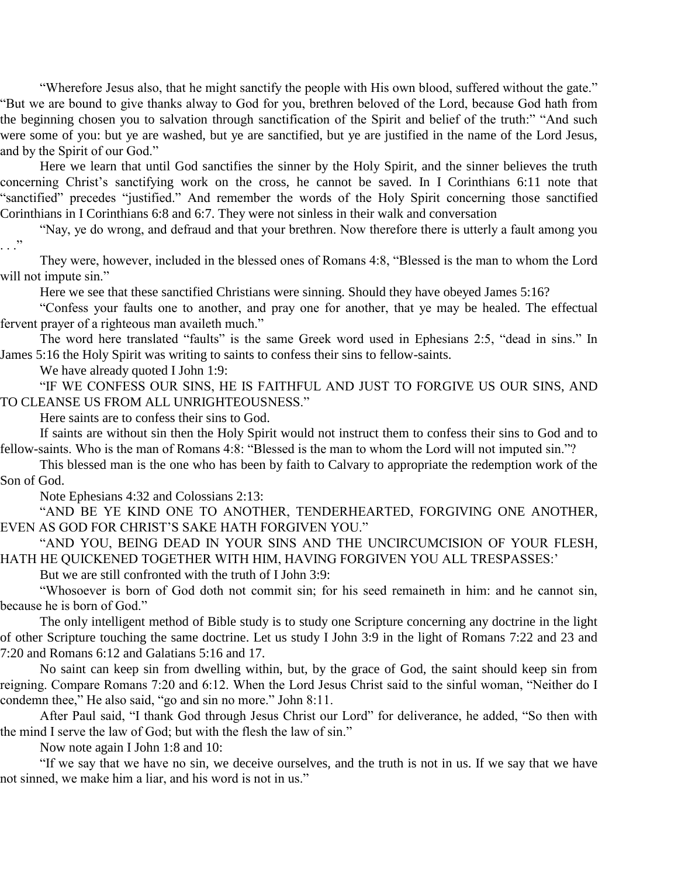"Wherefore Jesus also, that he might sanctify the people with His own blood, suffered without the gate." "But we are bound to give thanks alway to God for you, brethren beloved of the Lord, because God hath from the beginning chosen you to salvation through sanctification of the Spirit and belief of the truth:" "And such were some of you: but ye are washed, but ye are sanctified, but ye are justified in the name of the Lord Jesus, and by the Spirit of our God."

Here we learn that until God sanctifies the sinner by the Holy Spirit, and the sinner believes the truth concerning Christ's sanctifying work on the cross, he cannot be saved. In I Corinthians 6:11 note that "sanctified" precedes "justified." And remember the words of the Holy Spirit concerning those sanctified Corinthians in I Corinthians 6:8 and 6:7. They were not sinless in their walk and conversation

"Nay, ye do wrong, and defraud and that your brethren. Now therefore there is utterly a fault among you . . ."

They were, however, included in the blessed ones of Romans 4:8, "Blessed is the man to whom the Lord will not impute sin."

Here we see that these sanctified Christians were sinning. Should they have obeyed James 5:16?

"Confess your faults one to another, and pray one for another, that ye may be healed. The effectual fervent prayer of a righteous man availeth much."

The word here translated "faults" is the same Greek word used in Ephesians 2:5, "dead in sins." In James 5:16 the Holy Spirit was writing to saints to confess their sins to fellow-saints.

We have already quoted I John 1:9:

"IF WE CONFESS OUR SINS, HE IS FAITHFUL AND JUST TO FORGIVE US OUR SINS, AND TO CLEANSE US FROM ALL UNRIGHTEOUSNESS."

Here saints are to confess their sins to God.

If saints are without sin then the Holy Spirit would not instruct them to confess their sins to God and to fellow-saints. Who is the man of Romans 4:8: "Blessed is the man to whom the Lord will not imputed sin."?

This blessed man is the one who has been by faith to Calvary to appropriate the redemption work of the Son of God.

Note Ephesians 4:32 and Colossians 2:13:

"AND BE YE KIND ONE TO ANOTHER, TENDERHEARTED, FORGIVING ONE ANOTHER, EVEN AS GOD FOR CHRIST'S SAKE HATH FORGIVEN YOU."

"AND YOU, BEING DEAD IN YOUR SINS AND THE UNCIRCUMCISION OF YOUR FLESH, HATH HE QUICKENED TOGETHER WITH HIM, HAVING FORGIVEN YOU ALL TRESPASSES:'

But we are still confronted with the truth of I John 3:9:

"Whosoever is born of God doth not commit sin; for his seed remaineth in him: and he cannot sin, because he is born of God."

The only intelligent method of Bible study is to study one Scripture concerning any doctrine in the light of other Scripture touching the same doctrine. Let us study I John 3:9 in the light of Romans 7:22 and 23 and 7:20 and Romans 6:12 and Galatians 5:16 and 17.

No saint can keep sin from dwelling within, but, by the grace of God, the saint should keep sin from reigning. Compare Romans 7:20 and 6:12. When the Lord Jesus Christ said to the sinful woman, "Neither do I condemn thee," He also said, "go and sin no more." John 8:11.

After Paul said, "I thank God through Jesus Christ our Lord" for deliverance, he added, "So then with the mind I serve the law of God; but with the flesh the law of sin."

Now note again I John 1:8 and 10:

"If we say that we have no sin, we deceive ourselves, and the truth is not in us. If we say that we have not sinned, we make him a liar, and his word is not in us."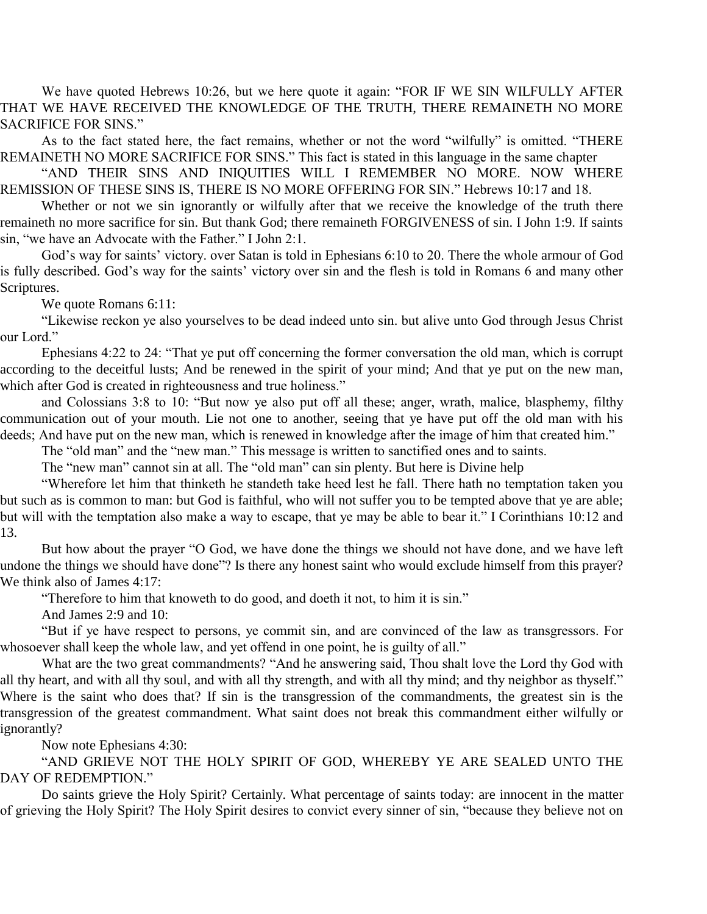We have quoted Hebrews 10:26, but we here quote it again: "FOR IF WE SIN WILFULLY AFTER THAT WE HAVE RECEIVED THE KNOWLEDGE OF THE TRUTH, THERE REMAINETH NO MORE SACRIFICE FOR SINS."

As to the fact stated here, the fact remains, whether or not the word "wilfully" is omitted. "THERE REMAINETH NO MORE SACRIFICE FOR SINS." This fact is stated in this language in the same chapter

"AND THEIR SINS AND INIQUITIES WILL I REMEMBER NO MORE. NOW WHERE REMISSION OF THESE SINS IS, THERE IS NO MORE OFFERING FOR SIN." Hebrews 10:17 and 18.

Whether or not we sin ignorantly or wilfully after that we receive the knowledge of the truth there remaineth no more sacrifice for sin. But thank God; there remaineth FORGIVENESS of sin. I John 1:9. If saints sin, "we have an Advocate with the Father." I John 2:1.

God's way for saints' victory. over Satan is told in Ephesians 6:10 to 20. There the whole armour of God is fully described. God's way for the saints' victory over sin and the flesh is told in Romans 6 and many other Scriptures.

We quote Romans 6:11:

"Likewise reckon ye also yourselves to be dead indeed unto sin. but alive unto God through Jesus Christ our Lord."

Ephesians 4:22 to 24: "That ye put off concerning the former conversation the old man, which is corrupt according to the deceitful lusts; And be renewed in the spirit of your mind; And that ye put on the new man, which after God is created in righteousness and true holiness."

and Colossians 3:8 to 10: "But now ye also put off all these; anger, wrath, malice, blasphemy, filthy communication out of your mouth. Lie not one to another, seeing that ye have put off the old man with his deeds; And have put on the new man, which is renewed in knowledge after the image of him that created him."

The "old man" and the "new man." This message is written to sanctified ones and to saints.

The "new man" cannot sin at all. The "old man" can sin plenty. But here is Divine help

"Wherefore let him that thinketh he standeth take heed lest he fall. There hath no temptation taken you but such as is common to man: but God is faithful, who will not suffer you to be tempted above that ye are able; but will with the temptation also make a way to escape, that ye may be able to bear it." I Corinthians 10:12 and 13.

But how about the prayer "O God, we have done the things we should not have done, and we have left undone the things we should have done"? Is there any honest saint who would exclude himself from this prayer? We think also of James 4:17:

"Therefore to him that knoweth to do good, and doeth it not, to him it is sin."

And James 2:9 and 10:

"But if ye have respect to persons, ye commit sin, and are convinced of the law as transgressors. For whosoever shall keep the whole law, and yet offend in one point, he is guilty of all."

What are the two great commandments? "And he answering said, Thou shalt love the Lord thy God with all thy heart, and with all thy soul, and with all thy strength, and with all thy mind; and thy neighbor as thyself." Where is the saint who does that? If sin is the transgression of the commandments, the greatest sin is the transgression of the greatest commandment. What saint does not break this commandment either wilfully or ignorantly?

Now note Ephesians 4:30:

"AND GRIEVE NOT THE HOLY SPIRIT OF GOD, WHEREBY YE ARE SEALED UNTO THE DAY OF REDEMPTION."

Do saints grieve the Holy Spirit? Certainly. What percentage of saints today: are innocent in the matter of grieving the Holy Spirit? The Holy Spirit desires to convict every sinner of sin, "because they believe not on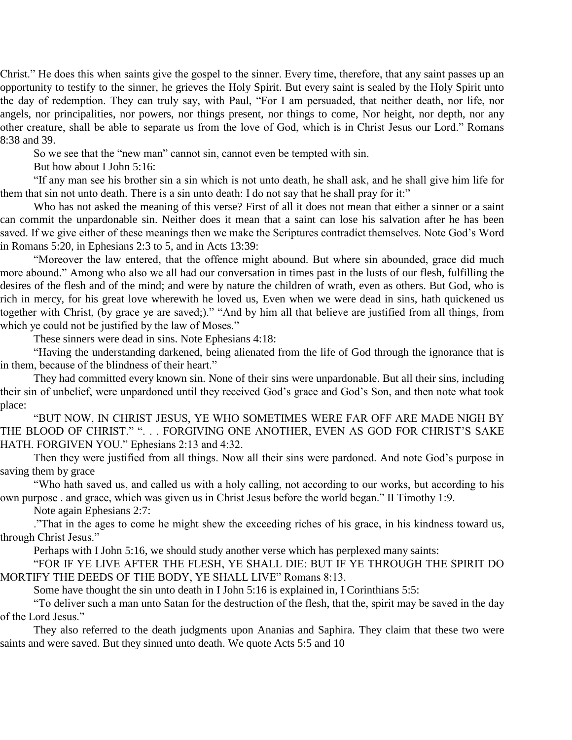Christ." He does this when saints give the gospel to the sinner. Every time, therefore, that any saint passes up an opportunity to testify to the sinner, he grieves the Holy Spirit. But every saint is sealed by the Holy Spirit unto the day of redemption. They can truly say, with Paul, "For I am persuaded, that neither death, nor life, nor angels, nor principalities, nor powers, nor things present, nor things to come, Nor height, nor depth, nor any other creature, shall be able to separate us from the love of God, which is in Christ Jesus our Lord." Romans 8:38 and 39.

So we see that the "new man" cannot sin, cannot even be tempted with sin.

But how about I John 5:16:

"If any man see his brother sin a sin which is not unto death, he shall ask, and he shall give him life for them that sin not unto death. There is a sin unto death: I do not say that he shall pray for it:"

Who has not asked the meaning of this verse? First of all it does not mean that either a sinner or a saint can commit the unpardonable sin. Neither does it mean that a saint can lose his salvation after he has been saved. If we give either of these meanings then we make the Scriptures contradict themselves. Note God's Word in Romans 5:20, in Ephesians 2:3 to 5, and in Acts 13:39:

"Moreover the law entered, that the offence might abound. But where sin abounded, grace did much more abound." Among who also we all had our conversation in times past in the lusts of our flesh, fulfilling the desires of the flesh and of the mind; and were by nature the children of wrath, even as others. But God, who is rich in mercy, for his great love wherewith he loved us, Even when we were dead in sins, hath quickened us together with Christ, (by grace ye are saved;)." "And by him all that believe are justified from all things, from which ye could not be justified by the law of Moses."

These sinners were dead in sins. Note Ephesians 4:18:

"Having the understanding darkened, being alienated from the life of God through the ignorance that is in them, because of the blindness of their heart."

They had committed every known sin. None of their sins were unpardonable. But all their sins, including their sin of unbelief, were unpardoned until they received God's grace and God's Son, and then note what took place:

"BUT NOW, IN CHRIST JESUS, YE WHO SOMETIMES WERE FAR OFF ARE MADE NIGH BY THE BLOOD OF CHRIST." ". . . FORGIVING ONE ANOTHER, EVEN AS GOD FOR CHRIST'S SAKE HATH. FORGIVEN YOU." Ephesians 2:13 and 4:32.

Then they were justified from all things. Now all their sins were pardoned. And note God's purpose in saving them by grace

"Who hath saved us, and called us with a holy calling, not according to our works, but according to his own purpose . and grace, which was given us in Christ Jesus before the world began." II Timothy 1:9.

Note again Ephesians 2:7:

."That in the ages to come he might shew the exceeding riches of his grace, in his kindness toward us, through Christ Jesus."

Perhaps with I John 5:16, we should study another verse which has perplexed many saints:

"FOR IF YE LIVE AFTER THE FLESH, YE SHALL DIE: BUT IF YE THROUGH THE SPIRIT DO MORTIFY THE DEEDS OF THE BODY, YE SHALL LIVE" Romans 8:13.

Some have thought the sin unto death in I John 5:16 is explained in, I Corinthians 5:5:

"To deliver such a man unto Satan for the destruction of the flesh, that the, spirit may be saved in the day of the Lord Jesus."

They also referred to the death judgments upon Ananias and Saphira. They claim that these two were saints and were saved. But they sinned unto death. We quote Acts 5:5 and 10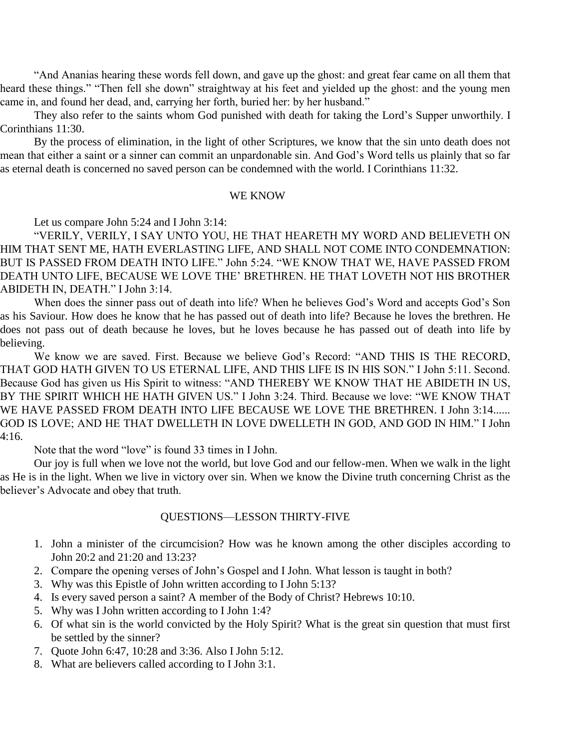"And Ananias hearing these words fell down, and gave up the ghost: and great fear came on all them that heard these things." "Then fell she down" straightway at his feet and yielded up the ghost: and the young men came in, and found her dead, and, carrying her forth, buried her: by her husband."

They also refer to the saints whom God punished with death for taking the Lord's Supper unworthily. I Corinthians 11:30.

By the process of elimination, in the light of other Scriptures, we know that the sin unto death does not mean that either a saint or a sinner can commit an unpardonable sin. And God's Word tells us plainly that so far as eternal death is concerned no saved person can be condemned with the world. I Corinthians 11:32.

## WE KNOW

Let us compare John 5:24 and I John 3:14:

"VERILY, VERILY, I SAY UNTO YOU, HE THAT HEARETH MY WORD AND BELIEVETH ON HIM THAT SENT ME, HATH EVERLASTING LIFE, AND SHALL NOT COME INTO CONDEMNATION: BUT IS PASSED FROM DEATH INTO LIFE." John 5:24. "WE KNOW THAT WE, HAVE PASSED FROM DEATH UNTO LIFE, BECAUSE WE LOVE THE' BRETHREN. HE THAT LOVETH NOT HIS BROTHER ABIDETH IN, DEATH." I John 3:14.

When does the sinner pass out of death into life? When he believes God's Word and accepts God's Son as his Saviour. How does he know that he has passed out of death into life? Because he loves the brethren. He does not pass out of death because he loves, but he loves because he has passed out of death into life by believing.

We know we are saved. First. Because we believe God's Record: "AND THIS IS THE RECORD, THAT GOD HATH GIVEN TO US ETERNAL LIFE, AND THIS LIFE IS IN HIS SON." I John 5:11. Second. Because God has given us His Spirit to witness: "AND THEREBY WE KNOW THAT HE ABIDETH IN US, BY THE SPIRIT WHICH HE HATH GIVEN US." I John 3:24. Third. Because we love: "WE KNOW THAT WE HAVE PASSED FROM DEATH INTO LIFE BECAUSE WE LOVE THE BRETHREN. I John 3:14...... GOD IS LOVE; AND HE THAT DWELLETH IN LOVE DWELLETH IN GOD, AND GOD IN HIM." I John 4:16.

Note that the word "love" is found 33 times in I John.

Our joy is full when we love not the world, but love God and our fellow-men. When we walk in the light as He is in the light. When we live in victory over sin. When we know the Divine truth concerning Christ as the believer's Advocate and obey that truth.

## QUESTIONS—LESSON THIRTY-FIVE

1. John a minister of the circumcision? How was he known among the other disciples according to John 20:2 and 21:20 and 13:23?
2. Compare the opening verses of John's Gospel and I John. What lesson is taught in both?
3. Why was this Epistle of John written according to I John 5:13?
4. Is every saved person a saint? A member of the Body of Christ? Hebrews 10:10.
5. Why was I John written according to I John 1:4?
6. Of what sin is the world convicted by the Holy Spirit? What is the great sin question that must first be settled by the sinner?
7. Quote John 6:47, 10:28 and 3:36. Also I John 5:12.
8. What are believers called according to I John 3:1.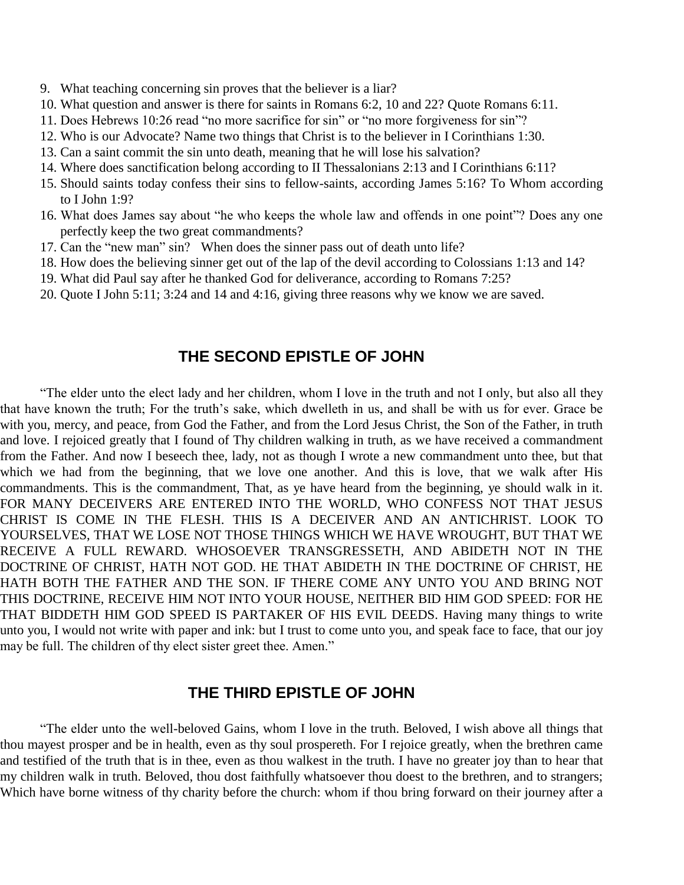9. What teaching concerning sin proves that the believer is a liar?
10. What question and answer is there for saints in Romans 6:2, 10 and 22? Quote Romans 6:11.
11. Does Hebrews 10:26 read "no more sacrifice for sin" or "no more forgiveness for sin"?
12. Who is our Advocate? Name two things that Christ is to the believer in I Corinthians 1:30.
13. Can a saint commit the sin unto death, meaning that he will lose his salvation?
14. Where does sanctification belong according to II Thessalonians 2:13 and I Corinthians 6:11?
15. Should saints today confess their sins to fellow-saints, according James 5:16? To Whom according to I John 1:9?
16. What does James say about "he who keeps the whole law and offends in one point"? Does any one perfectly keep the two great commandments?
17. Can the "new man" sin? When does the sinner pass out of death unto life?
18. How does the believing sinner get out of the lap of the devil according to Colossians 1:13 and 14?
19. What did Paul say after he thanked God for deliverance, according to Romans 7:25?
20. Quote I John 5:11; 3:24 and 14 and 4:16, giving three reasons why we know we are saved.

## THE SECOND EPISTLE OF JOHN

"The elder unto the elect lady and her children, whom I love in the truth and not I only, but also all they that have known the truth; For the truth's sake, which dwelleth in us, and shall be with us for ever. Grace be with you, mercy, and peace, from God the Father, and from the Lord Jesus Christ, the Son of the Father, in truth and love. I rejoiced greatly that I found of Thy children walking in truth, as we have received a commandment from the Father. And now I beseech thee, lady, not as though I wrote a new commandment unto thee, but that which we had from the beginning, that we love one another. And this is love, that we walk after His commandments. This is the commandment, That, as ye have heard from the beginning, ye should walk in it. FOR MANY DECEIVERS ARE ENTERED INTO THE WORLD, WHO CONFESS NOT THAT JESUS CHRIST IS COME IN THE FLESH. THIS IS A DECEIVER AND AN ANTICHRIST. LOOK TO YOURSELVES, THAT WE LOSE NOT THOSE THINGS WHICH WE HAVE WROUGHT, BUT THAT WE RECEIVE A FULL REWARD. WHOSOEVER TRANSGRESSETH, AND ABIDETH NOT IN THE DOCTRINE OF CHRIST, HATH NOT GOD. HE THAT ABIDETH IN THE DOCTRINE OF CHRIST, HE HATH BOTH THE FATHER AND THE SON. IF THERE COME ANY UNTO YOU AND BRING NOT THIS DOCTRINE, RECEIVE HIM NOT INTO YOUR HOUSE, NEITHER BID HIM GOD SPEED: FOR HE THAT BIDDETH HIM GOD SPEED IS PARTAKER OF HIS EVIL DEEDS. Having many things to write unto you, I would not write with paper and ink: but I trust to come unto you, and speak face to face, that our joy may be full. The children of thy elect sister greet thee. Amen."

## THE THIRD EPISTLE OF JOHN

"The elder unto the well-beloved Gains, whom I love in the truth. Beloved, I wish above all things that thou mayest prosper and be in health, even as thy soul prospereth. For I rejoice greatly, when the brethren came and testified of the truth that is in thee, even as thou walkest in the truth. I have no greater joy than to hear that my children walk in truth. Beloved, thou dost faithfully whatsoever thou doest to the brethren, and to strangers; Which have borne witness of thy charity before the church: whom if thou bring forward on their journey after a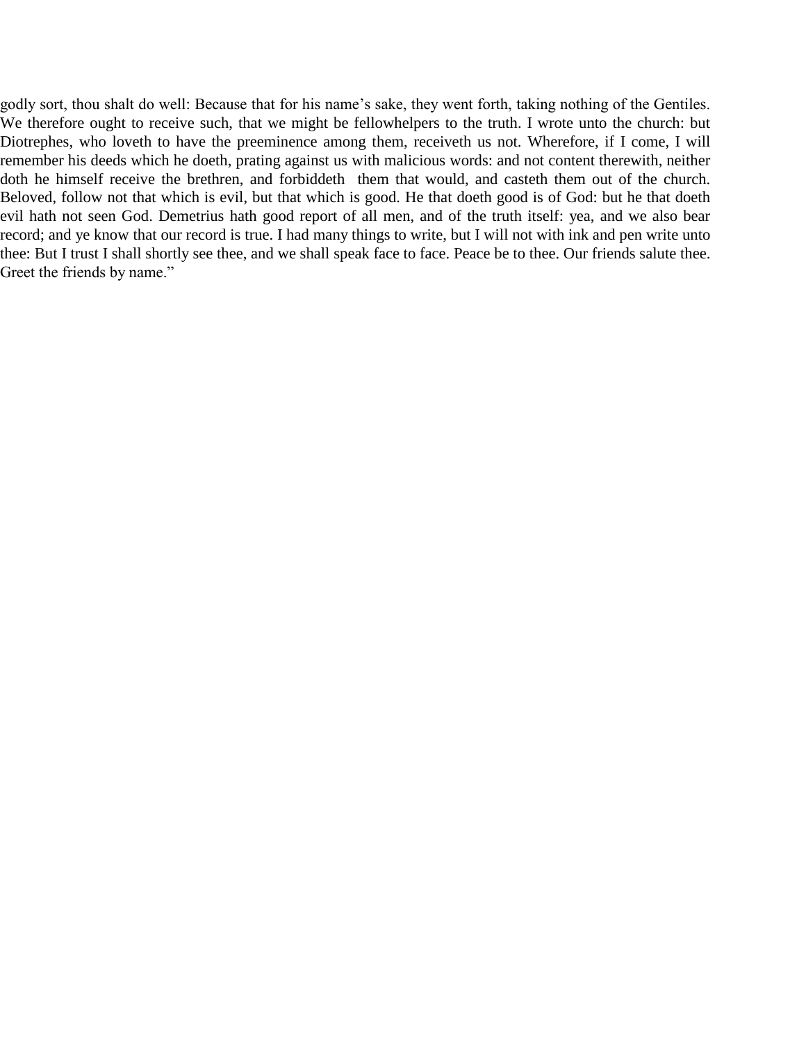godly sort, thou shalt do well: Because that for his name's sake, they went forth, taking nothing of the Gentiles. We therefore ought to receive such, that we might be fellowhelpers to the truth. I wrote unto the church: but Diotrephes, who loveth to have the preeminence among them, receiveth us not. Wherefore, if I come, I will remember his deeds which he doeth, prating against us with malicious words: and not content therewith, neither doth he himself receive the brethren, and forbiddeth them that would, and casteth them out of the church. Beloved, follow not that which is evil, but that which is good. He that doeth good is of God: but he that doeth evil hath not seen God. Demetrius hath good report of all men, and of the truth itself: yea, and we also bear record; and ye know that our record is true. I had many things to write, but I will not with ink and pen write unto thee: But I trust I shall shortly see thee, and we shall speak face to face. Peace be to thee. Our friends salute thee. Greet the friends by name."